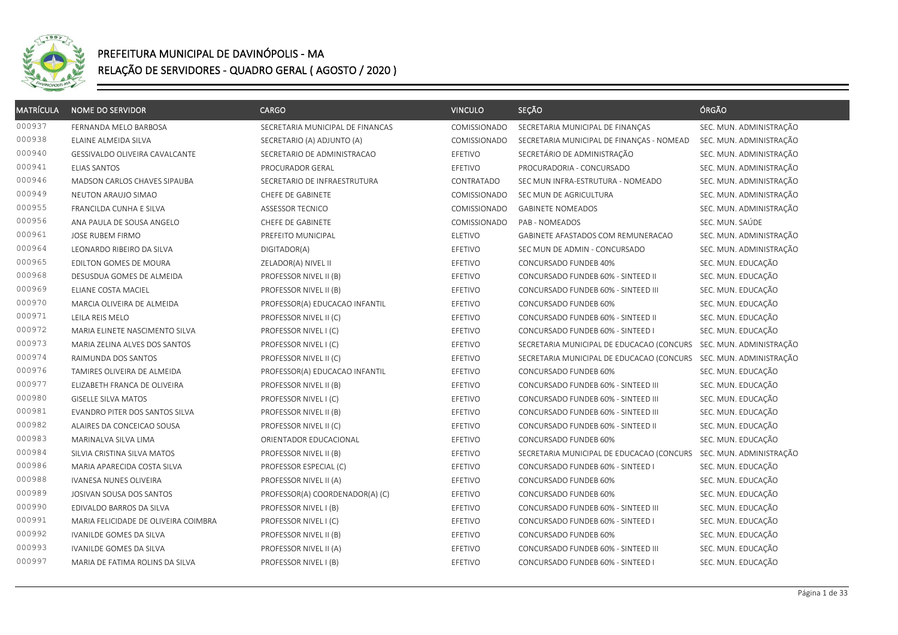# PREFEITURA MUNICIPAL DE DAVINÓPOLIS - MA
## RELAÇÃO DE SERVIDORES - QUADRO GERAL ( AGOSTO / 2020 )

| MATRÍCULA | NOME DO SERVIDOR | CARGO | VINCULO | SEÇÃO | ÓRGÃO |
|---|---|---|---|---|---|
| 000937 | FERNANDA MELO BARBOSA | SECRETARIA MUNICIPAL DE FINANCAS | COMISSIONADO | SECRETARIA MUNICIPAL DE FINANÇAS | SEC. MUN. ADMINISTRAÇÃO |
| 000938 | ELAINE ALMEIDA SILVA | SECRETARIO (A) ADJUNTO (A) | COMISSIONADO | SECRETARIA MUNICIPAL DE FINANÇAS - NOMEAD | SEC. MUN. ADMINISTRAÇÃO |
| 000940 | GESSIVALDO OLIVEIRA CAVALCANTE | SECRETARIO DE ADMINISTRACAO | EFETIVO | SECRETÁRIO DE ADMINISTRAÇÃO | SEC. MUN. ADMINISTRAÇÃO |
| 000941 | ELIAS SANTOS | PROCURADOR GERAL | EFETIVO | PROCURADORIA - CONCURSADO | SEC. MUN. ADMINISTRAÇÃO |
| 000946 | MADSON CARLOS CHAVES SIPAUBA | SECRETARIO DE INFRAESTRUTURA | CONTRATADO | SEC MUN INFRA-ESTRUTURA - NOMEADO | SEC. MUN. ADMINISTRAÇÃO |
| 000949 | NEUTON ARAUJO SIMAO | CHEFE DE GABINETE | COMISSIONADO | SEC MUN DE AGRICULTURA | SEC. MUN. ADMINISTRAÇÃO |
| 000955 | FRANCILDA CUNHA E SILVA | ASSESSOR TECNICO | COMISSIONADO | GABINETE NOMEADOS | SEC. MUN. ADMINISTRAÇÃO |
| 000956 | ANA PAULA DE SOUSA ANGELO | CHEFE DE GABINETE | COMISSIONADO | PAB - NOMEADOS | SEC. MUN. SAÚDE |
| 000961 | JOSE RUBEM FIRMO | PREFEITO MUNICIPAL | ELETIVO | GABINETE AFASTADOS COM REMUNERACAO | SEC. MUN. ADMINISTRAÇÃO |
| 000964 | LEONARDO RIBEIRO DA SILVA | DIGITADOR(A) | EFETIVO | SEC MUN DE ADMIN - CONCURSADO | SEC. MUN. ADMINISTRAÇÃO |
| 000965 | EDILTON GOMES DE MOURA | ZELADOR(A) NIVEL II | EFETIVO | CONCURSADO FUNDEB 40% | SEC. MUN. EDUCAÇÃO |
| 000968 | DESUSDUA GOMES DE ALMEIDA | PROFESSOR NIVEL II (B) | EFETIVO | CONCURSADO FUNDEB 60% - SINTEED II | SEC. MUN. EDUCAÇÃO |
| 000969 | ELIANE COSTA MACIEL | PROFESSOR NIVEL II (B) | EFETIVO | CONCURSADO FUNDEB 60% - SINTEED III | SEC. MUN. EDUCAÇÃO |
| 000970 | MARCIA OLIVEIRA DE ALMEIDA | PROFESSOR(A) EDUCACAO INFANTIL | EFETIVO | CONCURSADO FUNDEB 60% | SEC. MUN. EDUCAÇÃO |
| 000971 | LEILA REIS MELO | PROFESSOR NIVEL II (C) | EFETIVO | CONCURSADO FUNDEB 60% - SINTEED II | SEC. MUN. EDUCAÇÃO |
| 000972 | MARIA ELINETE NASCIMENTO SILVA | PROFESSOR NIVEL I (C) | EFETIVO | CONCURSADO FUNDEB 60% - SINTEED I | SEC. MUN. EDUCAÇÃO |
| 000973 | MARIA ZELINA ALVES DOS SANTOS | PROFESSOR NIVEL I (C) | EFETIVO | SECRETARIA MUNICIPAL DE EDUCACAO (CONCURS | SEC. MUN. ADMINISTRAÇÃO |
| 000974 | RAIMUNDA DOS SANTOS | PROFESSOR NIVEL II (C) | EFETIVO | SECRETARIA MUNICIPAL DE EDUCACAO (CONCURS | SEC. MUN. ADMINISTRAÇÃO |
| 000976 | TAMIRES OLIVEIRA DE ALMEIDA | PROFESSOR(A) EDUCACAO INFANTIL | EFETIVO | CONCURSADO FUNDEB 60% | SEC. MUN. EDUCAÇÃO |
| 000977 | ELIZABETH FRANCA DE OLIVEIRA | PROFESSOR NIVEL II (B) | EFETIVO | CONCURSADO FUNDEB 60% - SINTEED III | SEC. MUN. EDUCAÇÃO |
| 000980 | GISELLE SILVA MATOS | PROFESSOR NIVEL I (C) | EFETIVO | CONCURSADO FUNDEB 60% - SINTEED III | SEC. MUN. EDUCAÇÃO |
| 000981 | EVANDRO PITER DOS SANTOS SILVA | PROFESSOR NIVEL II (B) | EFETIVO | CONCURSADO FUNDEB 60% - SINTEED III | SEC. MUN. EDUCAÇÃO |
| 000982 | ALAIRES DA CONCEICAO SOUSA | PROFESSOR NIVEL II (C) | EFETIVO | CONCURSADO FUNDEB 60% - SINTEED II | SEC. MUN. EDUCAÇÃO |
| 000983 | MARINALVA SILVA LIMA | ORIENTADOR EDUCACIONAL | EFETIVO | CONCURSADO FUNDEB 60% | SEC. MUN. EDUCAÇÃO |
| 000984 | SILVIA CRISTINA SILVA MATOS | PROFESSOR NIVEL II (B) | EFETIVO | SECRETARIA MUNICIPAL DE EDUCACAO (CONCURS | SEC. MUN. ADMINISTRAÇÃO |
| 000986 | MARIA APARECIDA COSTA SILVA | PROFESSOR ESPECIAL (C) | EFETIVO | CONCURSADO FUNDEB 60% - SINTEED I | SEC. MUN. EDUCAÇÃO |
| 000988 | IVANESA NUNES OLIVEIRA | PROFESSOR NIVEL II (A) | EFETIVO | CONCURSADO FUNDEB 60% | SEC. MUN. EDUCAÇÃO |
| 000989 | JOSIVAN SOUSA DOS SANTOS | PROFESSOR(A) COORDENADOR(A) (C) | EFETIVO | CONCURSADO FUNDEB 60% | SEC. MUN. EDUCAÇÃO |
| 000990 | EDIVALDO BARROS DA SILVA | PROFESSOR NIVEL I (B) | EFETIVO | CONCURSADO FUNDEB 60% - SINTEED III | SEC. MUN. EDUCAÇÃO |
| 000991 | MARIA FELICIDADE DE OLIVEIRA COIMBRA | PROFESSOR NIVEL I (C) | EFETIVO | CONCURSADO FUNDEB 60% - SINTEED I | SEC. MUN. EDUCAÇÃO |
| 000992 | IVANILDE GOMES DA SILVA | PROFESSOR NIVEL II (B) | EFETIVO | CONCURSADO FUNDEB 60% | SEC. MUN. EDUCAÇÃO |
| 000993 | IVANILDE GOMES DA SILVA | PROFESSOR NIVEL II (A) | EFETIVO | CONCURSADO FUNDEB 60% - SINTEED III | SEC. MUN. EDUCAÇÃO |
| 000997 | MARIA DE FATIMA ROLINS DA SILVA | PROFESSOR NIVEL I (B) | EFETIVO | CONCURSADO FUNDEB 60% - SINTEED I | SEC. MUN. EDUCAÇÃO |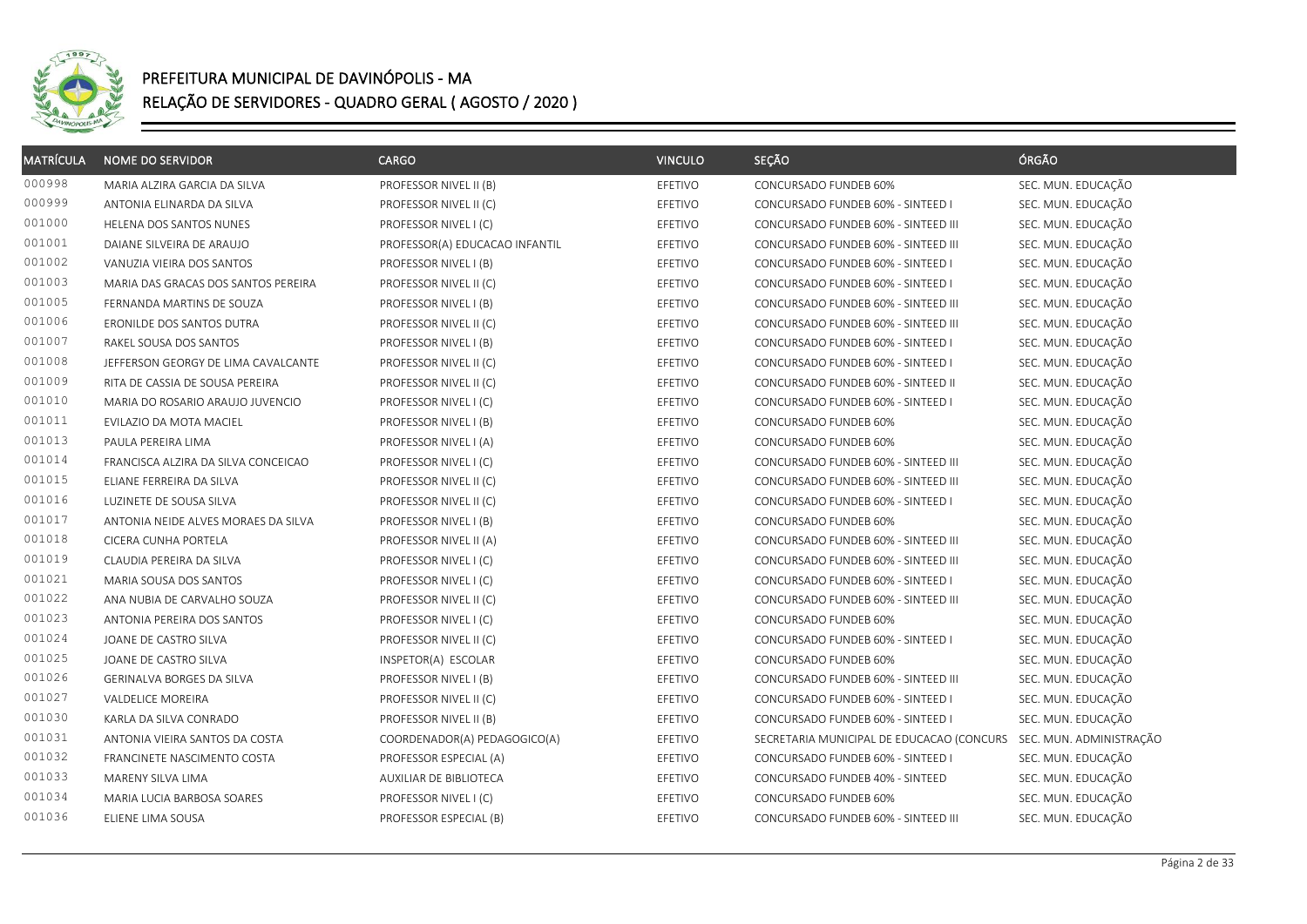# PREFEITURA MUNICIPAL DE DAVINÓPOLIS - MA

## RELAÇÃO DE SERVIDORES - QUADRO GERAL ( AGOSTO / 2020 )

| MATRÍCULA | NOME DO SERVIDOR | CARGO | VINCULO | SEÇÃO | ÓRGÃO |
|---|---|---|---|---|---|
| 000998 | MARIA ALZIRA GARCIA DA SILVA | PROFESSOR NIVEL II (B) | EFETIVO | CONCURSADO FUNDEB 60% | SEC. MUN. EDUCAÇÃO |
| 000999 | ANTONIA ELINARDA DA SILVA | PROFESSOR NIVEL II (C) | EFETIVO | CONCURSADO FUNDEB 60% - SINTEED I | SEC. MUN. EDUCAÇÃO |
| 001000 | HELENA DOS SANTOS NUNES | PROFESSOR NIVEL I (C) | EFETIVO | CONCURSADO FUNDEB 60% - SINTEED III | SEC. MUN. EDUCAÇÃO |
| 001001 | DAIANE SILVEIRA DE ARAUJO | PROFESSOR(A) EDUCACAO INFANTIL | EFETIVO | CONCURSADO FUNDEB 60% - SINTEED III | SEC. MUN. EDUCAÇÃO |
| 001002 | VANUZIA VIEIRA DOS SANTOS | PROFESSOR NIVEL I (B) | EFETIVO | CONCURSADO FUNDEB 60% - SINTEED I | SEC. MUN. EDUCAÇÃO |
| 001003 | MARIA DAS GRACAS DOS SANTOS PEREIRA | PROFESSOR NIVEL II (C) | EFETIVO | CONCURSADO FUNDEB 60% - SINTEED I | SEC. MUN. EDUCAÇÃO |
| 001005 | FERNANDA MARTINS DE SOUZA | PROFESSOR NIVEL I (B) | EFETIVO | CONCURSADO FUNDEB 60% - SINTEED III | SEC. MUN. EDUCAÇÃO |
| 001006 | ERONILDE DOS SANTOS DUTRA | PROFESSOR NIVEL II (C) | EFETIVO | CONCURSADO FUNDEB 60% - SINTEED III | SEC. MUN. EDUCAÇÃO |
| 001007 | RAKEL SOUSA DOS SANTOS | PROFESSOR NIVEL I (B) | EFETIVO | CONCURSADO FUNDEB 60% - SINTEED I | SEC. MUN. EDUCAÇÃO |
| 001008 | JEFFERSON GEORGY DE LIMA CAVALCANTE | PROFESSOR NIVEL II (C) | EFETIVO | CONCURSADO FUNDEB 60% - SINTEED I | SEC. MUN. EDUCAÇÃO |
| 001009 | RITA DE CASSIA DE SOUSA PEREIRA | PROFESSOR NIVEL II (C) | EFETIVO | CONCURSADO FUNDEB 60% - SINTEED II | SEC. MUN. EDUCAÇÃO |
| 001010 | MARIA DO ROSARIO ARAUJO JUVENCIO | PROFESSOR NIVEL I (C) | EFETIVO | CONCURSADO FUNDEB 60% - SINTEED I | SEC. MUN. EDUCAÇÃO |
| 001011 | EVILAZIO DA MOTA MACIEL | PROFESSOR NIVEL I (B) | EFETIVO | CONCURSADO FUNDEB 60% | SEC. MUN. EDUCAÇÃO |
| 001013 | PAULA PEREIRA LIMA | PROFESSOR NIVEL I (A) | EFETIVO | CONCURSADO FUNDEB 60% | SEC. MUN. EDUCAÇÃO |
| 001014 | FRANCISCA ALZIRA DA SILVA CONCEICAO | PROFESSOR NIVEL I (C) | EFETIVO | CONCURSADO FUNDEB 60% - SINTEED III | SEC. MUN. EDUCAÇÃO |
| 001015 | ELIANE FERREIRA DA SILVA | PROFESSOR NIVEL II (C) | EFETIVO | CONCURSADO FUNDEB 60% - SINTEED III | SEC. MUN. EDUCAÇÃO |
| 001016 | LUZINETE DE SOUSA SILVA | PROFESSOR NIVEL II (C) | EFETIVO | CONCURSADO FUNDEB 60% - SINTEED I | SEC. MUN. EDUCAÇÃO |
| 001017 | ANTONIA NEIDE ALVES MORAES DA SILVA | PROFESSOR NIVEL I (B) | EFETIVO | CONCURSADO FUNDEB 60% | SEC. MUN. EDUCAÇÃO |
| 001018 | CICERA CUNHA PORTELA | PROFESSOR NIVEL II (A) | EFETIVO | CONCURSADO FUNDEB 60% - SINTEED III | SEC. MUN. EDUCAÇÃO |
| 001019 | CLAUDIA PEREIRA DA SILVA | PROFESSOR NIVEL I (C) | EFETIVO | CONCURSADO FUNDEB 60% - SINTEED III | SEC. MUN. EDUCAÇÃO |
| 001021 | MARIA SOUSA DOS SANTOS | PROFESSOR NIVEL I (C) | EFETIVO | CONCURSADO FUNDEB 60% - SINTEED I | SEC. MUN. EDUCAÇÃO |
| 001022 | ANA NUBIA DE CARVALHO SOUZA | PROFESSOR NIVEL II (C) | EFETIVO | CONCURSADO FUNDEB 60% - SINTEED III | SEC. MUN. EDUCAÇÃO |
| 001023 | ANTONIA PEREIRA DOS SANTOS | PROFESSOR NIVEL I (C) | EFETIVO | CONCURSADO FUNDEB 60% | SEC. MUN. EDUCAÇÃO |
| 001024 | JOANE DE CASTRO SILVA | PROFESSOR NIVEL II (C) | EFETIVO | CONCURSADO FUNDEB 60% - SINTEED I | SEC. MUN. EDUCAÇÃO |
| 001025 | JOANE DE CASTRO SILVA | INSPETOR(A) ESCOLAR | EFETIVO | CONCURSADO FUNDEB 60% | SEC. MUN. EDUCAÇÃO |
| 001026 | GERINALVA BORGES DA SILVA | PROFESSOR NIVEL I (B) | EFETIVO | CONCURSADO FUNDEB 60% - SINTEED III | SEC. MUN. EDUCAÇÃO |
| 001027 | VALDELICE MOREIRA | PROFESSOR NIVEL II (C) | EFETIVO | CONCURSADO FUNDEB 60% - SINTEED I | SEC. MUN. EDUCAÇÃO |
| 001030 | KARLA DA SILVA CONRADO | PROFESSOR NIVEL II (B) | EFETIVO | CONCURSADO FUNDEB 60% - SINTEED I | SEC. MUN. EDUCAÇÃO |
| 001031 | ANTONIA VIEIRA SANTOS DA COSTA | COORDENADOR(A) PEDAGOGICO(A) | EFETIVO | SECRETARIA MUNICIPAL DE EDUCACAO (CONCURS | SEC. MUN. ADMINISTRAÇÃO |
| 001032 | FRANCINETE NASCIMENTO COSTA | PROFESSOR ESPECIAL (A) | EFETIVO | CONCURSADO FUNDEB 60% - SINTEED I | SEC. MUN. EDUCAÇÃO |
| 001033 | MARENY SILVA LIMA | AUXILIAR DE BIBLIOTECA | EFETIVO | CONCURSADO FUNDEB 40% - SINTEED | SEC. MUN. EDUCAÇÃO |
| 001034 | MARIA LUCIA BARBOSA SOARES | PROFESSOR NIVEL I (C) | EFETIVO | CONCURSADO FUNDEB 60% | SEC. MUN. EDUCAÇÃO |
| 001036 | ELIENE LIMA SOUSA | PROFESSOR ESPECIAL (B) | EFETIVO | CONCURSADO FUNDEB 60% - SINTEED III | SEC. MUN. EDUCAÇÃO |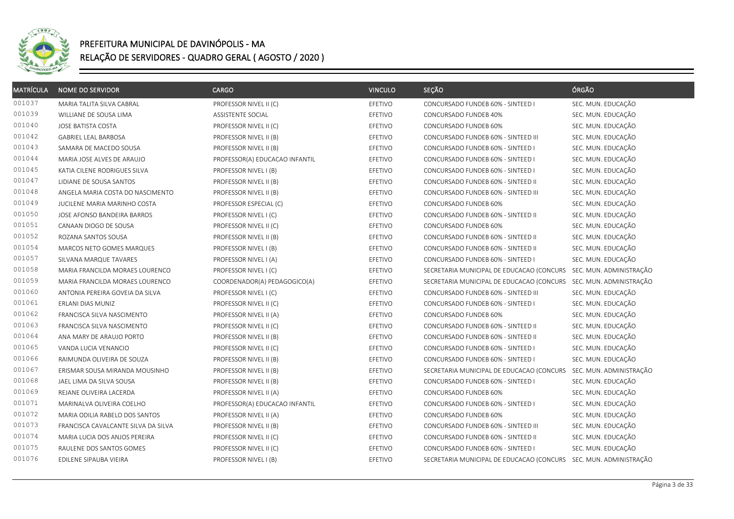# PREFEITURA MUNICIPAL DE DAVINÓPOLIS - MA

## RELAÇÃO DE SERVIDORES - QUADRO GERAL ( AGOSTO / 2020 )

| MATRÍCULA | NOME DO SERVIDOR | CARGO | VINCULO | SEÇÃO | ÓRGÃO |
|---|---|---|---|---|---|
| 001037 | MARIA TALITA SILVA CABRAL | PROFESSOR NIVEL II (C) | EFETIVO | CONCURSADO FUNDEB 60% - SINTEED I | SEC. MUN. EDUCAÇÃO |
| 001039 | WILLIANE DE SOUSA LIMA | ASSISTENTE SOCIAL | EFETIVO | CONCURSADO FUNDEB 40% | SEC. MUN. EDUCAÇÃO |
| 001040 | JOSE BATISTA COSTA | PROFESSOR NIVEL II (C) | EFETIVO | CONCURSADO FUNDEB 60% | SEC. MUN. EDUCAÇÃO |
| 001042 | GABRIEL LEAL BARBOSA | PROFESSOR NIVEL II (B) | EFETIVO | CONCURSADO FUNDEB 60% - SINTEED III | SEC. MUN. EDUCAÇÃO |
| 001043 | SAMARA DE MACEDO SOUSA | PROFESSOR NIVEL II (B) | EFETIVO | CONCURSADO FUNDEB 60% - SINTEED I | SEC. MUN. EDUCAÇÃO |
| 001044 | MARIA JOSE ALVES DE ARAUJO | PROFESSOR(A) EDUCACAO INFANTIL | EFETIVO | CONCURSADO FUNDEB 60% - SINTEED I | SEC. MUN. EDUCAÇÃO |
| 001045 | KATIA CILENE RODRIGUES SILVA | PROFESSOR NIVEL I (B) | EFETIVO | CONCURSADO FUNDEB 60% - SINTEED I | SEC. MUN. EDUCAÇÃO |
| 001047 | LIDIANE DE SOUSA SANTOS | PROFESSOR NIVEL II (B) | EFETIVO | CONCURSADO FUNDEB 60% - SINTEED II | SEC. MUN. EDUCAÇÃO |
| 001048 | ANGELA MARIA COSTA DO NASCIMENTO | PROFESSOR NIVEL II (B) | EFETIVO | CONCURSADO FUNDEB 60% - SINTEED III | SEC. MUN. EDUCAÇÃO |
| 001049 | JUCILENE MARIA MARINHO COSTA | PROFESSOR ESPECIAL (C) | EFETIVO | CONCURSADO FUNDEB 60% | SEC. MUN. EDUCAÇÃO |
| 001050 | JOSE AFONSO BANDEIRA BARROS | PROFESSOR NIVEL I (C) | EFETIVO | CONCURSADO FUNDEB 60% - SINTEED II | SEC. MUN. EDUCAÇÃO |
| 001051 | CANAAN DIOGO DE SOUSA | PROFESSOR NIVEL II (C) | EFETIVO | CONCURSADO FUNDEB 60% | SEC. MUN. EDUCAÇÃO |
| 001052 | ROZANA SANTOS SOUSA | PROFESSOR NIVEL II (B) | EFETIVO | CONCURSADO FUNDEB 60% - SINTEED II | SEC. MUN. EDUCAÇÃO |
| 001054 | MARCOS NETO GOMES MARQUES | PROFESSOR NIVEL I (B) | EFETIVO | CONCURSADO FUNDEB 60% - SINTEED II | SEC. MUN. EDUCAÇÃO |
| 001057 | SILVANA MARQUE TAVARES | PROFESSOR NIVEL I (A) | EFETIVO | CONCURSADO FUNDEB 60% - SINTEED I | SEC. MUN. EDUCAÇÃO |
| 001058 | MARIA FRANCILDA MORAES LOURENCO | PROFESSOR NIVEL I (C) | EFETIVO | SECRETARIA MUNICIPAL DE EDUCACAO (CONCURS | SEC. MUN. ADMINISTRAÇÃO |
| 001059 | MARIA FRANCILDA MORAES LOURENCO | COORDENADOR(A) PEDAGOGICO(A) | EFETIVO | SECRETARIA MUNICIPAL DE EDUCACAO (CONCURS | SEC. MUN. ADMINISTRAÇÃO |
| 001060 | ANTONIA PEREIRA GOVEIA DA SILVA | PROFESSOR NIVEL I (C) | EFETIVO | CONCURSADO FUNDEB 60% - SINTEED III | SEC. MUN. EDUCAÇÃO |
| 001061 | ERLANI DIAS MUNIZ | PROFESSOR NIVEL II (C) | EFETIVO | CONCURSADO FUNDEB 60% - SINTEED I | SEC. MUN. EDUCAÇÃO |
| 001062 | FRANCISCA SILVA NASCIMENTO | PROFESSOR NIVEL II (A) | EFETIVO | CONCURSADO FUNDEB 60% | SEC. MUN. EDUCAÇÃO |
| 001063 | FRANCISCA SILVA NASCIMENTO | PROFESSOR NIVEL II (C) | EFETIVO | CONCURSADO FUNDEB 60% - SINTEED II | SEC. MUN. EDUCAÇÃO |
| 001064 | ANA MARY DE ARAUJO PORTO | PROFESSOR NIVEL II (B) | EFETIVO | CONCURSADO FUNDEB 60% - SINTEED II | SEC. MUN. EDUCAÇÃO |
| 001065 | VANDA LUCIA VENANCIO | PROFESSOR NIVEL II (C) | EFETIVO | CONCURSADO FUNDEB 60% - SINTEED I | SEC. MUN. EDUCAÇÃO |
| 001066 | RAIMUNDA OLIVEIRA DE SOUZA | PROFESSOR NIVEL II (B) | EFETIVO | CONCURSADO FUNDEB 60% - SINTEED I | SEC. MUN. EDUCAÇÃO |
| 001067 | ERISMAR SOUSA MIRANDA MOUSINHO | PROFESSOR NIVEL II (B) | EFETIVO | SECRETARIA MUNICIPAL DE EDUCACAO (CONCURS | SEC. MUN. ADMINISTRAÇÃO |
| 001068 | JAEL LIMA DA SILVA SOUSA | PROFESSOR NIVEL II (B) | EFETIVO | CONCURSADO FUNDEB 60% - SINTEED I | SEC. MUN. EDUCAÇÃO |
| 001069 | REJANE OLIVEIRA LACERDA | PROFESSOR NIVEL II (A) | EFETIVO | CONCURSADO FUNDEB 60% | SEC. MUN. EDUCAÇÃO |
| 001071 | MARINALVA OLIVEIRA COELHO | PROFESSOR(A) EDUCACAO INFANTIL | EFETIVO | CONCURSADO FUNDEB 60% - SINTEED I | SEC. MUN. EDUCAÇÃO |
| 001072 | MARIA ODILIA RABELO DOS SANTOS | PROFESSOR NIVEL II (A) | EFETIVO | CONCURSADO FUNDEB 60% | SEC. MUN. EDUCAÇÃO |
| 001073 | FRANCISCA CAVALCANTE SILVA DA SILVA | PROFESSOR NIVEL II (B) | EFETIVO | CONCURSADO FUNDEB 60% - SINTEED III | SEC. MUN. EDUCAÇÃO |
| 001074 | MARIA LUCIA DOS ANJOS PEREIRA | PROFESSOR NIVEL II (C) | EFETIVO | CONCURSADO FUNDEB 60% - SINTEED II | SEC. MUN. EDUCAÇÃO |
| 001075 | RAULENE DOS SANTOS GOMES | PROFESSOR NIVEL II (C) | EFETIVO | CONCURSADO FUNDEB 60% - SINTEED I | SEC. MUN. EDUCAÇÃO |
| 001076 | EDILENE SIPAUBA VIEIRA | PROFESSOR NIVEL I (B) | EFETIVO | SECRETARIA MUNICIPAL DE EDUCACAO (CONCURS | SEC. MUN. ADMINISTRAÇÃO |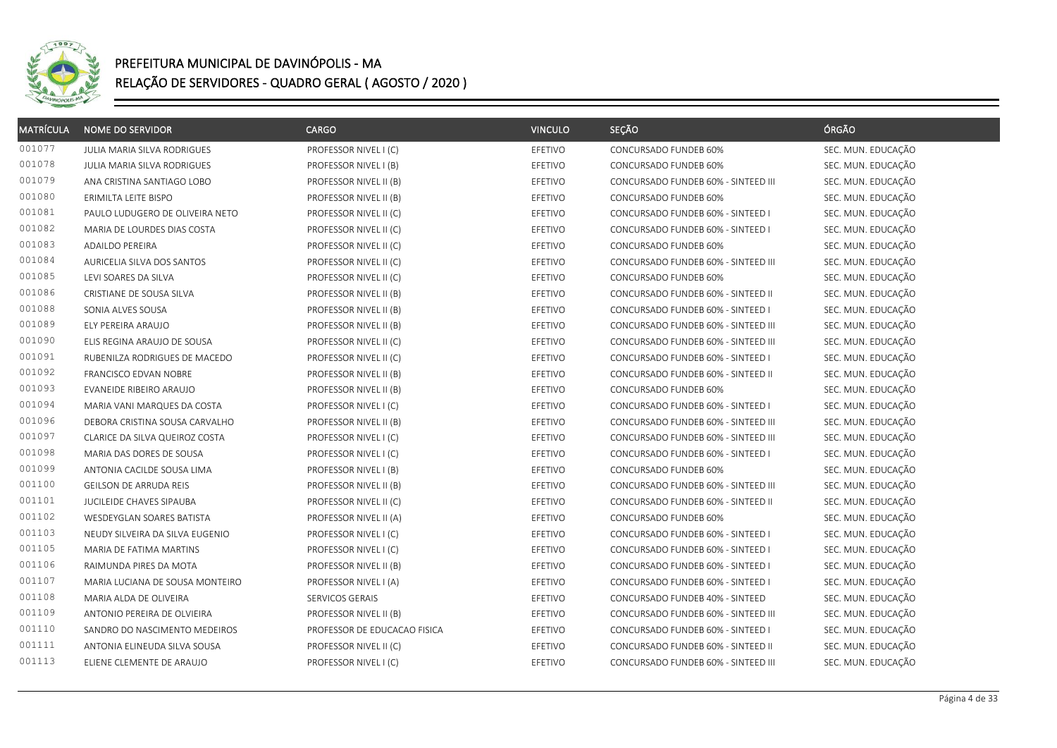# PREFEITURA MUNICIPAL DE DAVINÓPOLIS - MA

## RELAÇÃO DE SERVIDORES - QUADRO GERAL ( AGOSTO / 2020 )

| MATRÍCULA | NOME DO SERVIDOR | CARGO | VINCULO | SEÇÃO | ÓRGÃO |
|---|---|---|---|---|---|
| 001077 | JULIA MARIA SILVA RODRIGUES | PROFESSOR NIVEL I (C) | EFETIVO | CONCURSADO FUNDEB 60% | SEC. MUN. EDUCAÇÃO |
| 001078 | JULIA MARIA SILVA RODRIGUES | PROFESSOR NIVEL I (B) | EFETIVO | CONCURSADO FUNDEB 60% | SEC. MUN. EDUCAÇÃO |
| 001079 | ANA CRISTINA SANTIAGO LOBO | PROFESSOR NIVEL II (B) | EFETIVO | CONCURSADO FUNDEB 60% - SINTEED III | SEC. MUN. EDUCAÇÃO |
| 001080 | ERIMILTA LEITE BISPO | PROFESSOR NIVEL II (B) | EFETIVO | CONCURSADO FUNDEB 60% | SEC. MUN. EDUCAÇÃO |
| 001081 | PAULO LUDUGERO DE OLIVEIRA NETO | PROFESSOR NIVEL II (C) | EFETIVO | CONCURSADO FUNDEB 60% - SINTEED I | SEC. MUN. EDUCAÇÃO |
| 001082 | MARIA DE LOURDES DIAS COSTA | PROFESSOR NIVEL II (C) | EFETIVO | CONCURSADO FUNDEB 60% - SINTEED I | SEC. MUN. EDUCAÇÃO |
| 001083 | ADAILDO PEREIRA | PROFESSOR NIVEL II (C) | EFETIVO | CONCURSADO FUNDEB 60% | SEC. MUN. EDUCAÇÃO |
| 001084 | AURICELIA SILVA DOS SANTOS | PROFESSOR NIVEL II (C) | EFETIVO | CONCURSADO FUNDEB 60% - SINTEED III | SEC. MUN. EDUCAÇÃO |
| 001085 | LEVI SOARES DA SILVA | PROFESSOR NIVEL II (C) | EFETIVO | CONCURSADO FUNDEB 60% | SEC. MUN. EDUCAÇÃO |
| 001086 | CRISTIANE DE SOUSA SILVA | PROFESSOR NIVEL II (B) | EFETIVO | CONCURSADO FUNDEB 60% - SINTEED II | SEC. MUN. EDUCAÇÃO |
| 001088 | SONIA ALVES SOUSA | PROFESSOR NIVEL II (B) | EFETIVO | CONCURSADO FUNDEB 60% - SINTEED I | SEC. MUN. EDUCAÇÃO |
| 001089 | ELY PEREIRA ARAUJO | PROFESSOR NIVEL II (B) | EFETIVO | CONCURSADO FUNDEB 60% - SINTEED III | SEC. MUN. EDUCAÇÃO |
| 001090 | ELIS REGINA ARAUJO DE SOUSA | PROFESSOR NIVEL II (C) | EFETIVO | CONCURSADO FUNDEB 60% - SINTEED III | SEC. MUN. EDUCAÇÃO |
| 001091 | RUBENILZA RODRIGUES DE MACEDO | PROFESSOR NIVEL II (C) | EFETIVO | CONCURSADO FUNDEB 60% - SINTEED I | SEC. MUN. EDUCAÇÃO |
| 001092 | FRANCISCO EDVAN NOBRE | PROFESSOR NIVEL II (B) | EFETIVO | CONCURSADO FUNDEB 60% - SINTEED II | SEC. MUN. EDUCAÇÃO |
| 001093 | EVANEIDE RIBEIRO ARAUJO | PROFESSOR NIVEL II (B) | EFETIVO | CONCURSADO FUNDEB 60% | SEC. MUN. EDUCAÇÃO |
| 001094 | MARIA VANI MARQUES DA COSTA | PROFESSOR NIVEL I (C) | EFETIVO | CONCURSADO FUNDEB 60% - SINTEED I | SEC. MUN. EDUCAÇÃO |
| 001096 | DEBORA CRISTINA SOUSA CARVALHO | PROFESSOR NIVEL II (B) | EFETIVO | CONCURSADO FUNDEB 60% - SINTEED III | SEC. MUN. EDUCAÇÃO |
| 001097 | CLARICE DA SILVA QUEIROZ COSTA | PROFESSOR NIVEL I (C) | EFETIVO | CONCURSADO FUNDEB 60% - SINTEED III | SEC. MUN. EDUCAÇÃO |
| 001098 | MARIA DAS DORES DE SOUSA | PROFESSOR NIVEL I (C) | EFETIVO | CONCURSADO FUNDEB 60% - SINTEED I | SEC. MUN. EDUCAÇÃO |
| 001099 | ANTONIA CACILDE SOUSA LIMA | PROFESSOR NIVEL I (B) | EFETIVO | CONCURSADO FUNDEB 60% | SEC. MUN. EDUCAÇÃO |
| 001100 | GEILSON DE ARRUDA REIS | PROFESSOR NIVEL II (B) | EFETIVO | CONCURSADO FUNDEB 60% - SINTEED III | SEC. MUN. EDUCAÇÃO |
| 001101 | JUCILEIDE CHAVES SIPAUBA | PROFESSOR NIVEL II (C) | EFETIVO | CONCURSADO FUNDEB 60% - SINTEED II | SEC. MUN. EDUCAÇÃO |
| 001102 | WESDEYGLAN SOARES BATISTA | PROFESSOR NIVEL II (A) | EFETIVO | CONCURSADO FUNDEB 60% | SEC. MUN. EDUCAÇÃO |
| 001103 | NEUDY SILVEIRA DA SILVA EUGENIO | PROFESSOR NIVEL I (C) | EFETIVO | CONCURSADO FUNDEB 60% - SINTEED I | SEC. MUN. EDUCAÇÃO |
| 001105 | MARIA DE FATIMA MARTINS | PROFESSOR NIVEL I (C) | EFETIVO | CONCURSADO FUNDEB 60% - SINTEED I | SEC. MUN. EDUCAÇÃO |
| 001106 | RAIMUNDA PIRES DA MOTA | PROFESSOR NIVEL II (B) | EFETIVO | CONCURSADO FUNDEB 60% - SINTEED I | SEC. MUN. EDUCAÇÃO |
| 001107 | MARIA LUCIANA DE SOUSA MONTEIRO | PROFESSOR NIVEL I (A) | EFETIVO | CONCURSADO FUNDEB 60% - SINTEED I | SEC. MUN. EDUCAÇÃO |
| 001108 | MARIA ALDA DE OLIVEIRA | SERVICOS GERAIS | EFETIVO | CONCURSADO FUNDEB 40% - SINTEED | SEC. MUN. EDUCAÇÃO |
| 001109 | ANTONIO PEREIRA DE OLVIEIRA | PROFESSOR NIVEL II (B) | EFETIVO | CONCURSADO FUNDEB 60% - SINTEED III | SEC. MUN. EDUCAÇÃO |
| 001110 | SANDRO DO NASCIMENTO MEDEIROS | PROFESSOR DE EDUCACAO FISICA | EFETIVO | CONCURSADO FUNDEB 60% - SINTEED I | SEC. MUN. EDUCAÇÃO |
| 001111 | ANTONIA ELINEUDA SILVA SOUSA | PROFESSOR NIVEL II (C) | EFETIVO | CONCURSADO FUNDEB 60% - SINTEED II | SEC. MUN. EDUCAÇÃO |
| 001113 | ELIENE CLEMENTE DE ARAUJO | PROFESSOR NIVEL I (C) | EFETIVO | CONCURSADO FUNDEB 60% - SINTEED III | SEC. MUN. EDUCAÇÃO |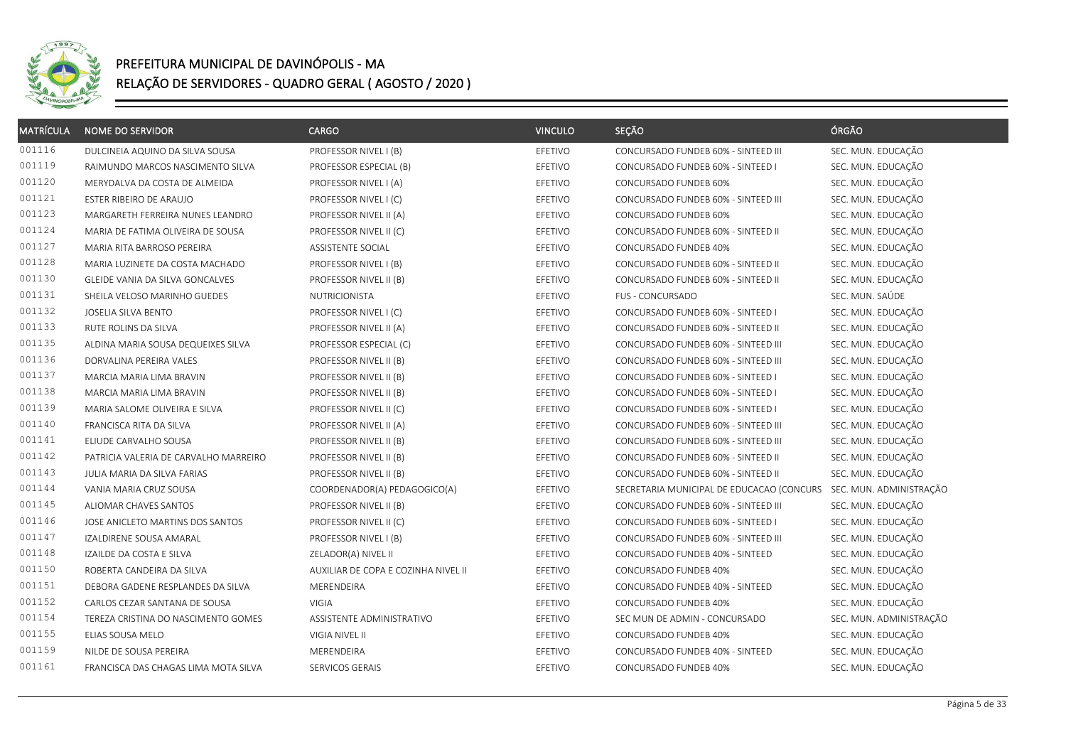# PREFEITURA MUNICIPAL DE DAVINÓPOLIS - MA

## RELAÇÃO DE SERVIDORES - QUADRO GERAL ( AGOSTO / 2020 )

| MATRÍCULA | NOME DO SERVIDOR | CARGO | VINCULO | SEÇÃO | ÓRGÃO |
|---|---|---|---|---|---|
| 001116 | DULCINEIA AQUINO DA SILVA SOUSA | PROFESSOR NIVEL I (B) | EFETIVO | CONCURSADO FUNDEB 60% - SINTEED III | SEC. MUN. EDUCAÇÃO |
| 001119 | RAIMUNDO MARCOS NASCIMENTO SILVA | PROFESSOR ESPECIAL (B) | EFETIVO | CONCURSADO FUNDEB 60% - SINTEED I | SEC. MUN. EDUCAÇÃO |
| 001120 | MERYDALVA DA COSTA DE ALMEIDA | PROFESSOR NIVEL I (A) | EFETIVO | CONCURSADO FUNDEB 60% | SEC. MUN. EDUCAÇÃO |
| 001121 | ESTER RIBEIRO DE ARAUJO | PROFESSOR NIVEL I (C) | EFETIVO | CONCURSADO FUNDEB 60% - SINTEED III | SEC. MUN. EDUCAÇÃO |
| 001123 | MARGARETH FERREIRA NUNES LEANDRO | PROFESSOR NIVEL II (A) | EFETIVO | CONCURSADO FUNDEB 60% | SEC. MUN. EDUCAÇÃO |
| 001124 | MARIA DE FATIMA OLIVEIRA DE SOUSA | PROFESSOR NIVEL II (C) | EFETIVO | CONCURSADO FUNDEB 60% - SINTEED II | SEC. MUN. EDUCAÇÃO |
| 001127 | MARIA RITA BARROSO PEREIRA | ASSISTENTE SOCIAL | EFETIVO | CONCURSADO FUNDEB 40% | SEC. MUN. EDUCAÇÃO |
| 001128 | MARIA LUZINETE DA COSTA MACHADO | PROFESSOR NIVEL I (B) | EFETIVO | CONCURSADO FUNDEB 60% - SINTEED II | SEC. MUN. EDUCAÇÃO |
| 001130 | GLEIDE VANIA DA SILVA GONCALVES | PROFESSOR NIVEL II (B) | EFETIVO | CONCURSADO FUNDEB 60% - SINTEED II | SEC. MUN. EDUCAÇÃO |
| 001131 | SHEILA VELOSO MARINHO GUEDES | NUTRICIONISTA | EFETIVO | FUS - CONCURSADO | SEC. MUN. SAÚDE |
| 001132 | JOSELIA SILVA BENTO | PROFESSOR NIVEL I (C) | EFETIVO | CONCURSADO FUNDEB 60% - SINTEED I | SEC. MUN. EDUCAÇÃO |
| 001133 | RUTE ROLINS DA SILVA | PROFESSOR NIVEL II (A) | EFETIVO | CONCURSADO FUNDEB 60% - SINTEED II | SEC. MUN. EDUCAÇÃO |
| 001135 | ALDINA MARIA SOUSA DEQUEIXES SILVA | PROFESSOR ESPECIAL (C) | EFETIVO | CONCURSADO FUNDEB 60% - SINTEED III | SEC. MUN. EDUCAÇÃO |
| 001136 | DORVALINA PEREIRA VALES | PROFESSOR NIVEL II (B) | EFETIVO | CONCURSADO FUNDEB 60% - SINTEED III | SEC. MUN. EDUCAÇÃO |
| 001137 | MARCIA MARIA LIMA BRAVIN | PROFESSOR NIVEL II (B) | EFETIVO | CONCURSADO FUNDEB 60% - SINTEED I | SEC. MUN. EDUCAÇÃO |
| 001138 | MARCIA MARIA LIMA BRAVIN | PROFESSOR NIVEL II (B) | EFETIVO | CONCURSADO FUNDEB 60% - SINTEED I | SEC. MUN. EDUCAÇÃO |
| 001139 | MARIA SALOME OLIVEIRA E SILVA | PROFESSOR NIVEL II (C) | EFETIVO | CONCURSADO FUNDEB 60% - SINTEED I | SEC. MUN. EDUCAÇÃO |
| 001140 | FRANCISCA RITA DA SILVA | PROFESSOR NIVEL II (A) | EFETIVO | CONCURSADO FUNDEB 60% - SINTEED III | SEC. MUN. EDUCAÇÃO |
| 001141 | ELIUDE CARVALHO SOUSA | PROFESSOR NIVEL II (B) | EFETIVO | CONCURSADO FUNDEB 60% - SINTEED III | SEC. MUN. EDUCAÇÃO |
| 001142 | PATRICIA VALERIA DE CARVALHO MARREIRO | PROFESSOR NIVEL II (B) | EFETIVO | CONCURSADO FUNDEB 60% - SINTEED II | SEC. MUN. EDUCAÇÃO |
| 001143 | JULIA MARIA DA SILVA FARIAS | PROFESSOR NIVEL II (B) | EFETIVO | CONCURSADO FUNDEB 60% - SINTEED II | SEC. MUN. EDUCAÇÃO |
| 001144 | VANIA MARIA CRUZ SOUSA | COORDENADOR(A) PEDAGOGICO(A) | EFETIVO | SECRETARIA MUNICIPAL DE EDUCACAO (CONCURS | SEC. MUN. ADMINISTRAÇÃO |
| 001145 | ALIOMAR CHAVES SANTOS | PROFESSOR NIVEL II (B) | EFETIVO | CONCURSADO FUNDEB 60% - SINTEED III | SEC. MUN. EDUCAÇÃO |
| 001146 | JOSE ANICLETO MARTINS DOS SANTOS | PROFESSOR NIVEL II (C) | EFETIVO | CONCURSADO FUNDEB 60% - SINTEED I | SEC. MUN. EDUCAÇÃO |
| 001147 | IZALDIRENE SOUSA AMARAL | PROFESSOR NIVEL I (B) | EFETIVO | CONCURSADO FUNDEB 60% - SINTEED III | SEC. MUN. EDUCAÇÃO |
| 001148 | IZAILDE DA COSTA E SILVA | ZELADOR(A) NIVEL II | EFETIVO | CONCURSADO FUNDEB 40% - SINTEED | SEC. MUN. EDUCAÇÃO |
| 001150 | ROBERTA CANDEIRA DA SILVA | AUXILIAR DE COPA E COZINHA NIVEL II | EFETIVO | CONCURSADO FUNDEB 40% | SEC. MUN. EDUCAÇÃO |
| 001151 | DEBORA GADENE RESPLANDES DA SILVA | MERENDEIRA | EFETIVO | CONCURSADO FUNDEB 40% - SINTEED | SEC. MUN. EDUCAÇÃO |
| 001152 | CARLOS CEZAR SANTANA DE SOUSA | VIGIA | EFETIVO | CONCURSADO FUNDEB 40% | SEC. MUN. EDUCAÇÃO |
| 001154 | TEREZA CRISTINA DO NASCIMENTO GOMES | ASSISTENTE ADMINISTRATIVO | EFETIVO | SEC MUN DE ADMIN - CONCURSADO | SEC. MUN. ADMINISTRAÇÃO |
| 001155 | ELIAS SOUSA MELO | VIGIA NIVEL II | EFETIVO | CONCURSADO FUNDEB 40% | SEC. MUN. EDUCAÇÃO |
| 001159 | NILDE DE SOUSA PEREIRA | MERENDEIRA | EFETIVO | CONCURSADO FUNDEB 40% - SINTEED | SEC. MUN. EDUCAÇÃO |
| 001161 | FRANCISCA DAS CHAGAS LIMA MOTA SILVA | SERVICOS GERAIS | EFETIVO | CONCURSADO FUNDEB 40% | SEC. MUN. EDUCAÇÃO |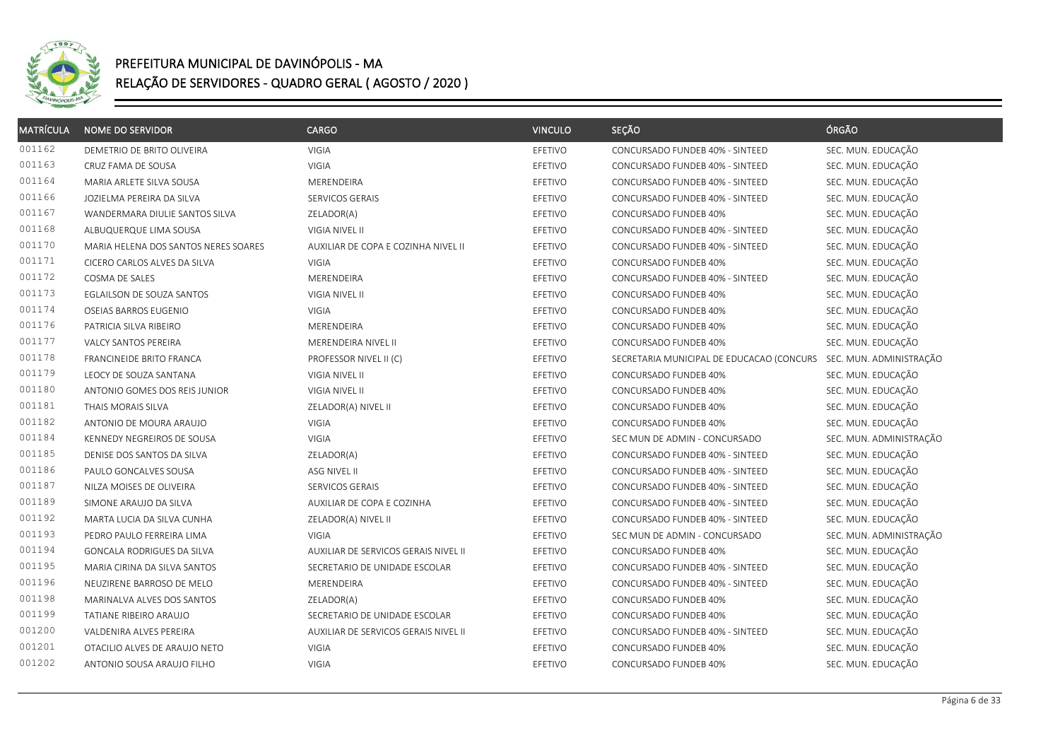# PREFEITURA MUNICIPAL DE DAVINÓPOLIS - MA

## RELAÇÃO DE SERVIDORES - QUADRO GERAL ( AGOSTO / 2020 )

| MATRÍCULA | NOME DO SERVIDOR | CARGO | VINCULO | SEÇÃO | ÓRGÃO |
|---|---|---|---|---|---|
| 001162 | DEMETRIO DE BRITO OLIVEIRA | VIGIA | EFETIVO | CONCURSADO FUNDEB 40% - SINTEED | SEC. MUN. EDUCAÇÃO |
| 001163 | CRUZ FAMA DE SOUSA | VIGIA | EFETIVO | CONCURSADO FUNDEB 40% - SINTEED | SEC. MUN. EDUCAÇÃO |
| 001164 | MARIA ARLETE SILVA SOUSA | MERENDEIRA | EFETIVO | CONCURSADO FUNDEB 40% - SINTEED | SEC. MUN. EDUCAÇÃO |
| 001166 | JOZIELMA PEREIRA DA SILVA | SERVICOS GERAIS | EFETIVO | CONCURSADO FUNDEB 40% - SINTEED | SEC. MUN. EDUCAÇÃO |
| 001167 | WANDERMARA DIULIE SANTOS SILVA | ZELADOR(A) | EFETIVO | CONCURSADO FUNDEB 40% | SEC. MUN. EDUCAÇÃO |
| 001168 | ALBUQUERQUE LIMA SOUSA | VIGIA NIVEL II | EFETIVO | CONCURSADO FUNDEB 40% - SINTEED | SEC. MUN. EDUCAÇÃO |
| 001170 | MARIA HELENA DOS SANTOS NERES SOARES | AUXILIAR DE COPA E COZINHA NIVEL II | EFETIVO | CONCURSADO FUNDEB 40% - SINTEED | SEC. MUN. EDUCAÇÃO |
| 001171 | CICERO CARLOS ALVES DA SILVA | VIGIA | EFETIVO | CONCURSADO FUNDEB 40% | SEC. MUN. EDUCAÇÃO |
| 001172 | COSMA DE SALES | MERENDEIRA | EFETIVO | CONCURSADO FUNDEB 40% - SINTEED | SEC. MUN. EDUCAÇÃO |
| 001173 | EGLAILSON DE SOUZA SANTOS | VIGIA NIVEL II | EFETIVO | CONCURSADO FUNDEB 40% | SEC. MUN. EDUCAÇÃO |
| 001174 | OSEIAS BARROS EUGENIO | VIGIA | EFETIVO | CONCURSADO FUNDEB 40% | SEC. MUN. EDUCAÇÃO |
| 001176 | PATRICIA SILVA RIBEIRO | MERENDEIRA | EFETIVO | CONCURSADO FUNDEB 40% | SEC. MUN. EDUCAÇÃO |
| 001177 | VALCY SANTOS PEREIRA | MERENDEIRA NIVEL II | EFETIVO | CONCURSADO FUNDEB 40% | SEC. MUN. EDUCAÇÃO |
| 001178 | FRANCINEIDE BRITO FRANCA | PROFESSOR NIVEL II (C) | EFETIVO | SECRETARIA MUNICIPAL DE EDUCACAO (CONCURS | SEC. MUN. ADMINISTRAÇÃO |
| 001179 | LEOCY DE SOUZA SANTANA | VIGIA NIVEL II | EFETIVO | CONCURSADO FUNDEB 40% | SEC. MUN. EDUCAÇÃO |
| 001180 | ANTONIO GOMES DOS REIS JUNIOR | VIGIA NIVEL II | EFETIVO | CONCURSADO FUNDEB 40% | SEC. MUN. EDUCAÇÃO |
| 001181 | THAIS MORAIS SILVA | ZELADOR(A) NIVEL II | EFETIVO | CONCURSADO FUNDEB 40% | SEC. MUN. EDUCAÇÃO |
| 001182 | ANTONIO DE MOURA ARAUJO | VIGIA | EFETIVO | CONCURSADO FUNDEB 40% | SEC. MUN. EDUCAÇÃO |
| 001184 | KENNEDY NEGREIROS DE SOUSA | VIGIA | EFETIVO | SEC MUN DE ADMIN - CONCURSADO | SEC. MUN. ADMINISTRAÇÃO |
| 001185 | DENISE DOS SANTOS DA SILVA | ZELADOR(A) | EFETIVO | CONCURSADO FUNDEB 40% - SINTEED | SEC. MUN. EDUCAÇÃO |
| 001186 | PAULO GONCALVES SOUSA | ASG NIVEL II | EFETIVO | CONCURSADO FUNDEB 40% - SINTEED | SEC. MUN. EDUCAÇÃO |
| 001187 | NILZA MOISES DE OLIVEIRA | SERVICOS GERAIS | EFETIVO | CONCURSADO FUNDEB 40% - SINTEED | SEC. MUN. EDUCAÇÃO |
| 001189 | SIMONE ARAUJO DA SILVA | AUXILIAR DE COPA E COZINHA | EFETIVO | CONCURSADO FUNDEB 40% - SINTEED | SEC. MUN. EDUCAÇÃO |
| 001192 | MARTA LUCIA DA SILVA CUNHA | ZELADOR(A) NIVEL II | EFETIVO | CONCURSADO FUNDEB 40% - SINTEED | SEC. MUN. EDUCAÇÃO |
| 001193 | PEDRO PAULO FERREIRA LIMA | VIGIA | EFETIVO | SEC MUN DE ADMIN - CONCURSADO | SEC. MUN. ADMINISTRAÇÃO |
| 001194 | GONCALA RODRIGUES DA SILVA | AUXILIAR DE SERVICOS GERAIS NIVEL II | EFETIVO | CONCURSADO FUNDEB 40% | SEC. MUN. EDUCAÇÃO |
| 001195 | MARIA CIRINA DA SILVA SANTOS | SECRETARIO DE UNIDADE ESCOLAR | EFETIVO | CONCURSADO FUNDEB 40% - SINTEED | SEC. MUN. EDUCAÇÃO |
| 001196 | NEUZIRENE BARROSO DE MELO | MERENDEIRA | EFETIVO | CONCURSADO FUNDEB 40% - SINTEED | SEC. MUN. EDUCAÇÃO |
| 001198 | MARINALVA ALVES DOS SANTOS | ZELADOR(A) | EFETIVO | CONCURSADO FUNDEB 40% | SEC. MUN. EDUCAÇÃO |
| 001199 | TATIANE RIBEIRO ARAUJO | SECRETARIO DE UNIDADE ESCOLAR | EFETIVO | CONCURSADO FUNDEB 40% | SEC. MUN. EDUCAÇÃO |
| 001200 | VALDENIRA ALVES PEREIRA | AUXILIAR DE SERVICOS GERAIS NIVEL II | EFETIVO | CONCURSADO FUNDEB 40% - SINTEED | SEC. MUN. EDUCAÇÃO |
| 001201 | OTACILIO ALVES DE ARAUJO NETO | VIGIA | EFETIVO | CONCURSADO FUNDEB 40% | SEC. MUN. EDUCAÇÃO |
| 001202 | ANTONIO SOUSA ARAUJO FILHO | VIGIA | EFETIVO | CONCURSADO FUNDEB 40% | SEC. MUN. EDUCAÇÃO |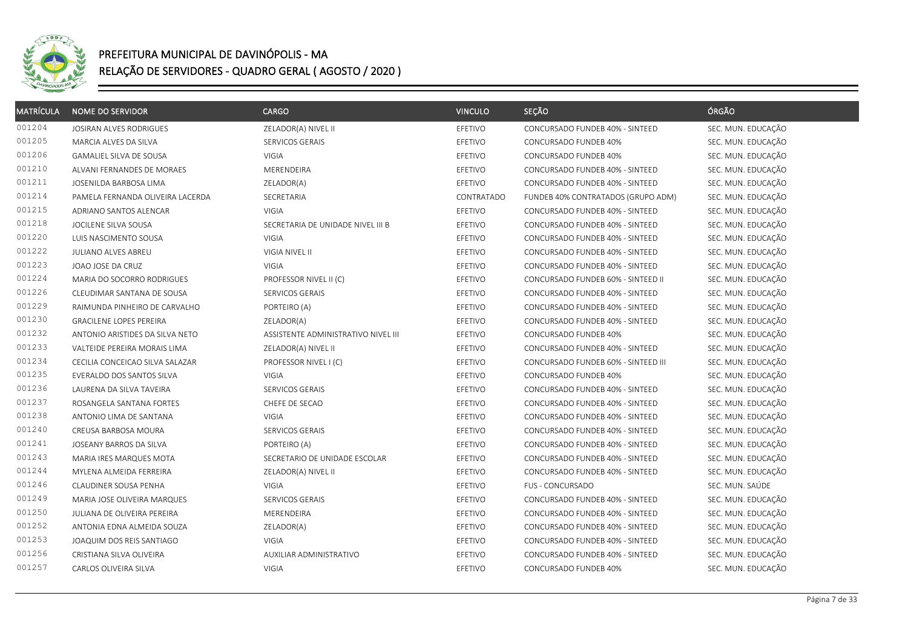# PREFEITURA MUNICIPAL DE DAVINÓPOLIS - MA

## RELAÇÃO DE SERVIDORES - QUADRO GERAL ( AGOSTO / 2020 )

| MATRÍCULA | NOME DO SERVIDOR | CARGO | VINCULO | SEÇÃO | ÓRGÃO |
|---|---|---|---|---|---|
| 001204 | JOSIRAN ALVES RODRIGUES | ZELADOR(A) NIVEL II | EFETIVO | CONCURSADO FUNDEB 40% - SINTEED | SEC. MUN. EDUCAÇÃO |
| 001205 | MARCIA ALVES DA SILVA | SERVICOS GERAIS | EFETIVO | CONCURSADO FUNDEB 40% | SEC. MUN. EDUCAÇÃO |
| 001206 | GAMALIEL SILVA DE SOUSA | VIGIA | EFETIVO | CONCURSADO FUNDEB 40% | SEC. MUN. EDUCAÇÃO |
| 001210 | ALVANI FERNANDES DE MORAES | MERENDEIRA | EFETIVO | CONCURSADO FUNDEB 40% - SINTEED | SEC. MUN. EDUCAÇÃO |
| 001211 | JOSENILDA BARBOSA LIMA | ZELADOR(A) | EFETIVO | CONCURSADO FUNDEB 40% - SINTEED | SEC. MUN. EDUCAÇÃO |
| 001214 | PAMELA FERNANDA OLIVEIRA LACERDA | SECRETARIA | CONTRATADO | FUNDEB 40% CONTRATADOS (GRUPO ADM) | SEC. MUN. EDUCAÇÃO |
| 001215 | ADRIANO SANTOS ALENCAR | VIGIA | EFETIVO | CONCURSADO FUNDEB 40% - SINTEED | SEC. MUN. EDUCAÇÃO |
| 001218 | JOCILENE SILVA SOUSA | SECRETARIA DE UNIDADE NIVEL III B | EFETIVO | CONCURSADO FUNDEB 40% - SINTEED | SEC. MUN. EDUCAÇÃO |
| 001220 | LUIS NASCIMENTO SOUSA | VIGIA | EFETIVO | CONCURSADO FUNDEB 40% - SINTEED | SEC. MUN. EDUCAÇÃO |
| 001222 | JULIANO ALVES ABREU | VIGIA NIVEL II | EFETIVO | CONCURSADO FUNDEB 40% - SINTEED | SEC. MUN. EDUCAÇÃO |
| 001223 | JOAO JOSE DA CRUZ | VIGIA | EFETIVO | CONCURSADO FUNDEB 40% - SINTEED | SEC. MUN. EDUCAÇÃO |
| 001224 | MARIA DO SOCORRO RODRIGUES | PROFESSOR NIVEL II (C) | EFETIVO | CONCURSADO FUNDEB 60% - SINTEED II | SEC. MUN. EDUCAÇÃO |
| 001226 | CLEUDIMAR SANTANA DE SOUSA | SERVICOS GERAIS | EFETIVO | CONCURSADO FUNDEB 40% - SINTEED | SEC. MUN. EDUCAÇÃO |
| 001229 | RAIMUNDA PINHEIRO DE CARVALHO | PORTEIRO (A) | EFETIVO | CONCURSADO FUNDEB 40% - SINTEED | SEC. MUN. EDUCAÇÃO |
| 001230 | GRACILENE LOPES PEREIRA | ZELADOR(A) | EFETIVO | CONCURSADO FUNDEB 40% - SINTEED | SEC. MUN. EDUCAÇÃO |
| 001232 | ANTONIO ARISTIDES DA SILVA NETO | ASSISTENTE ADMINISTRATIVO NIVEL III | EFETIVO | CONCURSADO FUNDEB 40% | SEC. MUN. EDUCAÇÃO |
| 001233 | VALTEIDE PEREIRA MORAIS LIMA | ZELADOR(A) NIVEL II | EFETIVO | CONCURSADO FUNDEB 40% - SINTEED | SEC. MUN. EDUCAÇÃO |
| 001234 | CECILIA CONCEICAO SILVA SALAZAR | PROFESSOR NIVEL I (C) | EFETIVO | CONCURSADO FUNDEB 60% - SINTEED III | SEC. MUN. EDUCAÇÃO |
| 001235 | EVERALDO DOS SANTOS SILVA | VIGIA | EFETIVO | CONCURSADO FUNDEB 40% | SEC. MUN. EDUCAÇÃO |
| 001236 | LAURENA DA SILVA TAVEIRA | SERVICOS GERAIS | EFETIVO | CONCURSADO FUNDEB 40% - SINTEED | SEC. MUN. EDUCAÇÃO |
| 001237 | ROSANGELA SANTANA FORTES | CHEFE DE SECAO | EFETIVO | CONCURSADO FUNDEB 40% - SINTEED | SEC. MUN. EDUCAÇÃO |
| 001238 | ANTONIO LIMA DE SANTANA | VIGIA | EFETIVO | CONCURSADO FUNDEB 40% - SINTEED | SEC. MUN. EDUCAÇÃO |
| 001240 | CREUSA BARBOSA MOURA | SERVICOS GERAIS | EFETIVO | CONCURSADO FUNDEB 40% - SINTEED | SEC. MUN. EDUCAÇÃO |
| 001241 | JOSEANY BARROS DA SILVA | PORTEIRO (A) | EFETIVO | CONCURSADO FUNDEB 40% - SINTEED | SEC. MUN. EDUCAÇÃO |
| 001243 | MARIA IRES MARQUES MOTA | SECRETARIO DE UNIDADE ESCOLAR | EFETIVO | CONCURSADO FUNDEB 40% - SINTEED | SEC. MUN. EDUCAÇÃO |
| 001244 | MYLENA ALMEIDA FERREIRA | ZELADOR(A) NIVEL II | EFETIVO | CONCURSADO FUNDEB 40% - SINTEED | SEC. MUN. EDUCAÇÃO |
| 001246 | CLAUDINER SOUSA PENHA | VIGIA | EFETIVO | FUS - CONCURSADO | SEC. MUN. SAÚDE |
| 001249 | MARIA JOSE OLIVEIRA MARQUES | SERVICOS GERAIS | EFETIVO | CONCURSADO FUNDEB 40% - SINTEED | SEC. MUN. EDUCAÇÃO |
| 001250 | JULIANA DE OLIVEIRA PEREIRA | MERENDEIRA | EFETIVO | CONCURSADO FUNDEB 40% - SINTEED | SEC. MUN. EDUCAÇÃO |
| 001252 | ANTONIA EDNA ALMEIDA SOUZA | ZELADOR(A) | EFETIVO | CONCURSADO FUNDEB 40% - SINTEED | SEC. MUN. EDUCAÇÃO |
| 001253 | JOAQUIM DOS REIS SANTIAGO | VIGIA | EFETIVO | CONCURSADO FUNDEB 40% - SINTEED | SEC. MUN. EDUCAÇÃO |
| 001256 | CRISTIANA SILVA OLIVEIRA | AUXILIAR ADMINISTRATIVO | EFETIVO | CONCURSADO FUNDEB 40% - SINTEED | SEC. MUN. EDUCAÇÃO |
| 001257 | CARLOS OLIVEIRA SILVA | VIGIA | EFETIVO | CONCURSADO FUNDEB 40% | SEC. MUN. EDUCAÇÃO |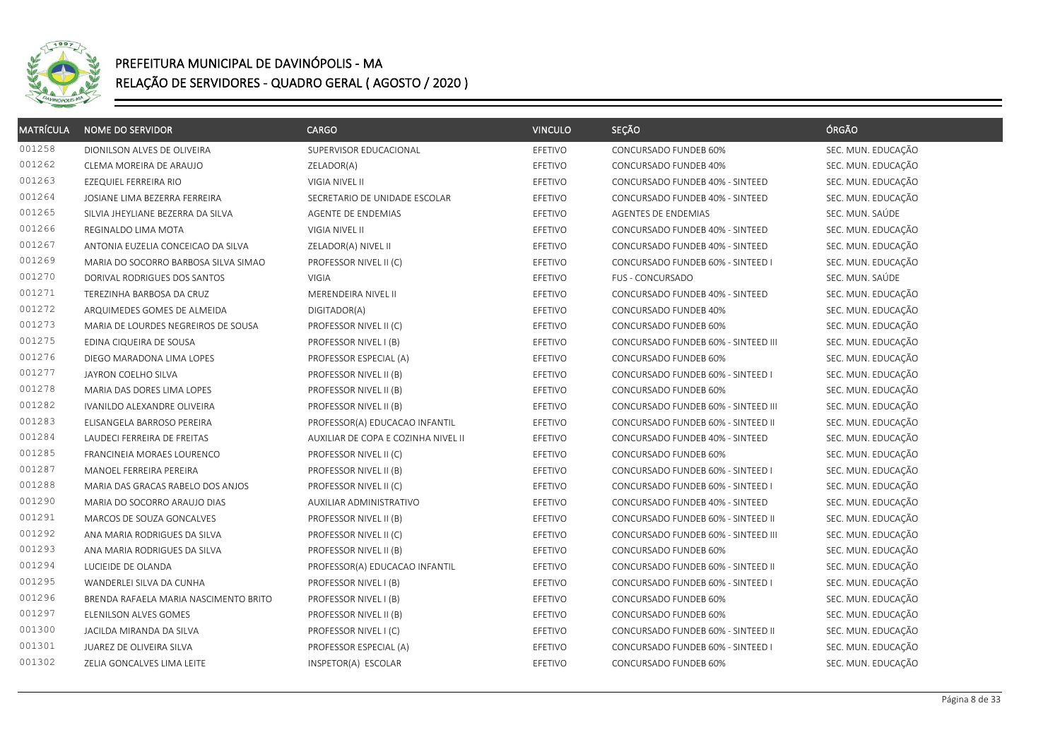# PREFEITURA MUNICIPAL DE DAVINÓPOLIS - MA

## RELAÇÃO DE SERVIDORES - QUADRO GERAL ( AGOSTO / 2020 )

| MATRÍCULA | NOME DO SERVIDOR | CARGO | VINCULO | SEÇÃO | ÓRGÃO |
|---|---|---|---|---|---|
| 001258 | DIONILSON ALVES DE OLIVEIRA | SUPERVISOR EDUCACIONAL | EFETIVO | CONCURSADO FUNDEB 60% | SEC. MUN. EDUCAÇÃO |
| 001262 | CLEMA MOREIRA DE ARAUJO | ZELADOR(A) | EFETIVO | CONCURSADO FUNDEB 40% | SEC. MUN. EDUCAÇÃO |
| 001263 | EZEQUIEL FERREIRA RIO | VIGIA NIVEL II | EFETIVO | CONCURSADO FUNDEB 40% - SINTEED | SEC. MUN. EDUCAÇÃO |
| 001264 | JOSIANE LIMA BEZERRA FERREIRA | SECRETARIO DE UNIDADE ESCOLAR | EFETIVO | CONCURSADO FUNDEB 40% - SINTEED | SEC. MUN. EDUCAÇÃO |
| 001265 | SILVIA JHEYLIANE BEZERRA DA SILVA | AGENTE DE ENDEMIAS | EFETIVO | AGENTES DE ENDEMIAS | SEC. MUN. SAÚDE |
| 001266 | REGINALDO LIMA MOTA | VIGIA NIVEL II | EFETIVO | CONCURSADO FUNDEB 40% - SINTEED | SEC. MUN. EDUCAÇÃO |
| 001267 | ANTONIA EUZELIA CONCEICAO DA SILVA | ZELADOR(A) NIVEL II | EFETIVO | CONCURSADO FUNDEB 40% - SINTEED | SEC. MUN. EDUCAÇÃO |
| 001269 | MARIA DO SOCORRO BARBOSA SILVA SIMAO | PROFESSOR NIVEL II (C) | EFETIVO | CONCURSADO FUNDEB 60% - SINTEED I | SEC. MUN. EDUCAÇÃO |
| 001270 | DORIVAL RODRIGUES DOS SANTOS | VIGIA | EFETIVO | FUS - CONCURSADO | SEC. MUN. SAÚDE |
| 001271 | TEREZINHA BARBOSA DA CRUZ | MERENDEIRA NIVEL II | EFETIVO | CONCURSADO FUNDEB 40% - SINTEED | SEC. MUN. EDUCAÇÃO |
| 001272 | ARQUIMEDES GOMES DE ALMEIDA | DIGITADOR(A) | EFETIVO | CONCURSADO FUNDEB 40% | SEC. MUN. EDUCAÇÃO |
| 001273 | MARIA DE LOURDES NEGREIROS DE SOUSA | PROFESSOR NIVEL II (C) | EFETIVO | CONCURSADO FUNDEB 60% | SEC. MUN. EDUCAÇÃO |
| 001275 | EDINA CIQUEIRA DE SOUSA | PROFESSOR NIVEL I (B) | EFETIVO | CONCURSADO FUNDEB 60% - SINTEED III | SEC. MUN. EDUCAÇÃO |
| 001276 | DIEGO MARADONA LIMA LOPES | PROFESSOR ESPECIAL (A) | EFETIVO | CONCURSADO FUNDEB 60% | SEC. MUN. EDUCAÇÃO |
| 001277 | JAYRON COELHO SILVA | PROFESSOR NIVEL II (B) | EFETIVO | CONCURSADO FUNDEB 60% - SINTEED I | SEC. MUN. EDUCAÇÃO |
| 001278 | MARIA DAS DORES LIMA LOPES | PROFESSOR NIVEL II (B) | EFETIVO | CONCURSADO FUNDEB 60% | SEC. MUN. EDUCAÇÃO |
| 001282 | IVANILDO ALEXANDRE OLIVEIRA | PROFESSOR NIVEL II (B) | EFETIVO | CONCURSADO FUNDEB 60% - SINTEED III | SEC. MUN. EDUCAÇÃO |
| 001283 | ELISANGELA BARROSO PEREIRA | PROFESSOR(A) EDUCACAO INFANTIL | EFETIVO | CONCURSADO FUNDEB 60% - SINTEED II | SEC. MUN. EDUCAÇÃO |
| 001284 | LAUDECI FERREIRA DE FREITAS | AUXILIAR DE COPA E COZINHA NIVEL II | EFETIVO | CONCURSADO FUNDEB 40% - SINTEED | SEC. MUN. EDUCAÇÃO |
| 001285 | FRANCINEIA MORAES LOURENCO | PROFESSOR NIVEL II (C) | EFETIVO | CONCURSADO FUNDEB 60% | SEC. MUN. EDUCAÇÃO |
| 001287 | MANOEL FERREIRA PEREIRA | PROFESSOR NIVEL II (B) | EFETIVO | CONCURSADO FUNDEB 60% - SINTEED I | SEC. MUN. EDUCAÇÃO |
| 001288 | MARIA DAS GRACAS RABELO DOS ANJOS | PROFESSOR NIVEL II (C) | EFETIVO | CONCURSADO FUNDEB 60% - SINTEED I | SEC. MUN. EDUCAÇÃO |
| 001290 | MARIA DO SOCORRO ARAUJO DIAS | AUXILIAR ADMINISTRATIVO | EFETIVO | CONCURSADO FUNDEB 40% - SINTEED | SEC. MUN. EDUCAÇÃO |
| 001291 | MARCOS DE SOUZA GONCALVES | PROFESSOR NIVEL II (B) | EFETIVO | CONCURSADO FUNDEB 60% - SINTEED II | SEC. MUN. EDUCAÇÃO |
| 001292 | ANA MARIA RODRIGUES DA SILVA | PROFESSOR NIVEL II (C) | EFETIVO | CONCURSADO FUNDEB 60% - SINTEED III | SEC. MUN. EDUCAÇÃO |
| 001293 | ANA MARIA RODRIGUES DA SILVA | PROFESSOR NIVEL II (B) | EFETIVO | CONCURSADO FUNDEB 60% | SEC. MUN. EDUCAÇÃO |
| 001294 | LUCIEIDE DE OLANDA | PROFESSOR(A) EDUCACAO INFANTIL | EFETIVO | CONCURSADO FUNDEB 60% - SINTEED II | SEC. MUN. EDUCAÇÃO |
| 001295 | WANDERLEI SILVA DA CUNHA | PROFESSOR NIVEL I (B) | EFETIVO | CONCURSADO FUNDEB 60% - SINTEED I | SEC. MUN. EDUCAÇÃO |
| 001296 | BRENDA RAFAELA MARIA NASCIMENTO BRITO | PROFESSOR NIVEL I (B) | EFETIVO | CONCURSADO FUNDEB 60% | SEC. MUN. EDUCAÇÃO |
| 001297 | ELENILSON ALVES GOMES | PROFESSOR NIVEL II (B) | EFETIVO | CONCURSADO FUNDEB 60% | SEC. MUN. EDUCAÇÃO |
| 001300 | JACILDA MIRANDA DA SILVA | PROFESSOR NIVEL I (C) | EFETIVO | CONCURSADO FUNDEB 60% - SINTEED II | SEC. MUN. EDUCAÇÃO |
| 001301 | JUAREZ DE OLIVEIRA SILVA | PROFESSOR ESPECIAL (A) | EFETIVO | CONCURSADO FUNDEB 60% - SINTEED I | SEC. MUN. EDUCAÇÃO |
| 001302 | ZELIA GONCALVES LIMA LEITE | INSPETOR(A) ESCOLAR | EFETIVO | CONCURSADO FUNDEB 60% | SEC. MUN. EDUCAÇÃO |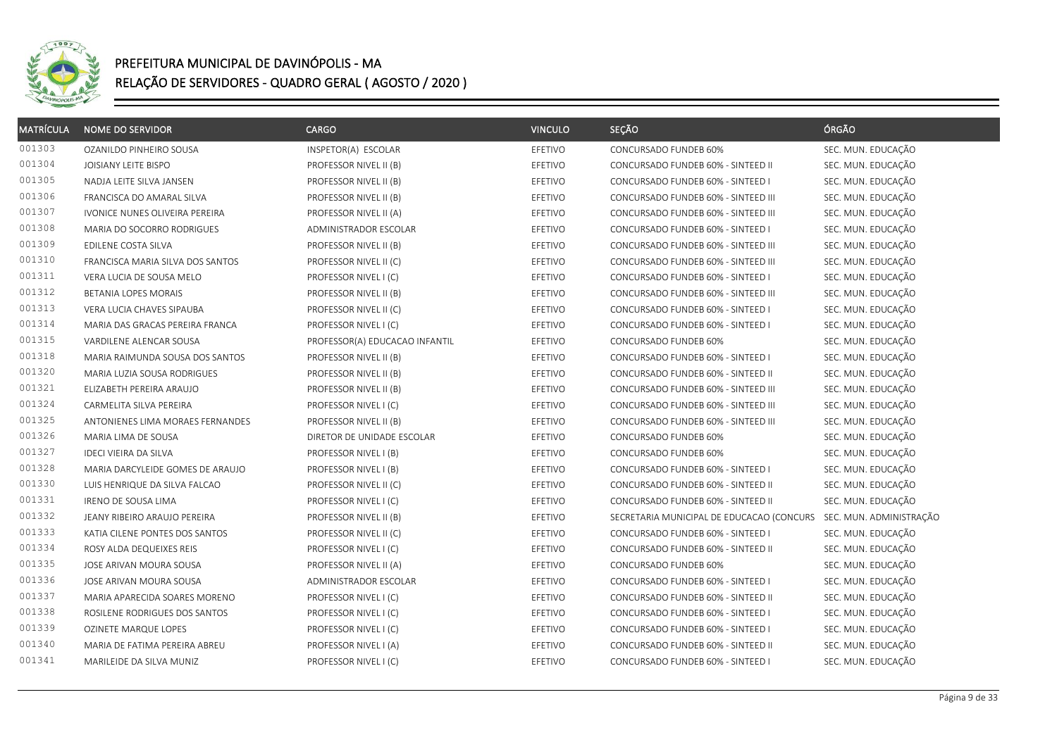# PREFEITURA MUNICIPAL DE DAVINÓPOLIS - MA

## RELAÇÃO DE SERVIDORES - QUADRO GERAL ( AGOSTO / 2020 )

| MATRÍCULA | NOME DO SERVIDOR | CARGO | VINCULO | SEÇÃO | ÓRGÃO |
|---|---|---|---|---|---|
| 001303 | OZANILDO PINHEIRO SOUSA | INSPETOR(A) ESCOLAR | EFETIVO | CONCURSADO FUNDEB 60% | SEC. MUN. EDUCAÇÃO |
| 001304 | JOISIANY LEITE BISPO | PROFESSOR NIVEL II (B) | EFETIVO | CONCURSADO FUNDEB 60% - SINTEED II | SEC. MUN. EDUCAÇÃO |
| 001305 | NADJA LEITE SILVA JANSEN | PROFESSOR NIVEL II (B) | EFETIVO | CONCURSADO FUNDEB 60% - SINTEED I | SEC. MUN. EDUCAÇÃO |
| 001306 | FRANCISCA DO AMARAL SILVA | PROFESSOR NIVEL II (B) | EFETIVO | CONCURSADO FUNDEB 60% - SINTEED III | SEC. MUN. EDUCAÇÃO |
| 001307 | IVONICE NUNES OLIVEIRA PEREIRA | PROFESSOR NIVEL II (A) | EFETIVO | CONCURSADO FUNDEB 60% - SINTEED III | SEC. MUN. EDUCAÇÃO |
| 001308 | MARIA DO SOCORRO RODRIGUES | ADMINISTRADOR ESCOLAR | EFETIVO | CONCURSADO FUNDEB 60% - SINTEED I | SEC. MUN. EDUCAÇÃO |
| 001309 | EDILENE COSTA SILVA | PROFESSOR NIVEL II (B) | EFETIVO | CONCURSADO FUNDEB 60% - SINTEED III | SEC. MUN. EDUCAÇÃO |
| 001310 | FRANCISCA MARIA SILVA DOS SANTOS | PROFESSOR NIVEL II (C) | EFETIVO | CONCURSADO FUNDEB 60% - SINTEED III | SEC. MUN. EDUCAÇÃO |
| 001311 | VERA LUCIA DE SOUSA MELO | PROFESSOR NIVEL I (C) | EFETIVO | CONCURSADO FUNDEB 60% - SINTEED I | SEC. MUN. EDUCAÇÃO |
| 001312 | BETANIA LOPES MORAIS | PROFESSOR NIVEL II (B) | EFETIVO | CONCURSADO FUNDEB 60% - SINTEED III | SEC. MUN. EDUCAÇÃO |
| 001313 | VERA LUCIA CHAVES SIPAUBA | PROFESSOR NIVEL II (C) | EFETIVO | CONCURSADO FUNDEB 60% - SINTEED I | SEC. MUN. EDUCAÇÃO |
| 001314 | MARIA DAS GRACAS PEREIRA FRANCA | PROFESSOR NIVEL I (C) | EFETIVO | CONCURSADO FUNDEB 60% - SINTEED I | SEC. MUN. EDUCAÇÃO |
| 001315 | VARDILENE ALENCAR SOUSA | PROFESSOR(A) EDUCACAO INFANTIL | EFETIVO | CONCURSADO FUNDEB 60% | SEC. MUN. EDUCAÇÃO |
| 001318 | MARIA RAIMUNDA SOUSA DOS SANTOS | PROFESSOR NIVEL II (B) | EFETIVO | CONCURSADO FUNDEB 60% - SINTEED I | SEC. MUN. EDUCAÇÃO |
| 001320 | MARIA LUZIA SOUSA RODRIGUES | PROFESSOR NIVEL II (B) | EFETIVO | CONCURSADO FUNDEB 60% - SINTEED II | SEC. MUN. EDUCAÇÃO |
| 001321 | ELIZABETH PEREIRA ARAUJO | PROFESSOR NIVEL II (B) | EFETIVO | CONCURSADO FUNDEB 60% - SINTEED III | SEC. MUN. EDUCAÇÃO |
| 001324 | CARMELITA SILVA PEREIRA | PROFESSOR NIVEL I (C) | EFETIVO | CONCURSADO FUNDEB 60% - SINTEED III | SEC. MUN. EDUCAÇÃO |
| 001325 | ANTONIENES LIMA MORAES FERNANDES | PROFESSOR NIVEL II (B) | EFETIVO | CONCURSADO FUNDEB 60% - SINTEED III | SEC. MUN. EDUCAÇÃO |
| 001326 | MARIA LIMA DE SOUSA | DIRETOR DE UNIDADE ESCOLAR | EFETIVO | CONCURSADO FUNDEB 60% | SEC. MUN. EDUCAÇÃO |
| 001327 | IDECI VIEIRA DA SILVA | PROFESSOR NIVEL I (B) | EFETIVO | CONCURSADO FUNDEB 60% | SEC. MUN. EDUCAÇÃO |
| 001328 | MARIA DARCYLEIDE GOMES DE ARAUJO | PROFESSOR NIVEL I (B) | EFETIVO | CONCURSADO FUNDEB 60% - SINTEED I | SEC. MUN. EDUCAÇÃO |
| 001330 | LUIS HENRIQUE DA SILVA FALCAO | PROFESSOR NIVEL II (C) | EFETIVO | CONCURSADO FUNDEB 60% - SINTEED II | SEC. MUN. EDUCAÇÃO |
| 001331 | IRENO DE SOUSA LIMA | PROFESSOR NIVEL I (C) | EFETIVO | CONCURSADO FUNDEB 60% - SINTEED II | SEC. MUN. EDUCAÇÃO |
| 001332 | JEANY RIBEIRO ARAUJO PEREIRA | PROFESSOR NIVEL II (B) | EFETIVO | SECRETARIA MUNICIPAL DE EDUCACAO (CONCURS | SEC. MUN. ADMINISTRAÇÃO |
| 001333 | KATIA CILENE PONTES DOS SANTOS | PROFESSOR NIVEL II (C) | EFETIVO | CONCURSADO FUNDEB 60% - SINTEED I | SEC. MUN. EDUCAÇÃO |
| 001334 | ROSY ALDA DEQUEIXES REIS | PROFESSOR NIVEL I (C) | EFETIVO | CONCURSADO FUNDEB 60% - SINTEED II | SEC. MUN. EDUCAÇÃO |
| 001335 | JOSE ARIVAN MOURA SOUSA | PROFESSOR NIVEL II (A) | EFETIVO | CONCURSADO FUNDEB 60% | SEC. MUN. EDUCAÇÃO |
| 001336 | JOSE ARIVAN MOURA SOUSA | ADMINISTRADOR ESCOLAR | EFETIVO | CONCURSADO FUNDEB 60% - SINTEED I | SEC. MUN. EDUCAÇÃO |
| 001337 | MARIA APARECIDA SOARES MORENO | PROFESSOR NIVEL I (C) | EFETIVO | CONCURSADO FUNDEB 60% - SINTEED II | SEC. MUN. EDUCAÇÃO |
| 001338 | ROSILENE RODRIGUES DOS SANTOS | PROFESSOR NIVEL I (C) | EFETIVO | CONCURSADO FUNDEB 60% - SINTEED I | SEC. MUN. EDUCAÇÃO |
| 001339 | OZINETE MARQUE LOPES | PROFESSOR NIVEL I (C) | EFETIVO | CONCURSADO FUNDEB 60% - SINTEED I | SEC. MUN. EDUCAÇÃO |
| 001340 | MARIA DE FATIMA PEREIRA ABREU | PROFESSOR NIVEL I (A) | EFETIVO | CONCURSADO FUNDEB 60% - SINTEED II | SEC. MUN. EDUCAÇÃO |
| 001341 | MARILEIDE DA SILVA MUNIZ | PROFESSOR NIVEL I (C) | EFETIVO | CONCURSADO FUNDEB 60% - SINTEED I | SEC. MUN. EDUCAÇÃO |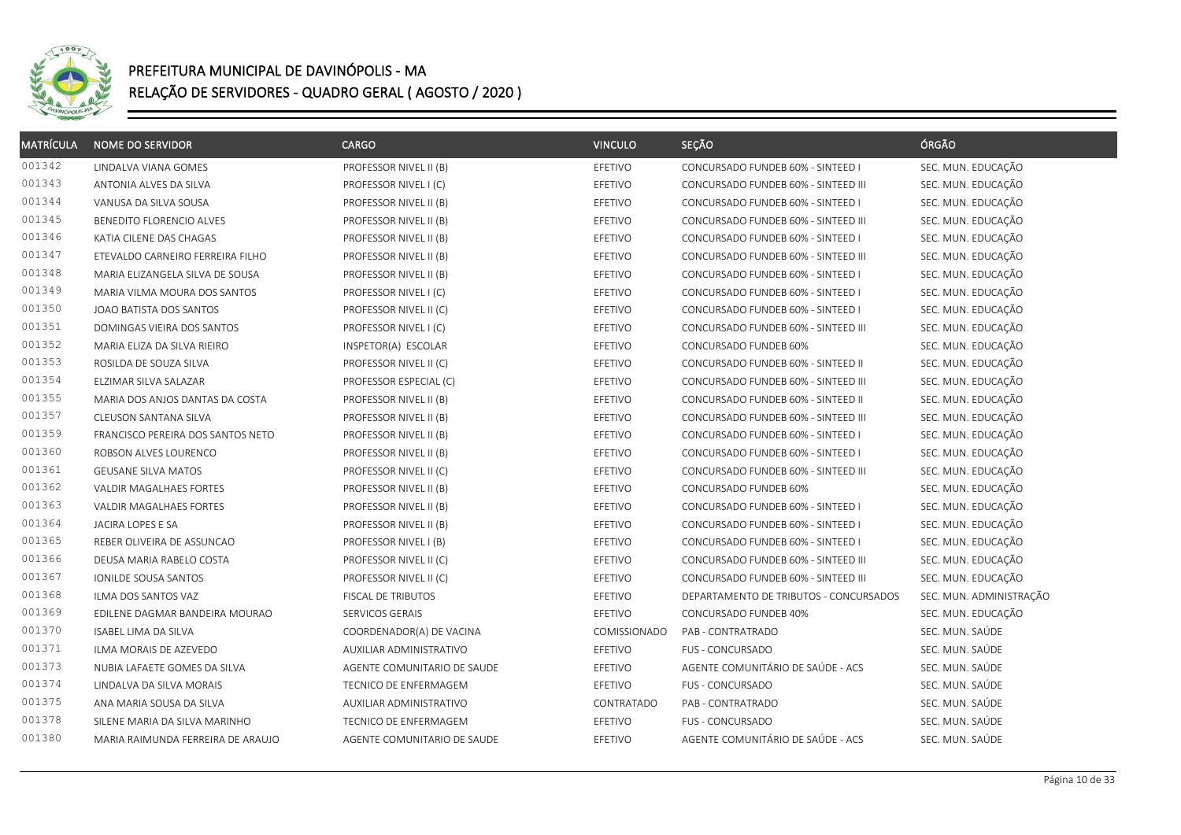# PREFEITURA MUNICIPAL DE DAVINÓPOLIS - MA

## RELAÇÃO DE SERVIDORES - QUADRO GERAL ( AGOSTO / 2020 )

| MATRÍCULA | NOME DO SERVIDOR | CARGO | VINCULO | SEÇÃO | ÓRGÃO |
|---|---|---|---|---|---|
| 001342 | LINDALVA VIANA GOMES | PROFESSOR NIVEL II (B) | EFETIVO | CONCURSADO FUNDEB 60% - SINTEED I | SEC. MUN. EDUCAÇÃO |
| 001343 | ANTONIA ALVES DA SILVA | PROFESSOR NIVEL I (C) | EFETIVO | CONCURSADO FUNDEB 60% - SINTEED III | SEC. MUN. EDUCAÇÃO |
| 001344 | VANUSA DA SILVA SOUSA | PROFESSOR NIVEL II (B) | EFETIVO | CONCURSADO FUNDEB 60% - SINTEED I | SEC. MUN. EDUCAÇÃO |
| 001345 | BENEDITO FLORENCIO ALVES | PROFESSOR NIVEL II (B) | EFETIVO | CONCURSADO FUNDEB 60% - SINTEED III | SEC. MUN. EDUCAÇÃO |
| 001346 | KATIA CILENE DAS CHAGAS | PROFESSOR NIVEL II (B) | EFETIVO | CONCURSADO FUNDEB 60% - SINTEED I | SEC. MUN. EDUCAÇÃO |
| 001347 | ETEVALDO CARNEIRO FERREIRA FILHO | PROFESSOR NIVEL II (B) | EFETIVO | CONCURSADO FUNDEB 60% - SINTEED III | SEC. MUN. EDUCAÇÃO |
| 001348 | MARIA ELIZANGELA SILVA DE SOUSA | PROFESSOR NIVEL II (B) | EFETIVO | CONCURSADO FUNDEB 60% - SINTEED I | SEC. MUN. EDUCAÇÃO |
| 001349 | MARIA VILMA MOURA DOS SANTOS | PROFESSOR NIVEL I (C) | EFETIVO | CONCURSADO FUNDEB 60% - SINTEED I | SEC. MUN. EDUCAÇÃO |
| 001350 | JOAO BATISTA DOS SANTOS | PROFESSOR NIVEL II (C) | EFETIVO | CONCURSADO FUNDEB 60% - SINTEED I | SEC. MUN. EDUCAÇÃO |
| 001351 | DOMINGAS VIEIRA DOS SANTOS | PROFESSOR NIVEL I (C) | EFETIVO | CONCURSADO FUNDEB 60% - SINTEED III | SEC. MUN. EDUCAÇÃO |
| 001352 | MARIA ELIZA DA SILVA RIEIRO | INSPETOR(A) ESCOLAR | EFETIVO | CONCURSADO FUNDEB 60% | SEC. MUN. EDUCAÇÃO |
| 001353 | ROSILDA DE SOUZA SILVA | PROFESSOR NIVEL II (C) | EFETIVO | CONCURSADO FUNDEB 60% - SINTEED II | SEC. MUN. EDUCAÇÃO |
| 001354 | ELZIMAR SILVA SALAZAR | PROFESSOR ESPECIAL (C) | EFETIVO | CONCURSADO FUNDEB 60% - SINTEED III | SEC. MUN. EDUCAÇÃO |
| 001355 | MARIA DOS ANJOS DANTAS DA COSTA | PROFESSOR NIVEL II (B) | EFETIVO | CONCURSADO FUNDEB 60% - SINTEED II | SEC. MUN. EDUCAÇÃO |
| 001357 | CLEUSON SANTANA SILVA | PROFESSOR NIVEL II (B) | EFETIVO | CONCURSADO FUNDEB 60% - SINTEED III | SEC. MUN. EDUCAÇÃO |
| 001359 | FRANCISCO PEREIRA DOS SANTOS NETO | PROFESSOR NIVEL II (B) | EFETIVO | CONCURSADO FUNDEB 60% - SINTEED I | SEC. MUN. EDUCAÇÃO |
| 001360 | ROBSON ALVES LOURENCO | PROFESSOR NIVEL II (B) | EFETIVO | CONCURSADO FUNDEB 60% - SINTEED I | SEC. MUN. EDUCAÇÃO |
| 001361 | GEUSANE SILVA MATOS | PROFESSOR NIVEL II (C) | EFETIVO | CONCURSADO FUNDEB 60% - SINTEED III | SEC. MUN. EDUCAÇÃO |
| 001362 | VALDIR MAGALHAES FORTES | PROFESSOR NIVEL II (B) | EFETIVO | CONCURSADO FUNDEB 60% | SEC. MUN. EDUCAÇÃO |
| 001363 | VALDIR MAGALHAES FORTES | PROFESSOR NIVEL II (B) | EFETIVO | CONCURSADO FUNDEB 60% - SINTEED I | SEC. MUN. EDUCAÇÃO |
| 001364 | JACIRA LOPES E SA | PROFESSOR NIVEL II (B) | EFETIVO | CONCURSADO FUNDEB 60% - SINTEED I | SEC. MUN. EDUCAÇÃO |
| 001365 | REBER OLIVEIRA DE ASSUNCAO | PROFESSOR NIVEL I (B) | EFETIVO | CONCURSADO FUNDEB 60% - SINTEED I | SEC. MUN. EDUCAÇÃO |
| 001366 | DEUSA MARIA RABELO COSTA | PROFESSOR NIVEL II (C) | EFETIVO | CONCURSADO FUNDEB 60% - SINTEED III | SEC. MUN. EDUCAÇÃO |
| 001367 | IONILDE SOUSA SANTOS | PROFESSOR NIVEL II (C) | EFETIVO | CONCURSADO FUNDEB 60% - SINTEED III | SEC. MUN. EDUCAÇÃO |
| 001368 | ILMA DOS SANTOS VAZ | FISCAL DE TRIBUTOS | EFETIVO | DEPARTAMENTO DE TRIBUTOS - CONCURSADOS | SEC. MUN. ADMINISTRAÇÃO |
| 001369 | EDILENE DAGMAR BANDEIRA MOURAO | SERVICOS GERAIS | EFETIVO | CONCURSADO FUNDEB 40% | SEC. MUN. EDUCAÇÃO |
| 001370 | ISABEL LIMA DA SILVA | COORDENADOR(A) DE VACINA | COMISSIONADO | PAB - CONTRATRADO | SEC. MUN. SAÚDE |
| 001371 | ILMA MORAIS DE AZEVEDO | AUXILIAR ADMINISTRATIVO | EFETIVO | FUS - CONCURSADO | SEC. MUN. SAÚDE |
| 001373 | NUBIA LAFAETE GOMES DA SILVA | AGENTE COMUNITARIO DE SAUDE | EFETIVO | AGENTE COMUNITÁRIO DE SAÚDE - ACS | SEC. MUN. SAÚDE |
| 001374 | LINDALVA DA SILVA MORAIS | TECNICO DE ENFERMAGEM | EFETIVO | FUS - CONCURSADO | SEC. MUN. SAÚDE |
| 001375 | ANA MARIA SOUSA DA SILVA | AUXILIAR ADMINISTRATIVO | CONTRATADO | PAB - CONTRATRADO | SEC. MUN. SAÚDE |
| 001378 | SILENE MARIA DA SILVA MARINHO | TECNICO DE ENFERMAGEM | EFETIVO | FUS - CONCURSADO | SEC. MUN. SAÚDE |
| 001380 | MARIA RAIMUNDA FERREIRA DE ARAUJO | AGENTE COMUNITARIO DE SAUDE | EFETIVO | AGENTE COMUNITÁRIO DE SAÚDE - ACS | SEC. MUN. SAÚDE |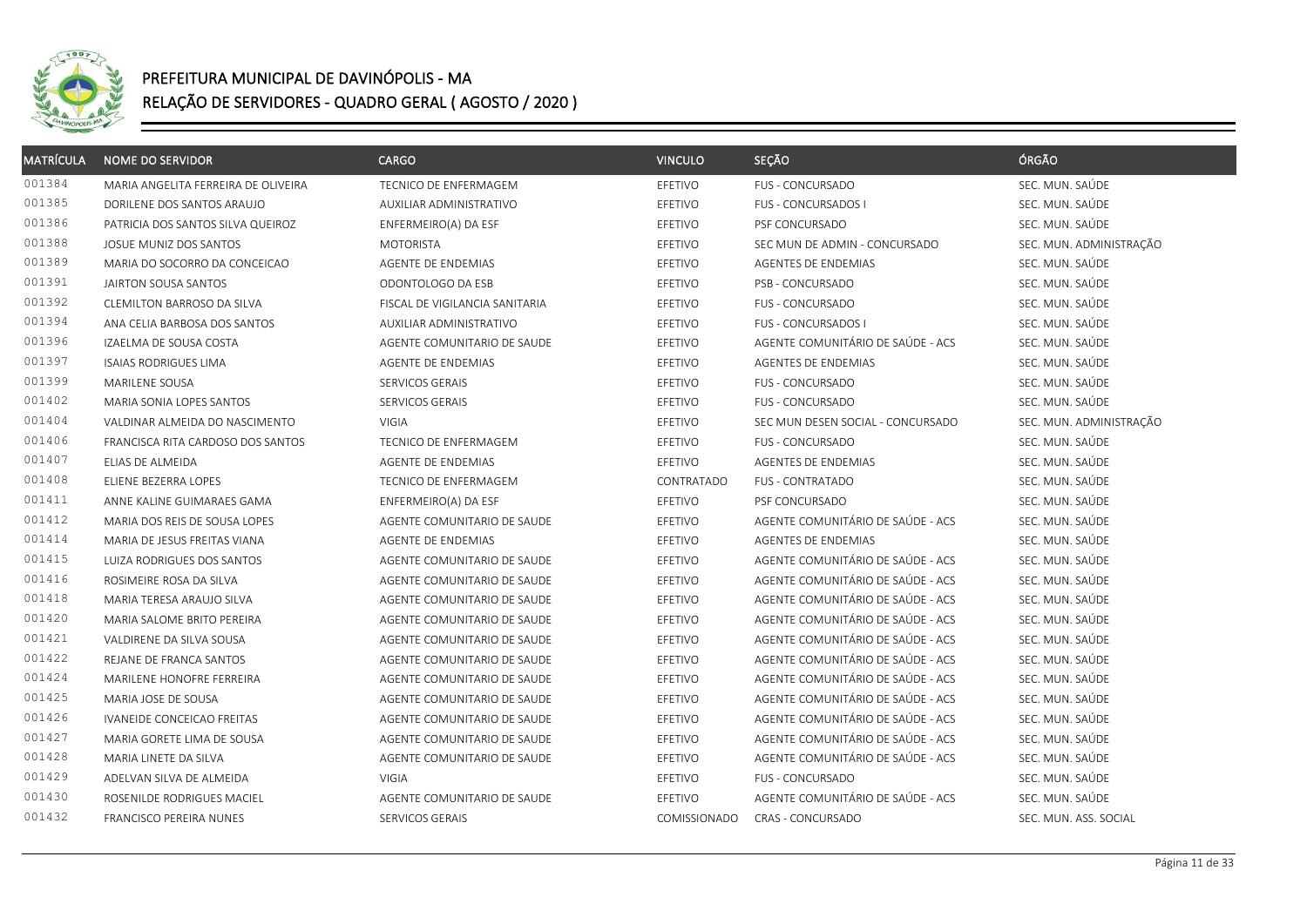# PREFEITURA MUNICIPAL DE DAVINÓPOLIS - MA

## RELAÇÃO DE SERVIDORES - QUADRO GERAL ( AGOSTO / 2020 )

| MATRÍCULA | NOME DO SERVIDOR | CARGO | VINCULO | SEÇÃO | ÓRGÃO |
|---|---|---|---|---|---|
| 001384 | MARIA ANGELITA FERREIRA DE OLIVEIRA | TECNICO DE ENFERMAGEM | EFETIVO | FUS - CONCURSADO | SEC. MUN. SAÚDE |
| 001385 | DORILENE DOS SANTOS ARAUJO | AUXILIAR ADMINISTRATIVO | EFETIVO | FUS - CONCURSADOS I | SEC. MUN. SAÚDE |
| 001386 | PATRICIA DOS SANTOS SILVA QUEIROZ | ENFERMEIRO(A) DA ESF | EFETIVO | PSF CONCURSADO | SEC. MUN. SAÚDE |
| 001388 | JOSUE MUNIZ DOS SANTOS | MOTORISTA | EFETIVO | SEC MUN DE ADMIN - CONCURSADO | SEC. MUN. ADMINISTRAÇÃO |
| 001389 | MARIA DO SOCORRO DA CONCEICAO | AGENTE DE ENDEMIAS | EFETIVO | AGENTES DE ENDEMIAS | SEC. MUN. SAÚDE |
| 001391 | JAIRTON SOUSA SANTOS | ODONTOLOGO DA ESB | EFETIVO | PSB - CONCURSADO | SEC. MUN. SAÚDE |
| 001392 | CLEMILTON BARROSO DA SILVA | FISCAL DE VIGILANCIA SANITARIA | EFETIVO | FUS - CONCURSADO | SEC. MUN. SAÚDE |
| 001394 | ANA CELIA BARBOSA DOS SANTOS | AUXILIAR ADMINISTRATIVO | EFETIVO | FUS - CONCURSADOS I | SEC. MUN. SAÚDE |
| 001396 | IZAELMA DE SOUSA COSTA | AGENTE COMUNITARIO DE SAUDE | EFETIVO | AGENTE COMUNITÁRIO DE SAÚDE - ACS | SEC. MUN. SAÚDE |
| 001397 | ISAIAS RODRIGUES LIMA | AGENTE DE ENDEMIAS | EFETIVO | AGENTES DE ENDEMIAS | SEC. MUN. SAÚDE |
| 001399 | MARILENE SOUSA | SERVICOS GERAIS | EFETIVO | FUS - CONCURSADO | SEC. MUN. SAÚDE |
| 001402 | MARIA SONIA LOPES SANTOS | SERVICOS GERAIS | EFETIVO | FUS - CONCURSADO | SEC. MUN. SAÚDE |
| 001404 | VALDINAR ALMEIDA DO NASCIMENTO | VIGIA | EFETIVO | SEC MUN DESEN SOCIAL - CONCURSADO | SEC. MUN. ADMINISTRAÇÃO |
| 001406 | FRANCISCA RITA CARDOSO DOS SANTOS | TECNICO DE ENFERMAGEM | EFETIVO | FUS - CONCURSADO | SEC. MUN. SAÚDE |
| 001407 | ELIAS DE ALMEIDA | AGENTE DE ENDEMIAS | EFETIVO | AGENTES DE ENDEMIAS | SEC. MUN. SAÚDE |
| 001408 | ELIENE BEZERRA LOPES | TECNICO DE ENFERMAGEM | CONTRATADO | FUS - CONTRATADO | SEC. MUN. SAÚDE |
| 001411 | ANNE KALINE GUIMARAES GAMA | ENFERMEIRO(A) DA ESF | EFETIVO | PSF CONCURSADO | SEC. MUN. SAÚDE |
| 001412 | MARIA DOS REIS DE SOUSA LOPES | AGENTE COMUNITARIO DE SAUDE | EFETIVO | AGENTE COMUNITÁRIO DE SAÚDE - ACS | SEC. MUN. SAÚDE |
| 001414 | MARIA DE JESUS FREITAS VIANA | AGENTE DE ENDEMIAS | EFETIVO | AGENTES DE ENDEMIAS | SEC. MUN. SAÚDE |
| 001415 | LUIZA RODRIGUES DOS SANTOS | AGENTE COMUNITARIO DE SAUDE | EFETIVO | AGENTE COMUNITÁRIO DE SAÚDE - ACS | SEC. MUN. SAÚDE |
| 001416 | ROSIMEIRE ROSA DA SILVA | AGENTE COMUNITARIO DE SAUDE | EFETIVO | AGENTE COMUNITÁRIO DE SAÚDE - ACS | SEC. MUN. SAÚDE |
| 001418 | MARIA TERESA ARAUJO SILVA | AGENTE COMUNITARIO DE SAUDE | EFETIVO | AGENTE COMUNITÁRIO DE SAÚDE - ACS | SEC. MUN. SAÚDE |
| 001420 | MARIA SALOME BRITO PEREIRA | AGENTE COMUNITARIO DE SAUDE | EFETIVO | AGENTE COMUNITÁRIO DE SAÚDE - ACS | SEC. MUN. SAÚDE |
| 001421 | VALDIRENE DA SILVA SOUSA | AGENTE COMUNITARIO DE SAUDE | EFETIVO | AGENTE COMUNITÁRIO DE SAÚDE - ACS | SEC. MUN. SAÚDE |
| 001422 | REJANE DE FRANCA SANTOS | AGENTE COMUNITARIO DE SAUDE | EFETIVO | AGENTE COMUNITÁRIO DE SAÚDE - ACS | SEC. MUN. SAÚDE |
| 001424 | MARILENE HONOFRE FERREIRA | AGENTE COMUNITARIO DE SAUDE | EFETIVO | AGENTE COMUNITÁRIO DE SAÚDE - ACS | SEC. MUN. SAÚDE |
| 001425 | MARIA JOSE DE SOUSA | AGENTE COMUNITARIO DE SAUDE | EFETIVO | AGENTE COMUNITÁRIO DE SAÚDE - ACS | SEC. MUN. SAÚDE |
| 001426 | IVANEIDE CONCEICAO FREITAS | AGENTE COMUNITARIO DE SAUDE | EFETIVO | AGENTE COMUNITÁRIO DE SAÚDE - ACS | SEC. MUN. SAÚDE |
| 001427 | MARIA GORETE LIMA DE SOUSA | AGENTE COMUNITARIO DE SAUDE | EFETIVO | AGENTE COMUNITÁRIO DE SAÚDE - ACS | SEC. MUN. SAÚDE |
| 001428 | MARIA LINETE DA SILVA | AGENTE COMUNITARIO DE SAUDE | EFETIVO | AGENTE COMUNITÁRIO DE SAÚDE - ACS | SEC. MUN. SAÚDE |
| 001429 | ADELVAN SILVA DE ALMEIDA | VIGIA | EFETIVO | FUS - CONCURSADO | SEC. MUN. SAÚDE |
| 001430 | ROSENILDE RODRIGUES MACIEL | AGENTE COMUNITARIO DE SAUDE | EFETIVO | AGENTE COMUNITÁRIO DE SAÚDE - ACS | SEC. MUN. SAÚDE |
| 001432 | FRANCISCO PEREIRA NUNES | SERVICOS GERAIS | COMISSIONADO | CRAS - CONCURSADO | SEC. MUN. ASS. SOCIAL |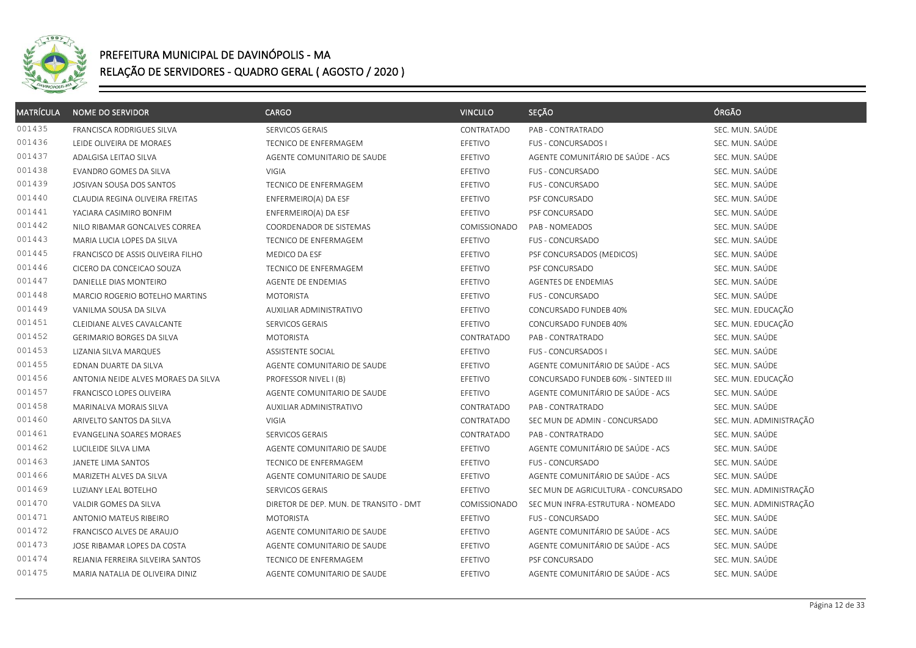# PREFEITURA MUNICIPAL DE DAVINÓPOLIS - MA

## RELAÇÃO DE SERVIDORES - QUADRO GERAL ( AGOSTO / 2020 )

| MATRÍCULA | NOME DO SERVIDOR | CARGO | VINCULO | SEÇÃO | ÓRGÃO |
|---|---|---|---|---|---|
| 001435 | FRANCISCA RODRIGUES SILVA | SERVICOS GERAIS | CONTRATADO | PAB - CONTRATRADO | SEC. MUN. SAÚDE |
| 001436 | LEIDE OLIVEIRA DE MORAES | TECNICO DE ENFERMAGEM | EFETIVO | FUS - CONCURSADOS I | SEC. MUN. SAÚDE |
| 001437 | ADALGISA LEITAO SILVA | AGENTE COMUNITARIO DE SAUDE | EFETIVO | AGENTE COMUNITÁRIO DE SAÚDE - ACS | SEC. MUN. SAÚDE |
| 001438 | EVANDRO GOMES DA SILVA | VIGIA | EFETIVO | FUS - CONCURSADO | SEC. MUN. SAÚDE |
| 001439 | JOSIVAN SOUSA DOS SANTOS | TECNICO DE ENFERMAGEM | EFETIVO | FUS - CONCURSADO | SEC. MUN. SAÚDE |
| 001440 | CLAUDIA REGINA OLIVEIRA FREITAS | ENFERMEIRO(A) DA ESF | EFETIVO | PSF CONCURSADO | SEC. MUN. SAÚDE |
| 001441 | YACIARA CASIMIRO BONFIM | ENFERMEIRO(A) DA ESF | EFETIVO | PSF CONCURSADO | SEC. MUN. SAÚDE |
| 001442 | NILO RIBAMAR GONCALVES CORREA | COORDENADOR DE SISTEMAS | COMISSIONADO | PAB - NOMEADOS | SEC. MUN. SAÚDE |
| 001443 | MARIA LUCIA LOPES DA SILVA | TECNICO DE ENFERMAGEM | EFETIVO | FUS - CONCURSADO | SEC. MUN. SAÚDE |
| 001445 | FRANCISCO DE ASSIS OLIVEIRA FILHO | MEDICO DA ESF | EFETIVO | PSF CONCURSADOS (MEDICOS) | SEC. MUN. SAÚDE |
| 001446 | CICERO DA CONCEICAO SOUZA | TECNICO DE ENFERMAGEM | EFETIVO | PSF CONCURSADO | SEC. MUN. SAÚDE |
| 001447 | DANIELLE DIAS MONTEIRO | AGENTE DE ENDEMIAS | EFETIVO | AGENTES DE ENDEMIAS | SEC. MUN. SAÚDE |
| 001448 | MARCIO ROGERIO BOTELHO MARTINS | MOTORISTA | EFETIVO | FUS - CONCURSADO | SEC. MUN. SAÚDE |
| 001449 | VANILMA SOUSA DA SILVA | AUXILIAR ADMINISTRATIVO | EFETIVO | CONCURSADO FUNDEB 40% | SEC. MUN. EDUCAÇÃO |
| 001451 | CLEIDIANE ALVES CAVALCANTE | SERVICOS GERAIS | EFETIVO | CONCURSADO FUNDEB 40% | SEC. MUN. EDUCAÇÃO |
| 001452 | GERIMARIO BORGES DA SILVA | MOTORISTA | CONTRATADO | PAB - CONTRATRADO | SEC. MUN. SAÚDE |
| 001453 | LIZANIA SILVA MARQUES | ASSISTENTE SOCIAL | EFETIVO | FUS - CONCURSADOS I | SEC. MUN. SAÚDE |
| 001455 | EDNAN DUARTE DA SILVA | AGENTE COMUNITARIO DE SAUDE | EFETIVO | AGENTE COMUNITÁRIO DE SAÚDE - ACS | SEC. MUN. SAÚDE |
| 001456 | ANTONIA NEIDE ALVES MORAES DA SILVA | PROFESSOR NIVEL I (B) | EFETIVO | CONCURSADO FUNDEB 60% - SINTEED III | SEC. MUN. EDUCAÇÃO |
| 001457 | FRANCISCO LOPES OLIVEIRA | AGENTE COMUNITARIO DE SAUDE | EFETIVO | AGENTE COMUNITÁRIO DE SAÚDE - ACS | SEC. MUN. SAÚDE |
| 001458 | MARINALVA MORAIS SILVA | AUXILIAR ADMINISTRATIVO | CONTRATADO | PAB - CONTRATRADO | SEC. MUN. SAÚDE |
| 001460 | ARIVELTO SANTOS DA SILVA | VIGIA | CONTRATADO | SEC MUN DE ADMIN - CONCURSADO | SEC. MUN. ADMINISTRAÇÃO |
| 001461 | EVANGELINA SOARES MORAES | SERVICOS GERAIS | CONTRATADO | PAB - CONTRATRADO | SEC. MUN. SAÚDE |
| 001462 | LUCILEIDE SILVA LIMA | AGENTE COMUNITARIO DE SAUDE | EFETIVO | AGENTE COMUNITÁRIO DE SAÚDE - ACS | SEC. MUN. SAÚDE |
| 001463 | JANETE LIMA SANTOS | TECNICO DE ENFERMAGEM | EFETIVO | FUS - CONCURSADO | SEC. MUN. SAÚDE |
| 001466 | MARIZETH ALVES DA SILVA | AGENTE COMUNITARIO DE SAUDE | EFETIVO | AGENTE COMUNITÁRIO DE SAÚDE - ACS | SEC. MUN. SAÚDE |
| 001469 | LUZIANY LEAL BOTELHO | SERVICOS GERAIS | EFETIVO | SEC MUN DE AGRICULTURA - CONCURSADO | SEC. MUN. ADMINISTRAÇÃO |
| 001470 | VALDIR GOMES DA SILVA | DIRETOR DE DEP. MUN. DE TRANSITO - DMT | COMISSIONADO | SEC MUN INFRA-ESTRUTURA - NOMEADO | SEC. MUN. ADMINISTRAÇÃO |
| 001471 | ANTONIO MATEUS RIBEIRO | MOTORISTA | EFETIVO | FUS - CONCURSADO | SEC. MUN. SAÚDE |
| 001472 | FRANCISCO ALVES DE ARAUJO | AGENTE COMUNITARIO DE SAUDE | EFETIVO | AGENTE COMUNITÁRIO DE SAÚDE - ACS | SEC. MUN. SAÚDE |
| 001473 | JOSE RIBAMAR LOPES DA COSTA | AGENTE COMUNITARIO DE SAUDE | EFETIVO | AGENTE COMUNITÁRIO DE SAÚDE - ACS | SEC. MUN. SAÚDE |
| 001474 | REJANIA FERREIRA SILVEIRA SANTOS | TECNICO DE ENFERMAGEM | EFETIVO | PSF CONCURSADO | SEC. MUN. SAÚDE |
| 001475 | MARIA NATALIA DE OLIVEIRA DINIZ | AGENTE COMUNITARIO DE SAUDE | EFETIVO | AGENTE COMUNITÁRIO DE SAÚDE - ACS | SEC. MUN. SAÚDE |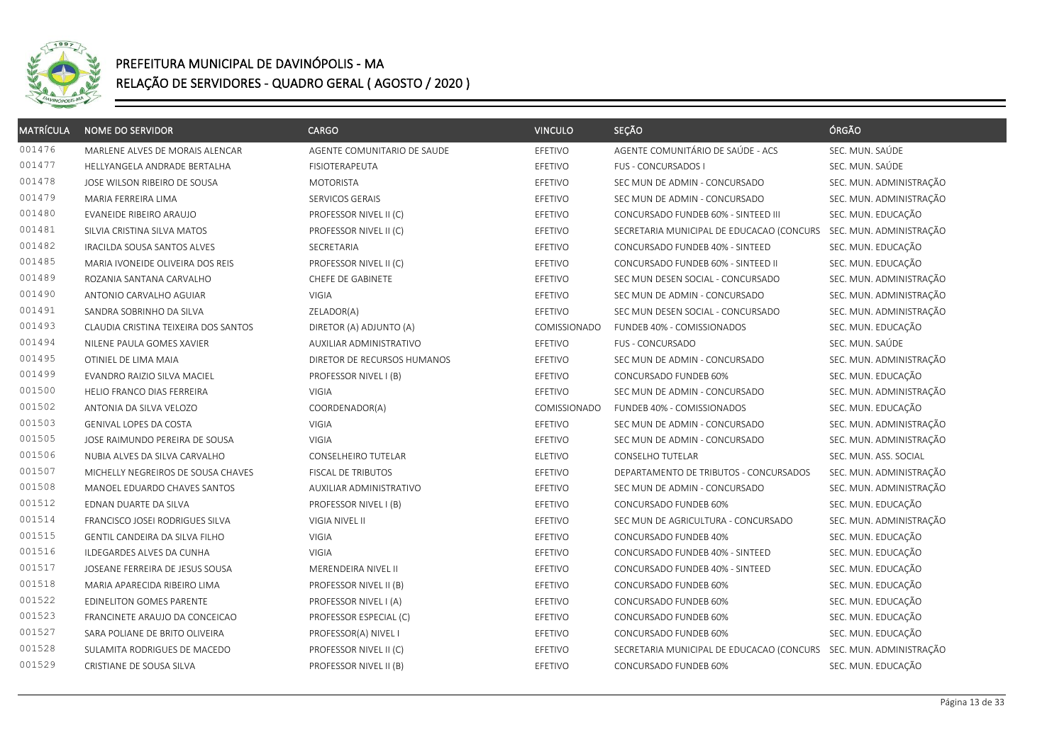# PREFEITURA MUNICIPAL DE DAVINÓPOLIS - MA

## RELAÇÃO DE SERVIDORES - QUADRO GERAL ( AGOSTO / 2020 )

| MATRÍCULA | NOME DO SERVIDOR | CARGO | VINCULO | SEÇÃO | ÓRGÃO |
|---|---|---|---|---|---|
| 001476 | MARLENE ALVES DE MORAIS ALENCAR | AGENTE COMUNITARIO DE SAUDE | EFETIVO | AGENTE COMUNITÁRIO DE SAÚDE - ACS | SEC. MUN. SAÚDE |
| 001477 | HELLYANGELA ANDRADE BERTALHA | FISIOTERAPEUTA | EFETIVO | FUS - CONCURSADOS I | SEC. MUN. SAÚDE |
| 001478 | JOSE WILSON RIBEIRO DE SOUSA | MOTORISTA | EFETIVO | SEC MUN DE ADMIN - CONCURSADO | SEC. MUN. ADMINISTRAÇÃO |
| 001479 | MARIA FERREIRA LIMA | SERVICOS GERAIS | EFETIVO | SEC MUN DE ADMIN - CONCURSADO | SEC. MUN. ADMINISTRAÇÃO |
| 001480 | EVANEIDE RIBEIRO ARAUJO | PROFESSOR NIVEL II (C) | EFETIVO | CONCURSADO FUNDEB 60% - SINTEED III | SEC. MUN. EDUCAÇÃO |
| 001481 | SILVIA CRISTINA SILVA MATOS | PROFESSOR NIVEL II (C) | EFETIVO | SECRETARIA MUNICIPAL DE EDUCACAO (CONCURS | SEC. MUN. ADMINISTRAÇÃO |
| 001482 | IRACILDA SOUSA SANTOS ALVES | SECRETARIA | EFETIVO | CONCURSADO FUNDEB 40% - SINTEED | SEC. MUN. EDUCAÇÃO |
| 001485 | MARIA IVONEIDE OLIVEIRA DOS REIS | PROFESSOR NIVEL II (C) | EFETIVO | CONCURSADO FUNDEB 60% - SINTEED II | SEC. MUN. EDUCAÇÃO |
| 001489 | ROZANIA SANTANA CARVALHO | CHEFE DE GABINETE | EFETIVO | SEC MUN DESEN SOCIAL - CONCURSADO | SEC. MUN. ADMINISTRAÇÃO |
| 001490 | ANTONIO CARVALHO AGUIAR | VIGIA | EFETIVO | SEC MUN DE ADMIN - CONCURSADO | SEC. MUN. ADMINISTRAÇÃO |
| 001491 | SANDRA SOBRINHO DA SILVA | ZELADOR(A) | EFETIVO | SEC MUN DESEN SOCIAL - CONCURSADO | SEC. MUN. ADMINISTRAÇÃO |
| 001493 | CLAUDIA CRISTINA TEIXEIRA DOS SANTOS | DIRETOR (A) ADJUNTO (A) | COMISSIONADO | FUNDEB 40% - COMISSIONADOS | SEC. MUN. EDUCAÇÃO |
| 001494 | NILENE PAULA GOMES XAVIER | AUXILIAR ADMINISTRATIVO | EFETIVO | FUS - CONCURSADO | SEC. MUN. SAÚDE |
| 001495 | OTINIEL DE LIMA MAIA | DIRETOR DE RECURSOS HUMANOS | EFETIVO | SEC MUN DE ADMIN - CONCURSADO | SEC. MUN. ADMINISTRAÇÃO |
| 001499 | EVANDRO RAIZIO SILVA MACIEL | PROFESSOR NIVEL I (B) | EFETIVO | CONCURSADO FUNDEB 60% | SEC. MUN. EDUCAÇÃO |
| 001500 | HELIO FRANCO DIAS FERREIRA | VIGIA | EFETIVO | SEC MUN DE ADMIN - CONCURSADO | SEC. MUN. ADMINISTRAÇÃO |
| 001502 | ANTONIA DA SILVA VELOZO | COORDENADOR(A) | COMISSIONADO | FUNDEB 40% - COMISSIONADOS | SEC. MUN. EDUCAÇÃO |
| 001503 | GENIVAL LOPES DA COSTA | VIGIA | EFETIVO | SEC MUN DE ADMIN - CONCURSADO | SEC. MUN. ADMINISTRAÇÃO |
| 001505 | JOSE RAIMUNDO PEREIRA DE SOUSA | VIGIA | EFETIVO | SEC MUN DE ADMIN - CONCURSADO | SEC. MUN. ADMINISTRAÇÃO |
| 001506 | NUBIA ALVES DA SILVA CARVALHO | CONSELHEIRO TUTELAR | ELETIVO | CONSELHO TUTELAR | SEC. MUN. ASS. SOCIAL |
| 001507 | MICHELLY NEGREIROS DE SOUSA CHAVES | FISCAL DE TRIBUTOS | EFETIVO | DEPARTAMENTO DE TRIBUTOS - CONCURSADOS | SEC. MUN. ADMINISTRAÇÃO |
| 001508 | MANOEL EDUARDO CHAVES SANTOS | AUXILIAR ADMINISTRATIVO | EFETIVO | SEC MUN DE ADMIN - CONCURSADO | SEC. MUN. ADMINISTRAÇÃO |
| 001512 | EDNAN DUARTE DA SILVA | PROFESSOR NIVEL I (B) | EFETIVO | CONCURSADO FUNDEB 60% | SEC. MUN. EDUCAÇÃO |
| 001514 | FRANCISCO JOSEI RODRIGUES SILVA | VIGIA NIVEL II | EFETIVO | SEC MUN DE AGRICULTURA - CONCURSADO | SEC. MUN. ADMINISTRAÇÃO |
| 001515 | GENTIL CANDEIRA DA SILVA FILHO | VIGIA | EFETIVO | CONCURSADO FUNDEB 40% | SEC. MUN. EDUCAÇÃO |
| 001516 | ILDEGARDES ALVES DA CUNHA | VIGIA | EFETIVO | CONCURSADO FUNDEB 40% - SINTEED | SEC. MUN. EDUCAÇÃO |
| 001517 | JOSEANE FERREIRA DE JESUS SOUSA | MERENDEIRA NIVEL II | EFETIVO | CONCURSADO FUNDEB 40% - SINTEED | SEC. MUN. EDUCAÇÃO |
| 001518 | MARIA APARECIDA RIBEIRO LIMA | PROFESSOR NIVEL II (B) | EFETIVO | CONCURSADO FUNDEB 60% | SEC. MUN. EDUCAÇÃO |
| 001522 | EDINELITON GOMES PARENTE | PROFESSOR NIVEL I (A) | EFETIVO | CONCURSADO FUNDEB 60% | SEC. MUN. EDUCAÇÃO |
| 001523 | FRANCINETE ARAUJO DA CONCEICAO | PROFESSOR ESPECIAL (C) | EFETIVO | CONCURSADO FUNDEB 60% | SEC. MUN. EDUCAÇÃO |
| 001527 | SARA POLIANE DE BRITO OLIVEIRA | PROFESSOR(A) NIVEL I | EFETIVO | CONCURSADO FUNDEB 60% | SEC. MUN. EDUCAÇÃO |
| 001528 | SULAMITA RODRIGUES DE MACEDO | PROFESSOR NIVEL II (C) | EFETIVO | SECRETARIA MUNICIPAL DE EDUCACAO (CONCURS | SEC. MUN. ADMINISTRAÇÃO |
| 001529 | CRISTIANE DE SOUSA SILVA | PROFESSOR NIVEL II (B) | EFETIVO | CONCURSADO FUNDEB 60% | SEC. MUN. EDUCAÇÃO |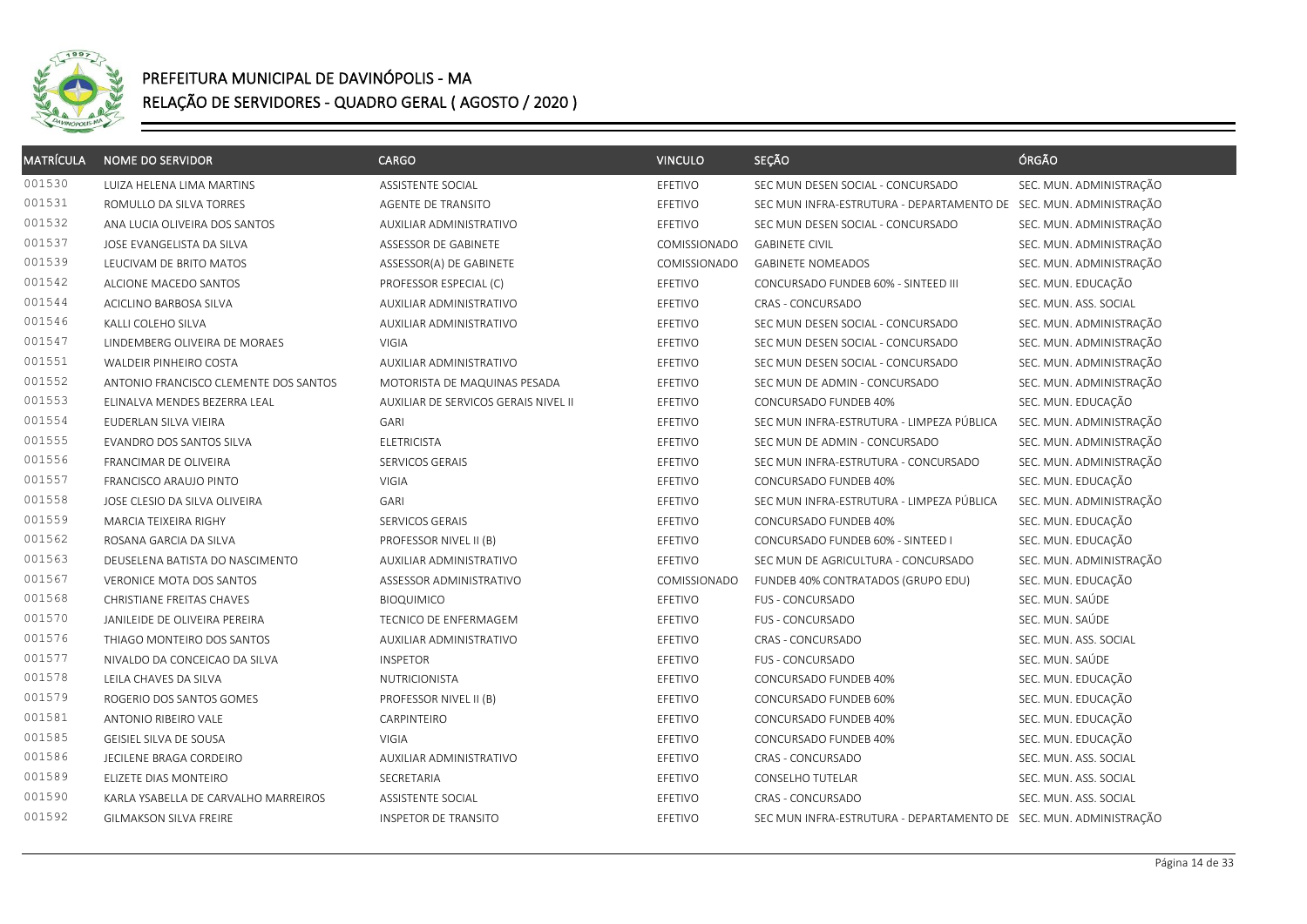# PREFEITURA MUNICIPAL DE DAVINÓPOLIS - MA

## RELAÇÃO DE SERVIDORES - QUADRO GERAL ( AGOSTO / 2020 )

| MATRÍCULA | NOME DO SERVIDOR | CARGO | VINCULO | SEÇÃO | ÓRGÃO |
|---|---|---|---|---|---|
| 001530 | LUIZA HELENA LIMA MARTINS | ASSISTENTE SOCIAL | EFETIVO | SEC MUN DESEN SOCIAL - CONCURSADO | SEC. MUN. ADMINISTRAÇÃO |
| 001531 | ROMULLO DA SILVA TORRES | AGENTE DE TRANSITO | EFETIVO | SEC MUN INFRA-ESTRUTURA - DEPARTAMENTO DE | SEC. MUN. ADMINISTRAÇÃO |
| 001532 | ANA LUCIA OLIVEIRA DOS SANTOS | AUXILIAR ADMINISTRATIVO | EFETIVO | SEC MUN DESEN SOCIAL - CONCURSADO | SEC. MUN. ADMINISTRAÇÃO |
| 001537 | JOSE EVANGELISTA DA SILVA | ASSESSOR DE GABINETE | COMISSIONADO | GABINETE CIVIL | SEC. MUN. ADMINISTRAÇÃO |
| 001539 | LEUCIVAM DE BRITO MATOS | ASSESSOR(A) DE GABINETE | COMISSIONADO | GABINETE NOMEADOS | SEC. MUN. ADMINISTRAÇÃO |
| 001542 | ALCIONE MACEDO SANTOS | PROFESSOR ESPECIAL (C) | EFETIVO | CONCURSADO FUNDEB 60% - SINTEED III | SEC. MUN. EDUCAÇÃO |
| 001544 | ACICLINO BARBOSA SILVA | AUXILIAR ADMINISTRATIVO | EFETIVO | CRAS - CONCURSADO | SEC. MUN. ASS. SOCIAL |
| 001546 | KALLI COLEHO SILVA | AUXILIAR ADMINISTRATIVO | EFETIVO | SEC MUN DESEN SOCIAL - CONCURSADO | SEC. MUN. ADMINISTRAÇÃO |
| 001547 | LINDEMBERG OLIVEIRA DE MORAES | VIGIA | EFETIVO | SEC MUN DESEN SOCIAL - CONCURSADO | SEC. MUN. ADMINISTRAÇÃO |
| 001551 | WALDEIR PINHEIRO COSTA | AUXILIAR ADMINISTRATIVO | EFETIVO | SEC MUN DESEN SOCIAL - CONCURSADO | SEC. MUN. ADMINISTRAÇÃO |
| 001552 | ANTONIO FRANCISCO CLEMENTE DOS SANTOS | MOTORISTA DE MAQUINAS PESADA | EFETIVO | SEC MUN DE ADMIN - CONCURSADO | SEC. MUN. ADMINISTRAÇÃO |
| 001553 | ELINALVA MENDES BEZERRA LEAL | AUXILIAR DE SERVICOS GERAIS NIVEL II | EFETIVO | CONCURSADO FUNDEB 40% | SEC. MUN. EDUCAÇÃO |
| 001554 | EUDERLAN SILVA VIEIRA | GARI | EFETIVO | SEC MUN INFRA-ESTRUTURA - LIMPEZA PÚBLICA | SEC. MUN. ADMINISTRAÇÃO |
| 001555 | EVANDRO DOS SANTOS SILVA | ELETRICISTA | EFETIVO | SEC MUN DE ADMIN - CONCURSADO | SEC. MUN. ADMINISTRAÇÃO |
| 001556 | FRANCIMAR DE OLIVEIRA | SERVICOS GERAIS | EFETIVO | SEC MUN INFRA-ESTRUTURA - CONCURSADO | SEC. MUN. ADMINISTRAÇÃO |
| 001557 | FRANCISCO ARAUJO PINTO | VIGIA | EFETIVO | CONCURSADO FUNDEB 40% | SEC. MUN. EDUCAÇÃO |
| 001558 | JOSE CLESIO DA SILVA OLIVEIRA | GARI | EFETIVO | SEC MUN INFRA-ESTRUTURA - LIMPEZA PÚBLICA | SEC. MUN. ADMINISTRAÇÃO |
| 001559 | MARCIA TEIXEIRA RIGHY | SERVICOS GERAIS | EFETIVO | CONCURSADO FUNDEB 40% | SEC. MUN. EDUCAÇÃO |
| 001562 | ROSANA GARCIA DA SILVA | PROFESSOR NIVEL II (B) | EFETIVO | CONCURSADO FUNDEB 60% - SINTEED I | SEC. MUN. EDUCAÇÃO |
| 001563 | DEUSELENA BATISTA DO NASCIMENTO | AUXILIAR ADMINISTRATIVO | EFETIVO | SEC MUN DE AGRICULTURA - CONCURSADO | SEC. MUN. ADMINISTRAÇÃO |
| 001567 | VERONICE MOTA DOS SANTOS | ASSESSOR ADMINISTRATIVO | COMISSIONADO | FUNDEB 40% CONTRATADOS (GRUPO EDU) | SEC. MUN. EDUCAÇÃO |
| 001568 | CHRISTIANE FREITAS CHAVES | BIOQUIMICO | EFETIVO | FUS - CONCURSADO | SEC. MUN. SAÚDE |
| 001570 | JANILEIDE DE OLIVEIRA PEREIRA | TECNICO DE ENFERMAGEM | EFETIVO | FUS - CONCURSADO | SEC. MUN. SAÚDE |
| 001576 | THIAGO MONTEIRO DOS SANTOS | AUXILIAR ADMINISTRATIVO | EFETIVO | CRAS - CONCURSADO | SEC. MUN. ASS. SOCIAL |
| 001577 | NIVALDO DA CONCEICAO DA SILVA | INSPETOR | EFETIVO | FUS - CONCURSADO | SEC. MUN. SAÚDE |
| 001578 | LEILA CHAVES DA SILVA | NUTRICIONISTA | EFETIVO | CONCURSADO FUNDEB 40% | SEC. MUN. EDUCAÇÃO |
| 001579 | ROGERIO DOS SANTOS GOMES | PROFESSOR NIVEL II (B) | EFETIVO | CONCURSADO FUNDEB 60% | SEC. MUN. EDUCAÇÃO |
| 001581 | ANTONIO RIBEIRO VALE | CARPINTEIRO | EFETIVO | CONCURSADO FUNDEB 40% | SEC. MUN. EDUCAÇÃO |
| 001585 | GEISIEL SILVA DE SOUSA | VIGIA | EFETIVO | CONCURSADO FUNDEB 40% | SEC. MUN. EDUCAÇÃO |
| 001586 | JECILENE BRAGA CORDEIRO | AUXILIAR ADMINISTRATIVO | EFETIVO | CRAS - CONCURSADO | SEC. MUN. ASS. SOCIAL |
| 001589 | ELIZETE DIAS MONTEIRO | SECRETARIA | EFETIVO | CONSELHO TUTELAR | SEC. MUN. ASS. SOCIAL |
| 001590 | KARLA YSABELLA DE CARVALHO MARREIROS | ASSISTENTE SOCIAL | EFETIVO | CRAS - CONCURSADO | SEC. MUN. ASS. SOCIAL |
| 001592 | GILMAKSON SILVA FREIRE | INSPETOR DE TRANSITO | EFETIVO | SEC MUN INFRA-ESTRUTURA - DEPARTAMENTO DE | SEC. MUN. ADMINISTRAÇÃO |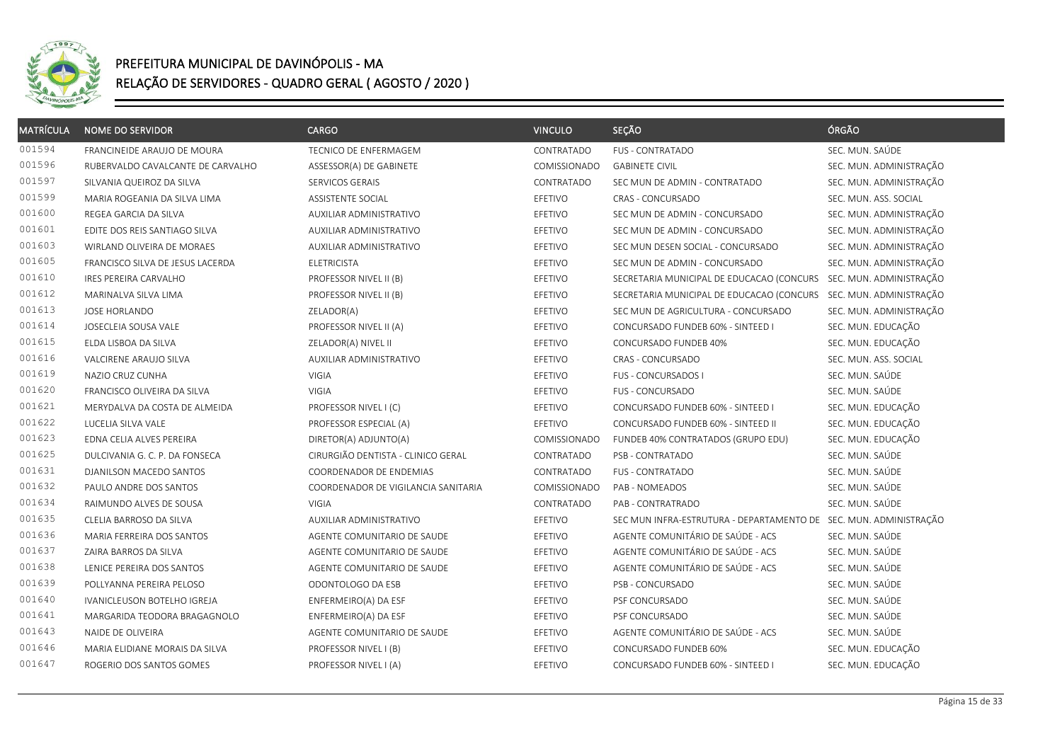# PREFEITURA MUNICIPAL DE DAVINÓPOLIS - MA

## RELAÇÃO DE SERVIDORES - QUADRO GERAL ( AGOSTO / 2020 )

| MATRÍCULA | NOME DO SERVIDOR | CARGO | VINCULO | SEÇÃO | ÓRGÃO |
|---|---|---|---|---|---|
| 001594 | FRANCINEIDE ARAUJO DE MOURA | TECNICO DE ENFERMAGEM | CONTRATADO | FUS - CONTRATADO | SEC. MUN. SAÚDE |
| 001596 | RUBERVALDO CAVALCANTE DE CARVALHO | ASSESSOR(A) DE GABINETE | COMISSIONADO | GABINETE CIVIL | SEC. MUN. ADMINISTRAÇÃO |
| 001597 | SILVANIA QUEIROZ DA SILVA | SERVICOS GERAIS | CONTRATADO | SEC MUN DE ADMIN - CONTRATADO | SEC. MUN. ADMINISTRAÇÃO |
| 001599 | MARIA ROGEANIA DA SILVA LIMA | ASSISTENTE SOCIAL | EFETIVO | CRAS - CONCURSADO | SEC. MUN. ASS. SOCIAL |
| 001600 | REGEA GARCIA DA SILVA | AUXILIAR ADMINISTRATIVO | EFETIVO | SEC MUN DE ADMIN - CONCURSADO | SEC. MUN. ADMINISTRAÇÃO |
| 001601 | EDITE DOS REIS SANTIAGO SILVA | AUXILIAR ADMINISTRATIVO | EFETIVO | SEC MUN DE ADMIN - CONCURSADO | SEC. MUN. ADMINISTRAÇÃO |
| 001603 | WIRLAND OLIVEIRA DE MORAES | AUXILIAR ADMINISTRATIVO | EFETIVO | SEC MUN DESEN SOCIAL - CONCURSADO | SEC. MUN. ADMINISTRAÇÃO |
| 001605 | FRANCISCO SILVA DE JESUS LACERDA | ELETRICISTA | EFETIVO | SEC MUN DE ADMIN - CONCURSADO | SEC. MUN. ADMINISTRAÇÃO |
| 001610 | IRES PEREIRA CARVALHO | PROFESSOR NIVEL II (B) | EFETIVO | SECRETARIA MUNICIPAL DE EDUCACAO (CONCURS | SEC. MUN. ADMINISTRAÇÃO |
| 001612 | MARINALVA SILVA LIMA | PROFESSOR NIVEL II (B) | EFETIVO | SECRETARIA MUNICIPAL DE EDUCACAO (CONCURS | SEC. MUN. ADMINISTRAÇÃO |
| 001613 | JOSE HORLANDO | ZELADOR(A) | EFETIVO | SEC MUN DE AGRICULTURA - CONCURSADO | SEC. MUN. ADMINISTRAÇÃO |
| 001614 | JOSECLEIA SOUSA VALE | PROFESSOR NIVEL II (A) | EFETIVO | CONCURSADO FUNDEB 60% - SINTEED I | SEC. MUN. EDUCAÇÃO |
| 001615 | ELDA LISBOA DA SILVA | ZELADOR(A) NIVEL II | EFETIVO | CONCURSADO FUNDEB 40% | SEC. MUN. EDUCAÇÃO |
| 001616 | VALCIRENE ARAUJO SILVA | AUXILIAR ADMINISTRATIVO | EFETIVO | CRAS - CONCURSADO | SEC. MUN. ASS. SOCIAL |
| 001619 | NAZIO CRUZ CUNHA | VIGIA | EFETIVO | FUS - CONCURSADOS I | SEC. MUN. SAÚDE |
| 001620 | FRANCISCO OLIVEIRA DA SILVA | VIGIA | EFETIVO | FUS - CONCURSADO | SEC. MUN. SAÚDE |
| 001621 | MERYDALVA DA COSTA DE ALMEIDA | PROFESSOR NIVEL I (C) | EFETIVO | CONCURSADO FUNDEB 60% - SINTEED I | SEC. MUN. EDUCAÇÃO |
| 001622 | LUCELIA SILVA VALE | PROFESSOR ESPECIAL (A) | EFETIVO | CONCURSADO FUNDEB 60% - SINTEED II | SEC. MUN. EDUCAÇÃO |
| 001623 | EDNA CELIA ALVES PEREIRA | DIRETOR(A) ADJUNTO(A) | COMISSIONADO | FUNDEB 40% CONTRATADOS (GRUPO EDU) | SEC. MUN. EDUCAÇÃO |
| 001625 | DULCIVANIA G. C. P. DA FONSECA | CIRURGIÃO DENTISTA - CLINICO GERAL | CONTRATADO | PSB - CONTRATADO | SEC. MUN. SAÚDE |
| 001631 | DJANILSON MACEDO SANTOS | COORDENADOR DE ENDEMIAS | CONTRATADO | FUS - CONTRATADO | SEC. MUN. SAÚDE |
| 001632 | PAULO ANDRE DOS SANTOS | COORDENADOR DE VIGILANCIA SANITARIA | COMISSIONADO | PAB - NOMEADOS | SEC. MUN. SAÚDE |
| 001634 | RAIMUNDO ALVES DE SOUSA | VIGIA | CONTRATADO | PAB - CONTRATRADO | SEC. MUN. SAÚDE |
| 001635 | CLELIA BARROSO DA SILVA | AUXILIAR ADMINISTRATIVO | EFETIVO | SEC MUN INFRA-ESTRUTURA - DEPARTAMENTO DE | SEC. MUN. ADMINISTRAÇÃO |
| 001636 | MARIA FERREIRA DOS SANTOS | AGENTE COMUNITARIO DE SAUDE | EFETIVO | AGENTE COMUNITÁRIO DE SAÚDE - ACS | SEC. MUN. SAÚDE |
| 001637 | ZAIRA BARROS DA SILVA | AGENTE COMUNITARIO DE SAUDE | EFETIVO | AGENTE COMUNITÁRIO DE SAÚDE - ACS | SEC. MUN. SAÚDE |
| 001638 | LENICE PEREIRA DOS SANTOS | AGENTE COMUNITARIO DE SAUDE | EFETIVO | AGENTE COMUNITÁRIO DE SAÚDE - ACS | SEC. MUN. SAÚDE |
| 001639 | POLLYANNA PEREIRA PELOSO | ODONTOLOGO DA ESB | EFETIVO | PSB - CONCURSADO | SEC. MUN. SAÚDE |
| 001640 | IVANICLEUSON BOTELHO IGREJA | ENFERMEIRO(A) DA ESF | EFETIVO | PSF CONCURSADO | SEC. MUN. SAÚDE |
| 001641 | MARGARIDA TEODORA BRAGAGNOLO | ENFERMEIRO(A) DA ESF | EFETIVO | PSF CONCURSADO | SEC. MUN. SAÚDE |
| 001643 | NAIDE DE OLIVEIRA | AGENTE COMUNITARIO DE SAUDE | EFETIVO | AGENTE COMUNITÁRIO DE SAÚDE - ACS | SEC. MUN. SAÚDE |
| 001646 | MARIA ELIDIANE MORAIS DA SILVA | PROFESSOR NIVEL I (B) | EFETIVO | CONCURSADO FUNDEB 60% | SEC. MUN. EDUCAÇÃO |
| 001647 | ROGERIO DOS SANTOS GOMES | PROFESSOR NIVEL I (A) | EFETIVO | CONCURSADO FUNDEB 60% - SINTEED I | SEC. MUN. EDUCAÇÃO |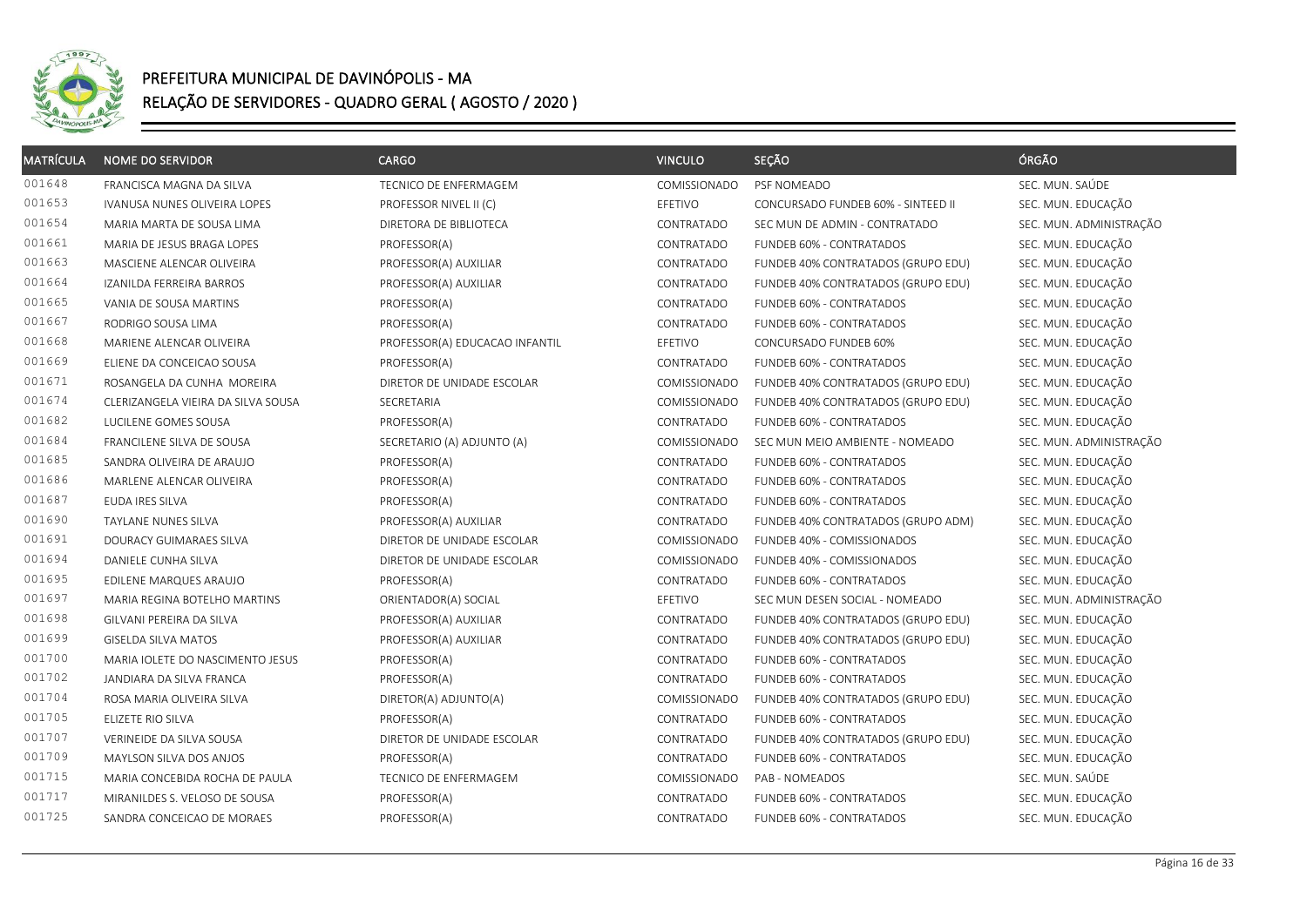# PREFEITURA MUNICIPAL DE DAVINÓPOLIS - MA

## RELAÇÃO DE SERVIDORES - QUADRO GERAL ( AGOSTO / 2020 )

| MATRÍCULA | NOME DO SERVIDOR | CARGO | VINCULO | SEÇÃO | ÓRGÃO |
|---|---|---|---|---|---|
| 001648 | FRANCISCA MAGNA DA SILVA | TECNICO DE ENFERMAGEM | COMISSIONADO | PSF NOMEADO | SEC. MUN. SAÚDE |
| 001653 | IVANUSA NUNES OLIVEIRA LOPES | PROFESSOR NIVEL II (C) | EFETIVO | CONCURSADO FUNDEB 60% - SINTEED II | SEC. MUN. EDUCAÇÃO |
| 001654 | MARIA MARTA DE SOUSA LIMA | DIRETORA DE BIBLIOTECA | CONTRATADO | SEC MUN DE ADMIN - CONTRATADO | SEC. MUN. ADMINISTRAÇÃO |
| 001661 | MARIA DE JESUS BRAGA LOPES | PROFESSOR(A) | CONTRATADO | FUNDEB 60% - CONTRATADOS | SEC. MUN. EDUCAÇÃO |
| 001663 | MASCIENE ALENCAR OLIVEIRA | PROFESSOR(A) AUXILIAR | CONTRATADO | FUNDEB 40% CONTRATADOS (GRUPO EDU) | SEC. MUN. EDUCAÇÃO |
| 001664 | IZANILDA FERREIRA BARROS | PROFESSOR(A) AUXILIAR | CONTRATADO | FUNDEB 40% CONTRATADOS (GRUPO EDU) | SEC. MUN. EDUCAÇÃO |
| 001665 | VANIA DE SOUSA MARTINS | PROFESSOR(A) | CONTRATADO | FUNDEB 60% - CONTRATADOS | SEC. MUN. EDUCAÇÃO |
| 001667 | RODRIGO SOUSA LIMA | PROFESSOR(A) | CONTRATADO | FUNDEB 60% - CONTRATADOS | SEC. MUN. EDUCAÇÃO |
| 001668 | MARIENE ALENCAR OLIVEIRA | PROFESSOR(A) EDUCACAO INFANTIL | EFETIVO | CONCURSADO FUNDEB 60% | SEC. MUN. EDUCAÇÃO |
| 001669 | ELIENE DA CONCEICAO SOUSA | PROFESSOR(A) | CONTRATADO | FUNDEB 60% - CONTRATADOS | SEC. MUN. EDUCAÇÃO |
| 001671 | ROSANGELA DA CUNHA MOREIRA | DIRETOR DE UNIDADE ESCOLAR | COMISSIONADO | FUNDEB 40% CONTRATADOS (GRUPO EDU) | SEC. MUN. EDUCAÇÃO |
| 001674 | CLERIZANGELA VIEIRA DA SILVA SOUSA | SECRETARIA | COMISSIONADO | FUNDEB 40% CONTRATADOS (GRUPO EDU) | SEC. MUN. EDUCAÇÃO |
| 001682 | LUCILENE GOMES SOUSA | PROFESSOR(A) | CONTRATADO | FUNDEB 60% - CONTRATADOS | SEC. MUN. EDUCAÇÃO |
| 001684 | FRANCILENE SILVA DE SOUSA | SECRETARIO (A) ADJUNTO (A) | COMISSIONADO | SEC MUN MEIO AMBIENTE - NOMEADO | SEC. MUN. ADMINISTRAÇÃO |
| 001685 | SANDRA OLIVEIRA DE ARAUJO | PROFESSOR(A) | CONTRATADO | FUNDEB 60% - CONTRATADOS | SEC. MUN. EDUCAÇÃO |
| 001686 | MARLENE ALENCAR OLIVEIRA | PROFESSOR(A) | CONTRATADO | FUNDEB 60% - CONTRATADOS | SEC. MUN. EDUCAÇÃO |
| 001687 | EUDA IRES SILVA | PROFESSOR(A) | CONTRATADO | FUNDEB 60% - CONTRATADOS | SEC. MUN. EDUCAÇÃO |
| 001690 | TAYLANE NUNES SILVA | PROFESSOR(A) AUXILIAR | CONTRATADO | FUNDEB 40% CONTRATADOS (GRUPO ADM) | SEC. MUN. EDUCAÇÃO |
| 001691 | DOURACY GUIMARAES SILVA | DIRETOR DE UNIDADE ESCOLAR | COMISSIONADO | FUNDEB 40% - COMISSIONADOS | SEC. MUN. EDUCAÇÃO |
| 001694 | DANIELE CUNHA SILVA | DIRETOR DE UNIDADE ESCOLAR | COMISSIONADO | FUNDEB 40% - COMISSIONADOS | SEC. MUN. EDUCAÇÃO |
| 001695 | EDILENE MARQUES ARAUJO | PROFESSOR(A) | CONTRATADO | FUNDEB 60% - CONTRATADOS | SEC. MUN. EDUCAÇÃO |
| 001697 | MARIA REGINA BOTELHO MARTINS | ORIENTADOR(A) SOCIAL | EFETIVO | SEC MUN DESEN SOCIAL - NOMEADO | SEC. MUN. ADMINISTRAÇÃO |
| 001698 | GILVANI PEREIRA DA SILVA | PROFESSOR(A) AUXILIAR | CONTRATADO | FUNDEB 40% CONTRATADOS (GRUPO EDU) | SEC. MUN. EDUCAÇÃO |
| 001699 | GISELDA SILVA MATOS | PROFESSOR(A) AUXILIAR | CONTRATADO | FUNDEB 40% CONTRATADOS (GRUPO EDU) | SEC. MUN. EDUCAÇÃO |
| 001700 | MARIA IOLETE DO NASCIMENTO JESUS | PROFESSOR(A) | CONTRATADO | FUNDEB 60% - CONTRATADOS | SEC. MUN. EDUCAÇÃO |
| 001702 | JANDIARA DA SILVA FRANCA | PROFESSOR(A) | CONTRATADO | FUNDEB 60% - CONTRATADOS | SEC. MUN. EDUCAÇÃO |
| 001704 | ROSA MARIA OLIVEIRA SILVA | DIRETOR(A) ADJUNTO(A) | COMISSIONADO | FUNDEB 40% CONTRATADOS (GRUPO EDU) | SEC. MUN. EDUCAÇÃO |
| 001705 | ELIZETE RIO SILVA | PROFESSOR(A) | CONTRATADO | FUNDEB 60% - CONTRATADOS | SEC. MUN. EDUCAÇÃO |
| 001707 | VERINEIDE DA SILVA SOUSA | DIRETOR DE UNIDADE ESCOLAR | CONTRATADO | FUNDEB 40% CONTRATADOS (GRUPO EDU) | SEC. MUN. EDUCAÇÃO |
| 001709 | MAYLSON SILVA DOS ANJOS | PROFESSOR(A) | CONTRATADO | FUNDEB 60% - CONTRATADOS | SEC. MUN. EDUCAÇÃO |
| 001715 | MARIA CONCEBIDA ROCHA DE PAULA | TECNICO DE ENFERMAGEM | COMISSIONADO | PAB - NOMEADOS | SEC. MUN. SAÚDE |
| 001717 | MIRANILDES S. VELOSO DE SOUSA | PROFESSOR(A) | CONTRATADO | FUNDEB 60% - CONTRATADOS | SEC. MUN. EDUCAÇÃO |
| 001725 | SANDRA CONCEICAO DE MORAES | PROFESSOR(A) | CONTRATADO | FUNDEB 60% - CONTRATADOS | SEC. MUN. EDUCAÇÃO |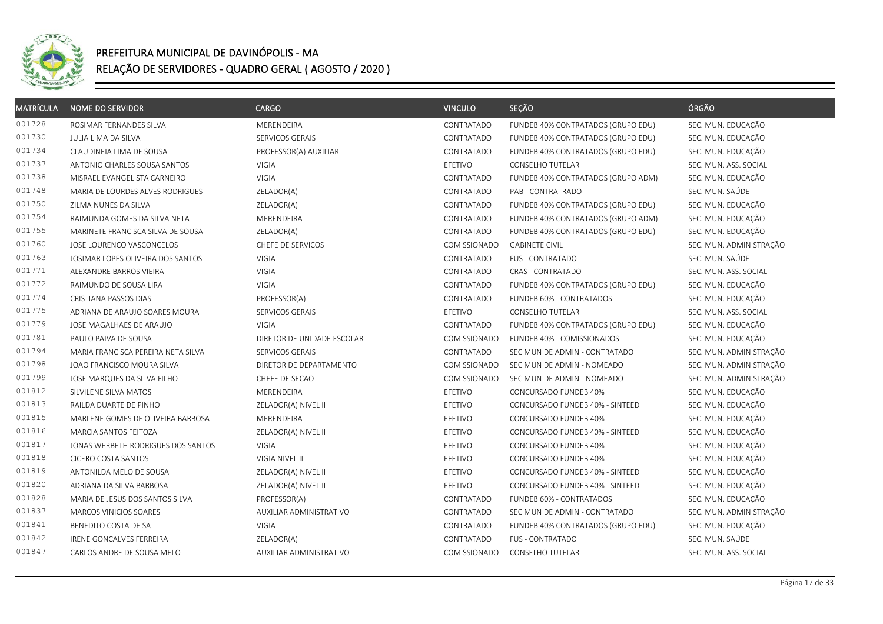# PREFEITURA MUNICIPAL DE DAVINÓPOLIS - MA

## RELAÇÃO DE SERVIDORES - QUADRO GERAL ( AGOSTO / 2020 )

| MATRÍCULA | NOME DO SERVIDOR | CARGO | VINCULO | SEÇÃO | ÓRGÃO |
|---|---|---|---|---|---|
| 001728 | ROSIMAR FERNANDES SILVA | MERENDEIRA | CONTRATADO | FUNDEB 40% CONTRATADOS (GRUPO EDU) | SEC. MUN. EDUCAÇÃO |
| 001730 | JULIA LIMA DA SILVA | SERVICOS GERAIS | CONTRATADO | FUNDEB 40% CONTRATADOS (GRUPO EDU) | SEC. MUN. EDUCAÇÃO |
| 001734 | CLAUDINEIA LIMA DE SOUSA | PROFESSOR(A) AUXILIAR | CONTRATADO | FUNDEB 40% CONTRATADOS (GRUPO EDU) | SEC. MUN. EDUCAÇÃO |
| 001737 | ANTONIO CHARLES SOUSA SANTOS | VIGIA | EFETIVO | CONSELHO TUTELAR | SEC. MUN. ASS. SOCIAL |
| 001738 | MISRAEL EVANGELISTA CARNEIRO | VIGIA | CONTRATADO | FUNDEB 40% CONTRATADOS (GRUPO ADM) | SEC. MUN. EDUCAÇÃO |
| 001748 | MARIA DE LOURDES ALVES RODRIGUES | ZELADOR(A) | CONTRATADO | PAB - CONTRATRADO | SEC. MUN. SAÚDE |
| 001750 | ZILMA NUNES DA SILVA | ZELADOR(A) | CONTRATADO | FUNDEB 40% CONTRATADOS (GRUPO EDU) | SEC. MUN. EDUCAÇÃO |
| 001754 | RAIMUNDA GOMES DA SILVA NETA | MERENDEIRA | CONTRATADO | FUNDEB 40% CONTRATADOS (GRUPO ADM) | SEC. MUN. EDUCAÇÃO |
| 001755 | MARINETE FRANCISCA SILVA DE SOUSA | ZELADOR(A) | CONTRATADO | FUNDEB 40% CONTRATADOS (GRUPO EDU) | SEC. MUN. EDUCAÇÃO |
| 001760 | JOSE LOURENCO VASCONCELOS | CHEFE DE SERVICOS | COMISSIONADO | GABINETE CIVIL | SEC. MUN. ADMINISTRAÇÃO |
| 001763 | JOSIMAR LOPES OLIVEIRA DOS SANTOS | VIGIA | CONTRATADO | FUS - CONTRATADO | SEC. MUN. SAÚDE |
| 001771 | ALEXANDRE BARROS VIEIRA | VIGIA | CONTRATADO | CRAS - CONTRATADO | SEC. MUN. ASS. SOCIAL |
| 001772 | RAIMUNDO DE SOUSA LIRA | VIGIA | CONTRATADO | FUNDEB 40% CONTRATADOS (GRUPO EDU) | SEC. MUN. EDUCAÇÃO |
| 001774 | CRISTIANA PASSOS DIAS | PROFESSOR(A) | CONTRATADO | FUNDEB 60% - CONTRATADOS | SEC. MUN. EDUCAÇÃO |
| 001775 | ADRIANA DE ARAUJO SOARES MOURA | SERVICOS GERAIS | EFETIVO | CONSELHO TUTELAR | SEC. MUN. ASS. SOCIAL |
| 001779 | JOSE MAGALHAES DE ARAUJO | VIGIA | CONTRATADO | FUNDEB 40% CONTRATADOS (GRUPO EDU) | SEC. MUN. EDUCAÇÃO |
| 001781 | PAULO PAIVA DE SOUSA | DIRETOR DE UNIDADE ESCOLAR | COMISSIONADO | FUNDEB 40% - COMISSIONADOS | SEC. MUN. EDUCAÇÃO |
| 001794 | MARIA FRANCISCA PEREIRA NETA SILVA | SERVICOS GERAIS | CONTRATADO | SEC MUN DE ADMIN - CONTRATADO | SEC. MUN. ADMINISTRAÇÃO |
| 001798 | JOAO FRANCISCO MOURA SILVA | DIRETOR DE DEPARTAMENTO | COMISSIONADO | SEC MUN DE ADMIN - NOMEADO | SEC. MUN. ADMINISTRAÇÃO |
| 001799 | JOSE MARQUES DA SILVA FILHO | CHEFE DE SECAO | COMISSIONADO | SEC MUN DE ADMIN - NOMEADO | SEC. MUN. ADMINISTRAÇÃO |
| 001812 | SILVILENE SILVA MATOS | MERENDEIRA | EFETIVO | CONCURSADO FUNDEB 40% | SEC. MUN. EDUCAÇÃO |
| 001813 | RAILDA DUARTE DE PINHO | ZELADOR(A) NIVEL II | EFETIVO | CONCURSADO FUNDEB 40% - SINTEED | SEC. MUN. EDUCAÇÃO |
| 001815 | MARLENE GOMES DE OLIVEIRA BARBOSA | MERENDEIRA | EFETIVO | CONCURSADO FUNDEB 40% | SEC. MUN. EDUCAÇÃO |
| 001816 | MARCIA SANTOS FEITOZA | ZELADOR(A) NIVEL II | EFETIVO | CONCURSADO FUNDEB 40% - SINTEED | SEC. MUN. EDUCAÇÃO |
| 001817 | JONAS WERBETH RODRIGUES DOS SANTOS | VIGIA | EFETIVO | CONCURSADO FUNDEB 40% | SEC. MUN. EDUCAÇÃO |
| 001818 | CICERO COSTA SANTOS | VIGIA NIVEL II | EFETIVO | CONCURSADO FUNDEB 40% | SEC. MUN. EDUCAÇÃO |
| 001819 | ANTONILDA MELO DE SOUSA | ZELADOR(A) NIVEL II | EFETIVO | CONCURSADO FUNDEB 40% - SINTEED | SEC. MUN. EDUCAÇÃO |
| 001820 | ADRIANA DA SILVA BARBOSA | ZELADOR(A) NIVEL II | EFETIVO | CONCURSADO FUNDEB 40% - SINTEED | SEC. MUN. EDUCAÇÃO |
| 001828 | MARIA DE JESUS DOS SANTOS SILVA | PROFESSOR(A) | CONTRATADO | FUNDEB 60% - CONTRATADOS | SEC. MUN. EDUCAÇÃO |
| 001837 | MARCOS VINICIOS SOARES | AUXILIAR ADMINISTRATIVO | CONTRATADO | SEC MUN DE ADMIN - CONTRATADO | SEC. MUN. ADMINISTRAÇÃO |
| 001841 | BENEDITO COSTA DE SA | VIGIA | CONTRATADO | FUNDEB 40% CONTRATADOS (GRUPO EDU) | SEC. MUN. EDUCAÇÃO |
| 001842 | IRENE GONCALVES FERREIRA | ZELADOR(A) | CONTRATADO | FUS - CONTRATADO | SEC. MUN. SAÚDE |
| 001847 | CARLOS ANDRE DE SOUSA MELO | AUXILIAR ADMINISTRATIVO | COMISSIONADO | CONSELHO TUTELAR | SEC. MUN. ASS. SOCIAL |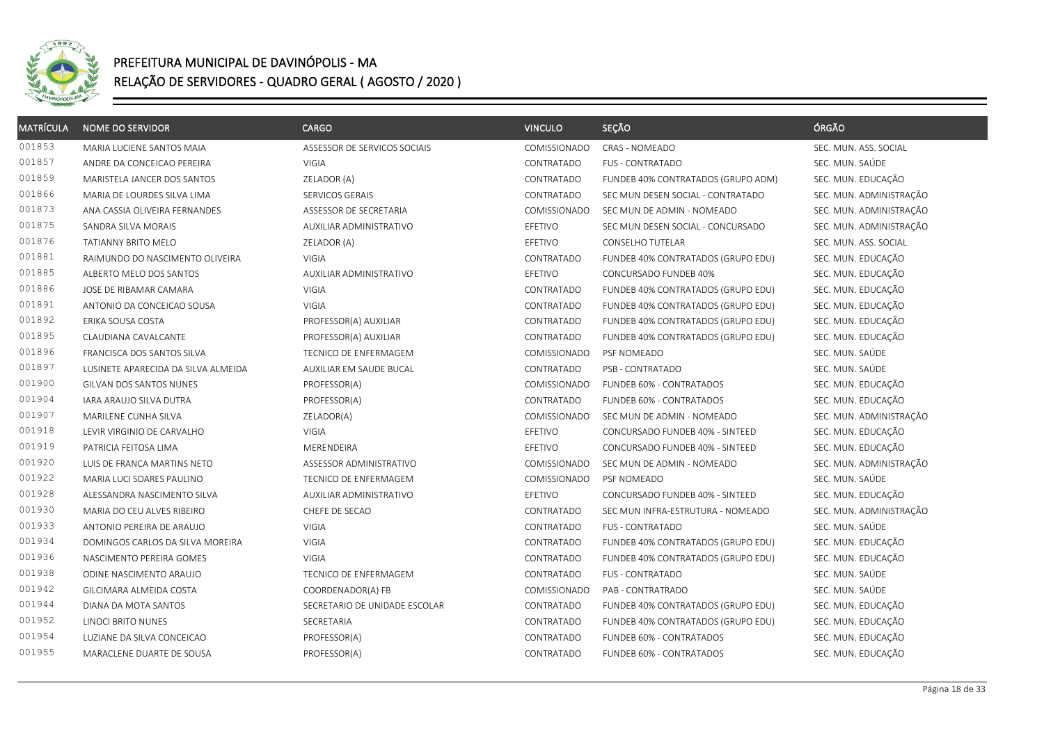# PREFEITURA MUNICIPAL DE DAVINÓPOLIS - MA

## RELAÇÃO DE SERVIDORES - QUADRO GERAL ( AGOSTO / 2020 )

| MATRÍCULA | NOME DO SERVIDOR | CARGO | VINCULO | SEÇÃO | ÓRGÃO |
|---|---|---|---|---|---|
| 001853 | MARIA LUCIENE SANTOS MAIA | ASSESSOR DE SERVICOS SOCIAIS | COMISSIONADO | CRAS - NOMEADO | SEC. MUN. ASS. SOCIAL |
| 001857 | ANDRE DA CONCEICAO PEREIRA | VIGIA | CONTRATADO | FUS - CONTRATADO | SEC. MUN. SAÚDE |
| 001859 | MARISTELA JANCER DOS SANTOS | ZELADOR (A) | CONTRATADO | FUNDEB 40% CONTRATADOS (GRUPO ADM) | SEC. MUN. EDUCAÇÃO |
| 001866 | MARIA DE LOURDES SILVA LIMA | SERVICOS GERAIS | CONTRATADO | SEC MUN DESEN SOCIAL - CONTRATADO | SEC. MUN. ADMINISTRAÇÃO |
| 001873 | ANA CASSIA OLIVEIRA FERNANDES | ASSESSOR DE SECRETARIA | COMISSIONADO | SEC MUN DE ADMIN - NOMEADO | SEC. MUN. ADMINISTRAÇÃO |
| 001875 | SANDRA SILVA MORAIS | AUXILIAR ADMINISTRATIVO | EFETIVO | SEC MUN DESEN SOCIAL - CONCURSADO | SEC. MUN. ADMINISTRAÇÃO |
| 001876 | TATIANNY BRITO MELO | ZELADOR (A) | EFETIVO | CONSELHO TUTELAR | SEC. MUN. ASS. SOCIAL |
| 001881 | RAIMUNDO DO NASCIMENTO OLIVEIRA | VIGIA | CONTRATADO | FUNDEB 40% CONTRATADOS (GRUPO EDU) | SEC. MUN. EDUCAÇÃO |
| 001885 | ALBERTO MELO DOS SANTOS | AUXILIAR ADMINISTRATIVO | EFETIVO | CONCURSADO FUNDEB 40% | SEC. MUN. EDUCAÇÃO |
| 001886 | JOSE DE RIBAMAR CAMARA | VIGIA | CONTRATADO | FUNDEB 40% CONTRATADOS (GRUPO EDU) | SEC. MUN. EDUCAÇÃO |
| 001891 | ANTONIO DA CONCEICAO SOUSA | VIGIA | CONTRATADO | FUNDEB 40% CONTRATADOS (GRUPO EDU) | SEC. MUN. EDUCAÇÃO |
| 001892 | ERIKA SOUSA COSTA | PROFESSOR(A) AUXILIAR | CONTRATADO | FUNDEB 40% CONTRATADOS (GRUPO EDU) | SEC. MUN. EDUCAÇÃO |
| 001895 | CLAUDIANA CAVALCANTE | PROFESSOR(A) AUXILIAR | CONTRATADO | FUNDEB 40% CONTRATADOS (GRUPO EDU) | SEC. MUN. EDUCAÇÃO |
| 001896 | FRANCISCA DOS SANTOS SILVA | TECNICO DE ENFERMAGEM | COMISSIONADO | PSF NOMEADO | SEC. MUN. SAÚDE |
| 001897 | LUSINETE APARECIDA DA SILVA ALMEIDA | AUXILIAR EM SAUDE BUCAL | CONTRATADO | PSB - CONTRATADO | SEC. MUN. SAÚDE |
| 001900 | GILVAN DOS SANTOS NUNES | PROFESSOR(A) | COMISSIONADO | FUNDEB 60% - CONTRATADOS | SEC. MUN. EDUCAÇÃO |
| 001904 | IARA ARAUJO SILVA DUTRA | PROFESSOR(A) | CONTRATADO | FUNDEB 60% - CONTRATADOS | SEC. MUN. EDUCAÇÃO |
| 001907 | MARILENE CUNHA SILVA | ZELADOR(A) | COMISSIONADO | SEC MUN DE ADMIN - NOMEADO | SEC. MUN. ADMINISTRAÇÃO |
| 001918 | LEVIR VIRGINIO DE CARVALHO | VIGIA | EFETIVO | CONCURSADO FUNDEB 40% - SINTEED | SEC. MUN. EDUCAÇÃO |
| 001919 | PATRICIA FEITOSA LIMA | MERENDEIRA | EFETIVO | CONCURSADO FUNDEB 40% - SINTEED | SEC. MUN. EDUCAÇÃO |
| 001920 | LUIS DE FRANCA MARTINS NETO | ASSESSOR ADMINISTRATIVO | COMISSIONADO | SEC MUN DE ADMIN - NOMEADO | SEC. MUN. ADMINISTRAÇÃO |
| 001922 | MARIA LUCI SOARES PAULINO | TECNICO DE ENFERMAGEM | COMISSIONADO | PSF NOMEADO | SEC. MUN. SAÚDE |
| 001928 | ALESSANDRA NASCIMENTO SILVA | AUXILIAR ADMINISTRATIVO | EFETIVO | CONCURSADO FUNDEB 40% - SINTEED | SEC. MUN. EDUCAÇÃO |
| 001930 | MARIA DO CEU ALVES RIBEIRO | CHEFE DE SECAO | CONTRATADO | SEC MUN INFRA-ESTRUTURA - NOMEADO | SEC. MUN. ADMINISTRAÇÃO |
| 001933 | ANTONIO PEREIRA DE ARAUJO | VIGIA | CONTRATADO | FUS - CONTRATADO | SEC. MUN. SAÚDE |
| 001934 | DOMINGOS CARLOS DA SILVA MOREIRA | VIGIA | CONTRATADO | FUNDEB 40% CONTRATADOS (GRUPO EDU) | SEC. MUN. EDUCAÇÃO |
| 001936 | NASCIMENTO PEREIRA GOMES | VIGIA | CONTRATADO | FUNDEB 40% CONTRATADOS (GRUPO EDU) | SEC. MUN. EDUCAÇÃO |
| 001938 | ODINE NASCIMENTO ARAUJO | TECNICO DE ENFERMAGEM | CONTRATADO | FUS - CONTRATADO | SEC. MUN. SAÚDE |
| 001942 | GILCIMARA ALMEIDA COSTA | COORDENADOR(A) FB | COMISSIONADO | PAB - CONTRATRADO | SEC. MUN. SAÚDE |
| 001944 | DIANA DA MOTA SANTOS | SECRETARIO DE UNIDADE ESCOLAR | CONTRATADO | FUNDEB 40% CONTRATADOS (GRUPO EDU) | SEC. MUN. EDUCAÇÃO |
| 001952 | LINOCI BRITO NUNES | SECRETARIA | CONTRATADO | FUNDEB 40% CONTRATADOS (GRUPO EDU) | SEC. MUN. EDUCAÇÃO |
| 001954 | LUZIANE DA SILVA CONCEICAO | PROFESSOR(A) | CONTRATADO | FUNDEB 60% - CONTRATADOS | SEC. MUN. EDUCAÇÃO |
| 001955 | MARACLENE DUARTE DE SOUSA | PROFESSOR(A) | CONTRATADO | FUNDEB 60% - CONTRATADOS | SEC. MUN. EDUCAÇÃO |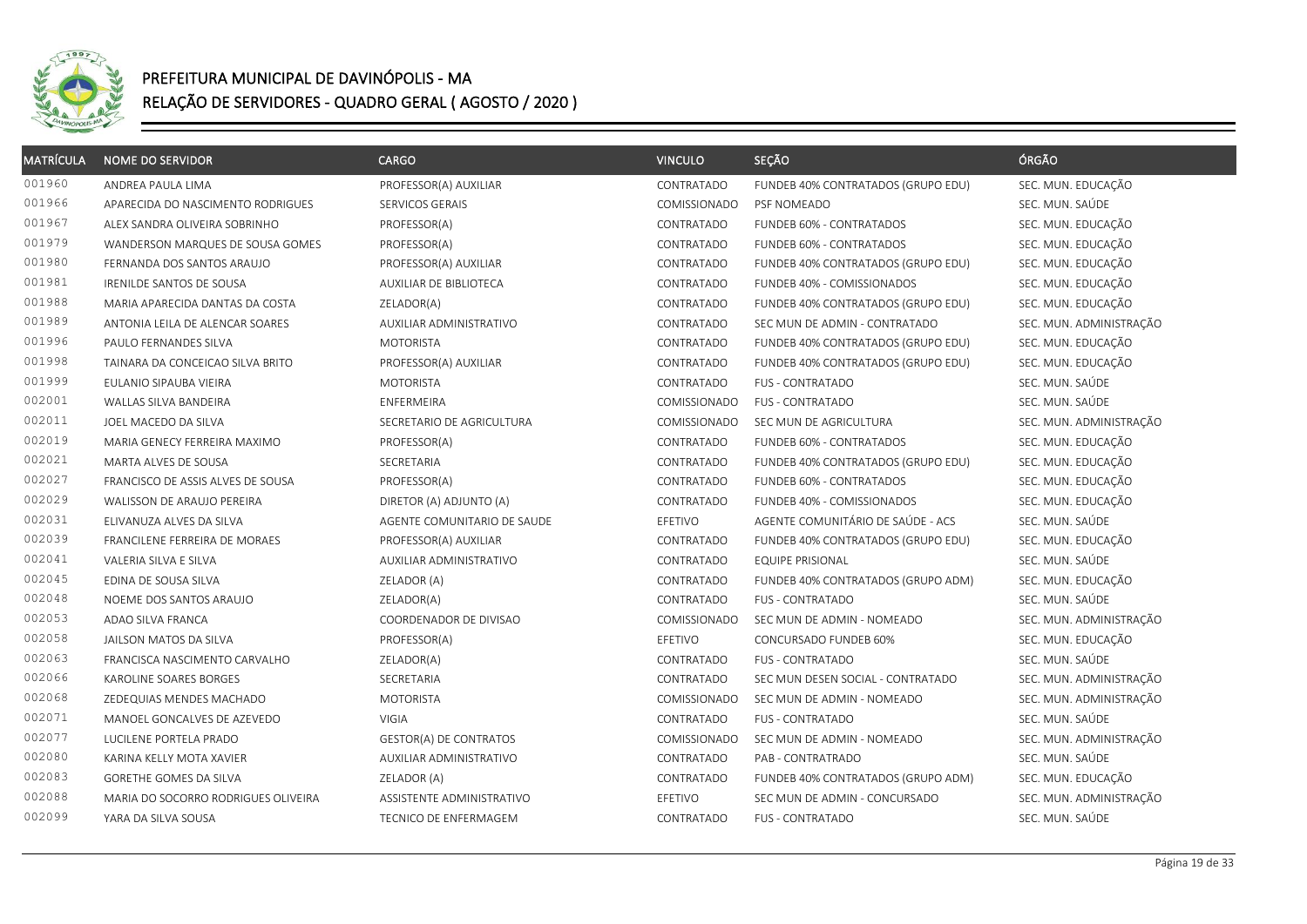# PREFEITURA MUNICIPAL DE DAVINÓPOLIS - MA

## RELAÇÃO DE SERVIDORES - QUADRO GERAL ( AGOSTO / 2020 )

| MATRÍCULA | NOME DO SERVIDOR | CARGO | VINCULO | SEÇÃO | ÓRGÃO |
|---|---|---|---|---|---|
| 001960 | ANDREA PAULA LIMA | PROFESSOR(A) AUXILIAR | CONTRATADO | FUNDEB 40% CONTRATADOS (GRUPO EDU) | SEC. MUN. EDUCAÇÃO |
| 001966 | APARECIDA DO NASCIMENTO RODRIGUES | SERVICOS GERAIS | COMISSIONADO | PSF NOMEADO | SEC. MUN. SAÚDE |
| 001967 | ALEX SANDRA OLIVEIRA SOBRINHO | PROFESSOR(A) | CONTRATADO | FUNDEB 60% - CONTRATADOS | SEC. MUN. EDUCAÇÃO |
| 001979 | WANDERSON MARQUES DE SOUSA GOMES | PROFESSOR(A) | CONTRATADO | FUNDEB 60% - CONTRATADOS | SEC. MUN. EDUCAÇÃO |
| 001980 | FERNANDA DOS SANTOS ARAUJO | PROFESSOR(A) AUXILIAR | CONTRATADO | FUNDEB 40% CONTRATADOS (GRUPO EDU) | SEC. MUN. EDUCAÇÃO |
| 001981 | IRENILDE SANTOS DE SOUSA | AUXILIAR DE BIBLIOTECA | CONTRATADO | FUNDEB 40% - COMISSIONADOS | SEC. MUN. EDUCAÇÃO |
| 001988 | MARIA APARECIDA DANTAS DA COSTA | ZELADOR(A) | CONTRATADO | FUNDEB 40% CONTRATADOS (GRUPO EDU) | SEC. MUN. EDUCAÇÃO |
| 001989 | ANTONIA LEILA DE ALENCAR SOARES | AUXILIAR ADMINISTRATIVO | CONTRATADO | SEC MUN DE ADMIN - CONTRATADO | SEC. MUN. ADMINISTRAÇÃO |
| 001996 | PAULO FERNANDES SILVA | MOTORISTA | CONTRATADO | FUNDEB 40% CONTRATADOS (GRUPO EDU) | SEC. MUN. EDUCAÇÃO |
| 001998 | TAINARA DA CONCEICAO SILVA BRITO | PROFESSOR(A) AUXILIAR | CONTRATADO | FUNDEB 40% CONTRATADOS (GRUPO EDU) | SEC. MUN. EDUCAÇÃO |
| 001999 | EULANIO SIPAUBA VIEIRA | MOTORISTA | CONTRATADO | FUS - CONTRATADO | SEC. MUN. SAÚDE |
| 002001 | WALLAS SILVA BANDEIRA | ENFERMEIRA | COMISSIONADO | FUS - CONTRATADO | SEC. MUN. SAÚDE |
| 002011 | JOEL MACEDO DA SILVA | SECRETARIO DE AGRICULTURA | COMISSIONADO | SEC MUN DE AGRICULTURA | SEC. MUN. ADMINISTRAÇÃO |
| 002019 | MARIA GENECY FERREIRA MAXIMO | PROFESSOR(A) | CONTRATADO | FUNDEB 60% - CONTRATADOS | SEC. MUN. EDUCAÇÃO |
| 002021 | MARTA ALVES DE SOUSA | SECRETARIA | CONTRATADO | FUNDEB 40% CONTRATADOS (GRUPO EDU) | SEC. MUN. EDUCAÇÃO |
| 002027 | FRANCISCO DE ASSIS ALVES DE SOUSA | PROFESSOR(A) | CONTRATADO | FUNDEB 60% - CONTRATADOS | SEC. MUN. EDUCAÇÃO |
| 002029 | WALISSON DE ARAUJO PEREIRA | DIRETOR (A) ADJUNTO (A) | CONTRATADO | FUNDEB 40% - COMISSIONADOS | SEC. MUN. EDUCAÇÃO |
| 002031 | ELIVANUZA ALVES DA SILVA | AGENTE COMUNITARIO DE SAUDE | EFETIVO | AGENTE COMUNITÁRIO DE SAÚDE - ACS | SEC. MUN. SAÚDE |
| 002039 | FRANCILENE FERREIRA DE MORAES | PROFESSOR(A) AUXILIAR | CONTRATADO | FUNDEB 40% CONTRATADOS (GRUPO EDU) | SEC. MUN. EDUCAÇÃO |
| 002041 | VALERIA SILVA E SILVA | AUXILIAR ADMINISTRATIVO | CONTRATADO | EQUIPE PRISIONAL | SEC. MUN. SAÚDE |
| 002045 | EDINA DE SOUSA SILVA | ZELADOR (A) | CONTRATADO | FUNDEB 40% CONTRATADOS (GRUPO ADM) | SEC. MUN. EDUCAÇÃO |
| 002048 | NOEME DOS SANTOS ARAUJO | ZELADOR(A) | CONTRATADO | FUS - CONTRATADO | SEC. MUN. SAÚDE |
| 002053 | ADAO SILVA FRANCA | COORDENADOR DE DIVISAO | COMISSIONADO | SEC MUN DE ADMIN - NOMEADO | SEC. MUN. ADMINISTRAÇÃO |
| 002058 | JAILSON MATOS DA SILVA | PROFESSOR(A) | EFETIVO | CONCURSADO FUNDEB 60% | SEC. MUN. EDUCAÇÃO |
| 002063 | FRANCISCA NASCIMENTO CARVALHO | ZELADOR(A) | CONTRATADO | FUS - CONTRATADO | SEC. MUN. SAÚDE |
| 002066 | KAROLINE SOARES BORGES | SECRETARIA | CONTRATADO | SEC MUN DESEN SOCIAL - CONTRATADO | SEC. MUN. ADMINISTRAÇÃO |
| 002068 | ZEDEQUIAS MENDES MACHADO | MOTORISTA | COMISSIONADO | SEC MUN DE ADMIN - NOMEADO | SEC. MUN. ADMINISTRAÇÃO |
| 002071 | MANOEL GONCALVES DE AZEVEDO | VIGIA | CONTRATADO | FUS - CONTRATADO | SEC. MUN. SAÚDE |
| 002077 | LUCILENE PORTELA PRADO | GESTOR(A) DE CONTRATOS | COMISSIONADO | SEC MUN DE ADMIN - NOMEADO | SEC. MUN. ADMINISTRAÇÃO |
| 002080 | KARINA KELLY MOTA XAVIER | AUXILIAR ADMINISTRATIVO | CONTRATADO | PAB - CONTRATRADO | SEC. MUN. SAÚDE |
| 002083 | GORETHE GOMES DA SILVA | ZELADOR (A) | CONTRATADO | FUNDEB 40% CONTRATADOS (GRUPO ADM) | SEC. MUN. EDUCAÇÃO |
| 002088 | MARIA DO SOCORRO RODRIGUES OLIVEIRA | ASSISTENTE ADMINISTRATIVO | EFETIVO | SEC MUN DE ADMIN - CONCURSADO | SEC. MUN. ADMINISTRAÇÃO |
| 002099 | YARA DA SILVA SOUSA | TECNICO DE ENFERMAGEM | CONTRATADO | FUS - CONTRATADO | SEC. MUN. SAÚDE |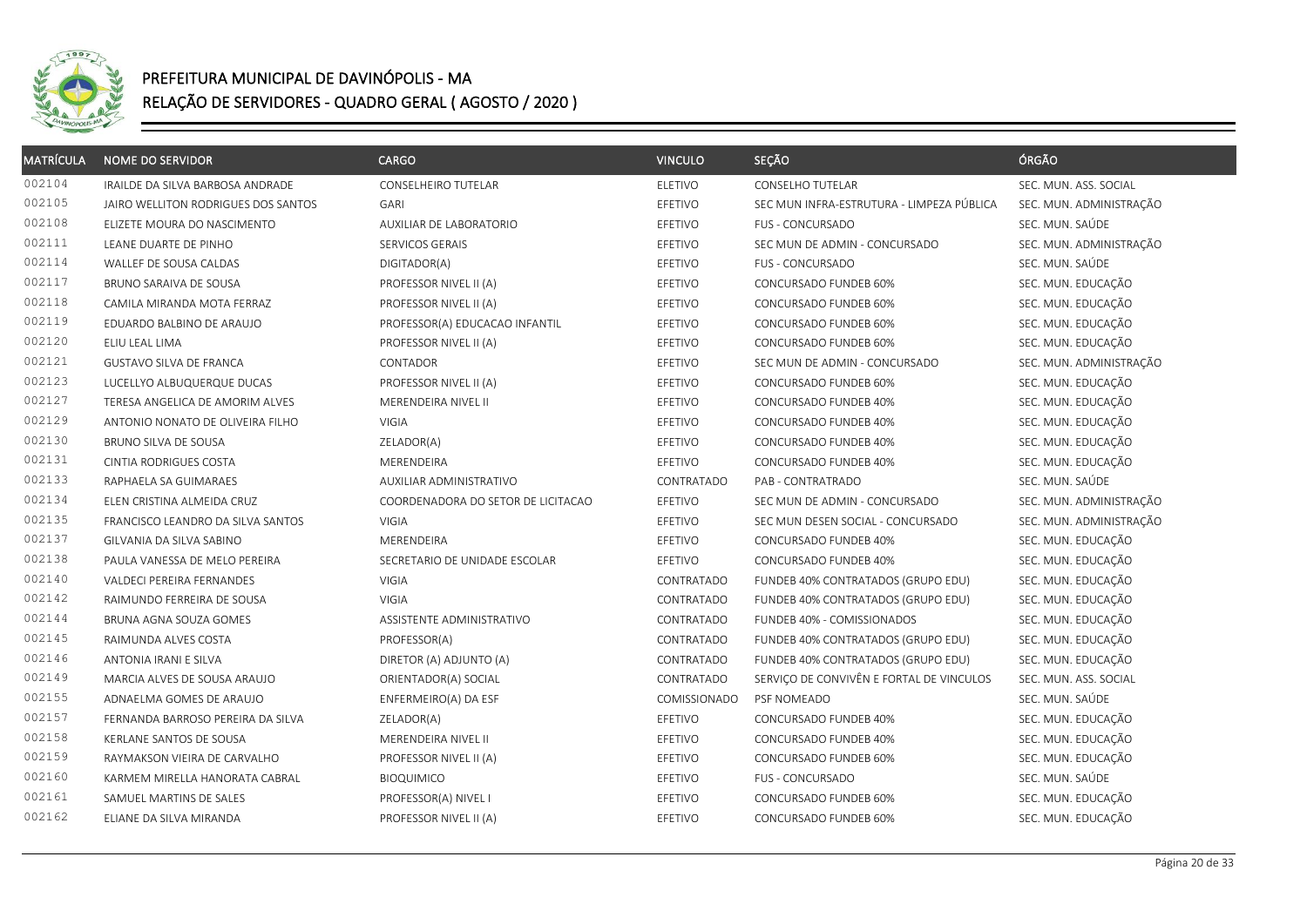# PREFEITURA MUNICIPAL DE DAVINÓPOLIS - MA

## RELAÇÃO DE SERVIDORES - QUADRO GERAL ( AGOSTO / 2020 )

| MATRÍCULA | NOME DO SERVIDOR | CARGO | VINCULO | SEÇÃO | ÓRGÃO |
|---|---|---|---|---|---|
| 002104 | IRAILDE DA SILVA BARBOSA ANDRADE | CONSELHEIRO TUTELAR | ELETIVO | CONSELHO TUTELAR | SEC. MUN. ASS. SOCIAL |
| 002105 | JAIRO WELLITON RODRIGUES DOS SANTOS | GARI | EFETIVO | SEC MUN INFRA-ESTRUTURA - LIMPEZA PÚBLICA | SEC. MUN. ADMINISTRAÇÃO |
| 002108 | ELIZETE MOURA DO NASCIMENTO | AUXILIAR DE LABORATORIO | EFETIVO | FUS - CONCURSADO | SEC. MUN. SAÚDE |
| 002111 | LEANE DUARTE DE PINHO | SERVICOS GERAIS | EFETIVO | SEC MUN DE ADMIN - CONCURSADO | SEC. MUN. ADMINISTRAÇÃO |
| 002114 | WALLEF DE SOUSA CALDAS | DIGITADOR(A) | EFETIVO | FUS - CONCURSADO | SEC. MUN. SAÚDE |
| 002117 | BRUNO SARAIVA DE SOUSA | PROFESSOR NIVEL II (A) | EFETIVO | CONCURSADO FUNDEB 60% | SEC. MUN. EDUCAÇÃO |
| 002118 | CAMILA MIRANDA MOTA FERRAZ | PROFESSOR NIVEL II (A) | EFETIVO | CONCURSADO FUNDEB 60% | SEC. MUN. EDUCAÇÃO |
| 002119 | EDUARDO BALBINO DE ARAUJO | PROFESSOR(A) EDUCACAO INFANTIL | EFETIVO | CONCURSADO FUNDEB 60% | SEC. MUN. EDUCAÇÃO |
| 002120 | ELIU LEAL LIMA | PROFESSOR NIVEL II (A) | EFETIVO | CONCURSADO FUNDEB 60% | SEC. MUN. EDUCAÇÃO |
| 002121 | GUSTAVO SILVA DE FRANCA | CONTADOR | EFETIVO | SEC MUN DE ADMIN - CONCURSADO | SEC. MUN. ADMINISTRAÇÃO |
| 002123 | LUCELLYO ALBUQUERQUE DUCAS | PROFESSOR NIVEL II (A) | EFETIVO | CONCURSADO FUNDEB 60% | SEC. MUN. EDUCAÇÃO |
| 002127 | TERESA ANGELICA DE AMORIM ALVES | MERENDEIRA NIVEL II | EFETIVO | CONCURSADO FUNDEB 40% | SEC. MUN. EDUCAÇÃO |
| 002129 | ANTONIO NONATO DE OLIVEIRA FILHO | VIGIA | EFETIVO | CONCURSADO FUNDEB 40% | SEC. MUN. EDUCAÇÃO |
| 002130 | BRUNO SILVA DE SOUSA | ZELADOR(A) | EFETIVO | CONCURSADO FUNDEB 40% | SEC. MUN. EDUCAÇÃO |
| 002131 | CINTIA RODRIGUES COSTA | MERENDEIRA | EFETIVO | CONCURSADO FUNDEB 40% | SEC. MUN. EDUCAÇÃO |
| 002133 | RAPHAELA SA GUIMARAES | AUXILIAR ADMINISTRATIVO | CONTRATADO | PAB - CONTRATRADO | SEC. MUN. SAÚDE |
| 002134 | ELEN CRISTINA ALMEIDA CRUZ | COORDENADORA DO SETOR DE LICITACAO | EFETIVO | SEC MUN DE ADMIN - CONCURSADO | SEC. MUN. ADMINISTRAÇÃO |
| 002135 | FRANCISCO LEANDRO DA SILVA SANTOS | VIGIA | EFETIVO | SEC MUN DESEN SOCIAL - CONCURSADO | SEC. MUN. ADMINISTRAÇÃO |
| 002137 | GILVANIA DA SILVA SABINO | MERENDEIRA | EFETIVO | CONCURSADO FUNDEB 40% | SEC. MUN. EDUCAÇÃO |
| 002138 | PAULA VANESSA DE MELO PEREIRA | SECRETARIO DE UNIDADE ESCOLAR | EFETIVO | CONCURSADO FUNDEB 40% | SEC. MUN. EDUCAÇÃO |
| 002140 | VALDECI PEREIRA FERNANDES | VIGIA | CONTRATADO | FUNDEB 40% CONTRATADOS (GRUPO EDU) | SEC. MUN. EDUCAÇÃO |
| 002142 | RAIMUNDO FERREIRA DE SOUSA | VIGIA | CONTRATADO | FUNDEB 40% CONTRATADOS (GRUPO EDU) | SEC. MUN. EDUCAÇÃO |
| 002144 | BRUNA AGNA SOUZA GOMES | ASSISTENTE ADMINISTRATIVO | CONTRATADO | FUNDEB 40% - COMISSIONADOS | SEC. MUN. EDUCAÇÃO |
| 002145 | RAIMUNDA ALVES COSTA | PROFESSOR(A) | CONTRATADO | FUNDEB 40% CONTRATADOS (GRUPO EDU) | SEC. MUN. EDUCAÇÃO |
| 002146 | ANTONIA IRANI E SILVA | DIRETOR (A) ADJUNTO (A) | CONTRATADO | FUNDEB 40% CONTRATADOS (GRUPO EDU) | SEC. MUN. EDUCAÇÃO |
| 002149 | MARCIA ALVES DE SOUSA ARAUJO | ORIENTADOR(A) SOCIAL | CONTRATADO | SERVIÇO DE CONVIVÊN E FORTAL DE VINCULOS | SEC. MUN. ASS. SOCIAL |
| 002155 | ADNAELMA GOMES DE ARAUJO | ENFERMEIRO(A) DA ESF | COMISSIONADO | PSF NOMEADO | SEC. MUN. SAÚDE |
| 002157 | FERNANDA BARROSO PEREIRA DA SILVA | ZELADOR(A) | EFETIVO | CONCURSADO FUNDEB 40% | SEC. MUN. EDUCAÇÃO |
| 002158 | KERLANE SANTOS DE SOUSA | MERENDEIRA NIVEL II | EFETIVO | CONCURSADO FUNDEB 40% | SEC. MUN. EDUCAÇÃO |
| 002159 | RAYMAKSON VIEIRA DE CARVALHO | PROFESSOR NIVEL II (A) | EFETIVO | CONCURSADO FUNDEB 60% | SEC. MUN. EDUCAÇÃO |
| 002160 | KARMEM MIRELLA HANORATA CABRAL | BIOQUIMICO | EFETIVO | FUS - CONCURSADO | SEC. MUN. SAÚDE |
| 002161 | SAMUEL MARTINS DE SALES | PROFESSOR(A) NIVEL I | EFETIVO | CONCURSADO FUNDEB 60% | SEC. MUN. EDUCAÇÃO |
| 002162 | ELIANE DA SILVA MIRANDA | PROFESSOR NIVEL II (A) | EFETIVO | CONCURSADO FUNDEB 60% | SEC. MUN. EDUCAÇÃO |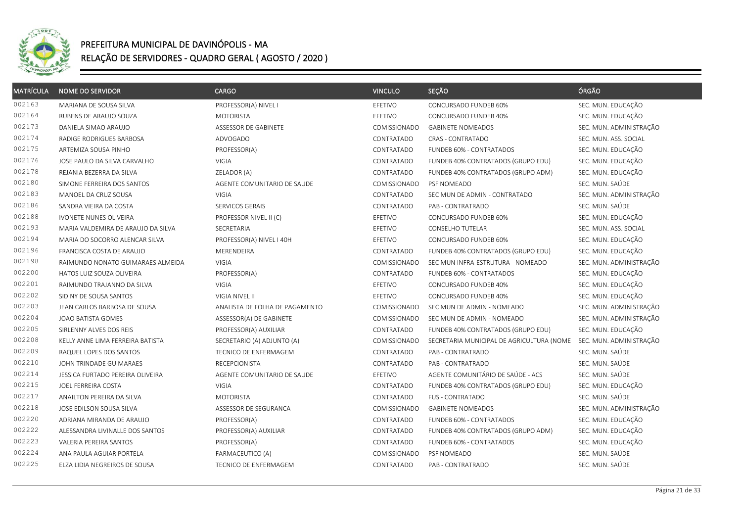# PREFEITURA MUNICIPAL DE DAVINÓPOLIS - MA

## RELAÇÃO DE SERVIDORES - QUADRO GERAL ( AGOSTO / 2020 )

| MATRÍCULA | NOME DO SERVIDOR | CARGO | VINCULO | SEÇÃO | ÓRGÃO |
|---|---|---|---|---|---|
| 002163 | MARIANA DE SOUSA SILVA | PROFESSOR(A) NIVEL I | EFETIVO | CONCURSADO FUNDEB 60% | SEC. MUN. EDUCAÇÃO |
| 002164 | RUBENS DE ARAUJO SOUZA | MOTORISTA | EFETIVO | CONCURSADO FUNDEB 40% | SEC. MUN. EDUCAÇÃO |
| 002173 | DANIELA SIMAO ARAUJO | ASSESSOR DE GABINETE | COMISSIONADO | GABINETE NOMEADOS | SEC. MUN. ADMINISTRAÇÃO |
| 002174 | RADIGE RODRIGUES BARBOSA | ADVOGADO | CONTRATADO | CRAS - CONTRATADO | SEC. MUN. ASS. SOCIAL |
| 002175 | ARTEMIZA SOUSA PINHO | PROFESSOR(A) | CONTRATADO | FUNDEB 60% - CONTRATADOS | SEC. MUN. EDUCAÇÃO |
| 002176 | JOSE PAULO DA SILVA CARVALHO | VIGIA | CONTRATADO | FUNDEB 40% CONTRATADOS (GRUPO EDU) | SEC. MUN. EDUCAÇÃO |
| 002178 | REJANIA BEZERRA DA SILVA | ZELADOR (A) | CONTRATADO | FUNDEB 40% CONTRATADOS (GRUPO ADM) | SEC. MUN. EDUCAÇÃO |
| 002180 | SIMONE FERREIRA DOS SANTOS | AGENTE COMUNITARIO DE SAUDE | COMISSIONADO | PSF NOMEADO | SEC. MUN. SAÚDE |
| 002183 | MANOEL DA CRUZ SOUSA | VIGIA | CONTRATADO | SEC MUN DE ADMIN - CONTRATADO | SEC. MUN. ADMINISTRAÇÃO |
| 002186 | SANDRA VIEIRA DA COSTA | SERVICOS GERAIS | CONTRATADO | PAB - CONTRATRADO | SEC. MUN. SAÚDE |
| 002188 | IVONETE NUNES OLIVEIRA | PROFESSOR NIVEL II (C) | EFETIVO | CONCURSADO FUNDEB 60% | SEC. MUN. EDUCAÇÃO |
| 002193 | MARIA VALDEMIRA DE ARAUJO DA SILVA | SECRETARIA | EFETIVO | CONSELHO TUTELAR | SEC. MUN. ASS. SOCIAL |
| 002194 | MARIA DO SOCORRO ALENCAR SILVA | PROFESSOR(A) NIVEL I 40H | EFETIVO | CONCURSADO FUNDEB 60% | SEC. MUN. EDUCAÇÃO |
| 002196 | FRANCISCA COSTA DE ARAUJO | MERENDEIRA | CONTRATADO | FUNDEB 40% CONTRATADOS (GRUPO EDU) | SEC. MUN. EDUCAÇÃO |
| 002198 | RAIMUNDO NONATO GUIMARAES ALMEIDA | VIGIA | COMISSIONADO | SEC MUN INFRA-ESTRUTURA - NOMEADO | SEC. MUN. ADMINISTRAÇÃO |
| 002200 | HATOS LUIZ SOUZA OLIVEIRA | PROFESSOR(A) | CONTRATADO | FUNDEB 60% - CONTRATADOS | SEC. MUN. EDUCAÇÃO |
| 002201 | RAIMUNDO TRAJANNO DA SILVA | VIGIA | EFETIVO | CONCURSADO FUNDEB 40% | SEC. MUN. EDUCAÇÃO |
| 002202 | SIDINY DE SOUSA SANTOS | VIGIA NIVEL II | EFETIVO | CONCURSADO FUNDEB 40% | SEC. MUN. EDUCAÇÃO |
| 002203 | JEAN CARLOS BARBOSA DE SOUSA | ANALISTA DE FOLHA DE PAGAMENTO | COMISSIONADO | SEC MUN DE ADMIN - NOMEADO | SEC. MUN. ADMINISTRAÇÃO |
| 002204 | JOAO BATISTA GOMES | ASSESSOR(A) DE GABINETE | COMISSIONADO | SEC MUN DE ADMIN - NOMEADO | SEC. MUN. ADMINISTRAÇÃO |
| 002205 | SIRLENNY ALVES DOS REIS | PROFESSOR(A) AUXILIAR | CONTRATADO | FUNDEB 40% CONTRATADOS (GRUPO EDU) | SEC. MUN. EDUCAÇÃO |
| 002208 | KELLY ANNE LIMA FERREIRA BATISTA | SECRETARIO (A) ADJUNTO (A) | COMISSIONADO | SECRETARIA MUNICIPAL DE AGRICULTURA (NOME | SEC. MUN. ADMINISTRAÇÃO |
| 002209 | RAQUEL LOPES DOS SANTOS | TECNICO DE ENFERMAGEM | CONTRATADO | PAB - CONTRATRADO | SEC. MUN. SAÚDE |
| 002210 | JOHN TRINDADE GUIMARAES | RECEPCIONISTA | CONTRATADO | PAB - CONTRATRADO | SEC. MUN. SAÚDE |
| 002214 | JESSICA FURTADO PEREIRA OLIVEIRA | AGENTE COMUNITARIO DE SAUDE | EFETIVO | AGENTE COMUNITÁRIO DE SAÚDE - ACS | SEC. MUN. SAÚDE |
| 002215 | JOEL FERREIRA COSTA | VIGIA | CONTRATADO | FUNDEB 40% CONTRATADOS (GRUPO EDU) | SEC. MUN. EDUCAÇÃO |
| 002217 | ANAILTON PEREIRA DA SILVA | MOTORISTA | CONTRATADO | FUS - CONTRATADO | SEC. MUN. SAÚDE |
| 002218 | JOSE EDILSON SOUSA SILVA | ASSESSOR DE SEGURANCA | COMISSIONADO | GABINETE NOMEADOS | SEC. MUN. ADMINISTRAÇÃO |
| 002220 | ADRIANA MIRANDA DE ARAUJO | PROFESSOR(A) | CONTRATADO | FUNDEB 60% - CONTRATADOS | SEC. MUN. EDUCAÇÃO |
| 002222 | ALESSANDRA LIVINALLE DOS SANTOS | PROFESSOR(A) AUXILIAR | CONTRATADO | FUNDEB 40% CONTRATADOS (GRUPO ADM) | SEC. MUN. EDUCAÇÃO |
| 002223 | VALERIA PEREIRA SANTOS | PROFESSOR(A) | CONTRATADO | FUNDEB 60% - CONTRATADOS | SEC. MUN. EDUCAÇÃO |
| 002224 | ANA PAULA AGUIAR PORTELA | FARMACEUTICO (A) | COMISSIONADO | PSF NOMEADO | SEC. MUN. SAÚDE |
| 002225 | ELZA LIDIA NEGREIROS DE SOUSA | TECNICO DE ENFERMAGEM | CONTRATADO | PAB - CONTRATRADO | SEC. MUN. SAÚDE |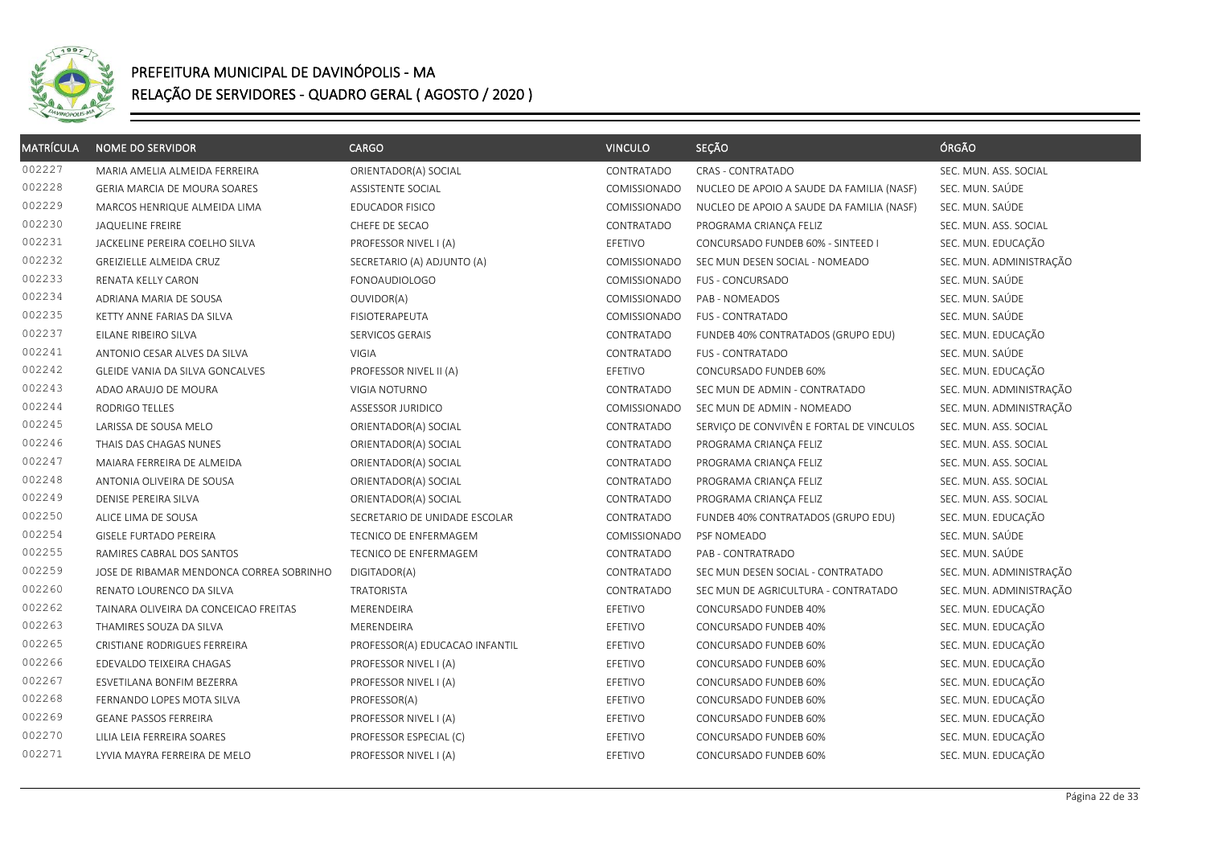# PREFEITURA MUNICIPAL DE DAVINÓPOLIS - MA

## RELAÇÃO DE SERVIDORES - QUADRO GERAL ( AGOSTO / 2020 )

| MATRÍCULA | NOME DO SERVIDOR | CARGO | VINCULO | SEÇÃO | ÓRGÃO |
|---|---|---|---|---|---|
| 002227 | MARIA AMELIA ALMEIDA FERREIRA | ORIENTADOR(A) SOCIAL | CONTRATADO | CRAS - CONTRATADO | SEC. MUN. ASS. SOCIAL |
| 002228 | GERIA MARCIA DE MOURA SOARES | ASSISTENTE SOCIAL | COMISSIONADO | NUCLEO DE APOIO A SAUDE DA FAMILIA (NASF) | SEC. MUN. SAÚDE |
| 002229 | MARCOS HENRIQUE ALMEIDA LIMA | EDUCADOR FISICO | COMISSIONADO | NUCLEO DE APOIO A SAUDE DA FAMILIA (NASF) | SEC. MUN. SAÚDE |
| 002230 | JAQUELINE FREIRE | CHEFE DE SECAO | CONTRATADO | PROGRAMA CRIANÇA FELIZ | SEC. MUN. ASS. SOCIAL |
| 002231 | JACKELINE PEREIRA COELHO SILVA | PROFESSOR NIVEL I (A) | EFETIVO | CONCURSADO FUNDEB 60% - SINTEED I | SEC. MUN. EDUCAÇÃO |
| 002232 | GREIZIELLE ALMEIDA CRUZ | SECRETARIO (A) ADJUNTO (A) | COMISSIONADO | SEC MUN DESEN SOCIAL - NOMEADO | SEC. MUN. ADMINISTRAÇÃO |
| 002233 | RENATA KELLY CARON | FONOAUDIOLOGO | COMISSIONADO | FUS - CONCURSADO | SEC. MUN. SAÚDE |
| 002234 | ADRIANA MARIA DE SOUSA | OUVIDOR(A) | COMISSIONADO | PAB - NOMEADOS | SEC. MUN. SAÚDE |
| 002235 | KETTY ANNE FARIAS DA SILVA | FISIOTERAPEUTA | COMISSIONADO | FUS - CONTRATADO | SEC. MUN. SAÚDE |
| 002237 | EILANE RIBEIRO SILVA | SERVICOS GERAIS | CONTRATADO | FUNDEB 40% CONTRATADOS (GRUPO EDU) | SEC. MUN. EDUCAÇÃO |
| 002241 | ANTONIO CESAR ALVES DA SILVA | VIGIA | CONTRATADO | FUS - CONTRATADO | SEC. MUN. SAÚDE |
| 002242 | GLEIDE VANIA DA SILVA GONCALVES | PROFESSOR NIVEL II (A) | EFETIVO | CONCURSADO FUNDEB 60% | SEC. MUN. EDUCAÇÃO |
| 002243 | ADAO ARAUJO DE MOURA | VIGIA NOTURNO | CONTRATADO | SEC MUN DE ADMIN - CONTRATADO | SEC. MUN. ADMINISTRAÇÃO |
| 002244 | RODRIGO TELLES | ASSESSOR JURIDICO | COMISSIONADO | SEC MUN DE ADMIN - NOMEADO | SEC. MUN. ADMINISTRAÇÃO |
| 002245 | LARISSA DE SOUSA MELO | ORIENTADOR(A) SOCIAL | CONTRATADO | SERVIÇO DE CONVIVÊN E FORTAL DE VINCULOS | SEC. MUN. ASS. SOCIAL |
| 002246 | THAIS DAS CHAGAS NUNES | ORIENTADOR(A) SOCIAL | CONTRATADO | PROGRAMA CRIANÇA FELIZ | SEC. MUN. ASS. SOCIAL |
| 002247 | MAIARA FERREIRA DE ALMEIDA | ORIENTADOR(A) SOCIAL | CONTRATADO | PROGRAMA CRIANÇA FELIZ | SEC. MUN. ASS. SOCIAL |
| 002248 | ANTONIA OLIVEIRA DE SOUSA | ORIENTADOR(A) SOCIAL | CONTRATADO | PROGRAMA CRIANÇA FELIZ | SEC. MUN. ASS. SOCIAL |
| 002249 | DENISE PEREIRA SILVA | ORIENTADOR(A) SOCIAL | CONTRATADO | PROGRAMA CRIANÇA FELIZ | SEC. MUN. ASS. SOCIAL |
| 002250 | ALICE LIMA DE SOUSA | SECRETARIO DE UNIDADE ESCOLAR | CONTRATADO | FUNDEB 40% CONTRATADOS (GRUPO EDU) | SEC. MUN. EDUCAÇÃO |
| 002254 | GISELE FURTADO PEREIRA | TECNICO DE ENFERMAGEM | COMISSIONADO | PSF NOMEADO | SEC. MUN. SAÚDE |
| 002255 | RAMIRES CABRAL DOS SANTOS | TECNICO DE ENFERMAGEM | CONTRATADO | PAB - CONTRATRADO | SEC. MUN. SAÚDE |
| 002259 | JOSE DE RIBAMAR MENDONCA CORREA SOBRINHO | DIGITADOR(A) | CONTRATADO | SEC MUN DESEN SOCIAL - CONTRATADO | SEC. MUN. ADMINISTRAÇÃO |
| 002260 | RENATO LOURENCO DA SILVA | TRATORISTA | CONTRATADO | SEC MUN DE AGRICULTURA - CONTRATADO | SEC. MUN. ADMINISTRAÇÃO |
| 002262 | TAINARA OLIVEIRA DA CONCEICAO FREITAS | MERENDEIRA | EFETIVO | CONCURSADO FUNDEB 40% | SEC. MUN. EDUCAÇÃO |
| 002263 | THAMIRES SOUZA DA SILVA | MERENDEIRA | EFETIVO | CONCURSADO FUNDEB 40% | SEC. MUN. EDUCAÇÃO |
| 002265 | CRISTIANE RODRIGUES FERREIRA | PROFESSOR(A) EDUCACAO INFANTIL | EFETIVO | CONCURSADO FUNDEB 60% | SEC. MUN. EDUCAÇÃO |
| 002266 | EDEVALDO TEIXEIRA CHAGAS | PROFESSOR NIVEL I (A) | EFETIVO | CONCURSADO FUNDEB 60% | SEC. MUN. EDUCAÇÃO |
| 002267 | ESVETILANA BONFIM BEZERRA | PROFESSOR NIVEL I (A) | EFETIVO | CONCURSADO FUNDEB 60% | SEC. MUN. EDUCAÇÃO |
| 002268 | FERNANDO LOPES MOTA SILVA | PROFESSOR(A) | EFETIVO | CONCURSADO FUNDEB 60% | SEC. MUN. EDUCAÇÃO |
| 002269 | GEANE PASSOS FERREIRA | PROFESSOR NIVEL I (A) | EFETIVO | CONCURSADO FUNDEB 60% | SEC. MUN. EDUCAÇÃO |
| 002270 | LILIA LEIA FERREIRA SOARES | PROFESSOR ESPECIAL (C) | EFETIVO | CONCURSADO FUNDEB 60% | SEC. MUN. EDUCAÇÃO |
| 002271 | LYVIA MAYRA FERREIRA DE MELO | PROFESSOR NIVEL I (A) | EFETIVO | CONCURSADO FUNDEB 60% | SEC. MUN. EDUCAÇÃO |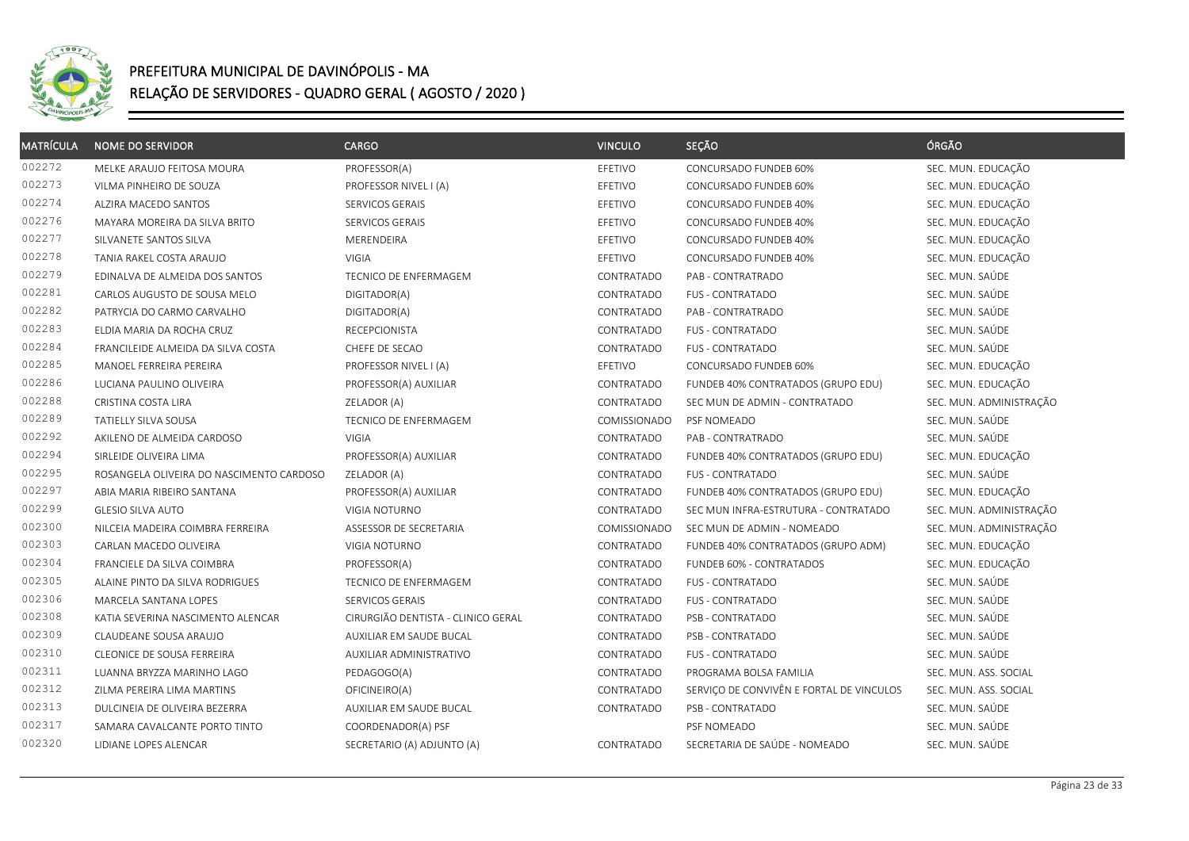# PREFEITURA MUNICIPAL DE DAVINÓPOLIS - MA
## RELAÇÃO DE SERVIDORES - QUADRO GERAL ( AGOSTO / 2020 )

| MATRÍCULA | NOME DO SERVIDOR | CARGO | VINCULO | SEÇÃO | ÓRGÃO |
|---|---|---|---|---|---|
| 002272 | MELKE ARAUJO FEITOSA MOURA | PROFESSOR(A) | EFETIVO | CONCURSADO FUNDEB 60% | SEC. MUN. EDUCAÇÃO |
| 002273 | VILMA PINHEIRO DE SOUZA | PROFESSOR NIVEL I (A) | EFETIVO | CONCURSADO FUNDEB 60% | SEC. MUN. EDUCAÇÃO |
| 002274 | ALZIRA MACEDO SANTOS | SERVICOS GERAIS | EFETIVO | CONCURSADO FUNDEB 40% | SEC. MUN. EDUCAÇÃO |
| 002276 | MAYARA MOREIRA DA SILVA BRITO | SERVICOS GERAIS | EFETIVO | CONCURSADO FUNDEB 40% | SEC. MUN. EDUCAÇÃO |
| 002277 | SILVANETE SANTOS SILVA | MERENDEIRA | EFETIVO | CONCURSADO FUNDEB 40% | SEC. MUN. EDUCAÇÃO |
| 002278 | TANIA RAKEL COSTA ARAUJO | VIGIA | EFETIVO | CONCURSADO FUNDEB 40% | SEC. MUN. EDUCAÇÃO |
| 002279 | EDINALVA DE ALMEIDA DOS SANTOS | TECNICO DE ENFERMAGEM | CONTRATADO | PAB - CONTRATRADO | SEC. MUN. SAÚDE |
| 002281 | CARLOS AUGUSTO DE SOUSA MELO | DIGITADOR(A) | CONTRATADO | FUS - CONTRATADO | SEC. MUN. SAÚDE |
| 002282 | PATRYCIA DO CARMO CARVALHO | DIGITADOR(A) | CONTRATADO | PAB - CONTRATRADO | SEC. MUN. SAÚDE |
| 002283 | ELDIA MARIA DA ROCHA CRUZ | RECEPCIONISTA | CONTRATADO | FUS - CONTRATADO | SEC. MUN. SAÚDE |
| 002284 | FRANCILEIDE ALMEIDA DA SILVA COSTA | CHEFE DE SECAO | CONTRATADO | FUS - CONTRATADO | SEC. MUN. SAÚDE |
| 002285 | MANOEL FERREIRA PEREIRA | PROFESSOR NIVEL I (A) | EFETIVO | CONCURSADO FUNDEB 60% | SEC. MUN. EDUCAÇÃO |
| 002286 | LUCIANA PAULINO OLIVEIRA | PROFESSOR(A) AUXILIAR | CONTRATADO | FUNDEB 40% CONTRATADOS (GRUPO EDU) | SEC. MUN. EDUCAÇÃO |
| 002288 | CRISTINA COSTA LIRA | ZELADOR (A) | CONTRATADO | SEC MUN DE ADMIN - CONTRATADO | SEC. MUN. ADMINISTRAÇÃO |
| 002289 | TATIELLY SILVA SOUSA | TECNICO DE ENFERMAGEM | COMISSIONADO | PSF NOMEADO | SEC. MUN. SAÚDE |
| 002292 | AKILENO DE ALMEIDA CARDOSO | VIGIA | CONTRATADO | PAB - CONTRATRADO | SEC. MUN. SAÚDE |
| 002294 | SIRLEIDE OLIVEIRA LIMA | PROFESSOR(A) AUXILIAR | CONTRATADO | FUNDEB 40% CONTRATADOS (GRUPO EDU) | SEC. MUN. EDUCAÇÃO |
| 002295 | ROSANGELA OLIVEIRA DO NASCIMENTO CARDOSO | ZELADOR (A) | CONTRATADO | FUS - CONTRATADO | SEC. MUN. SAÚDE |
| 002297 | ABIA MARIA RIBEIRO SANTANA | PROFESSOR(A) AUXILIAR | CONTRATADO | FUNDEB 40% CONTRATADOS (GRUPO EDU) | SEC. MUN. EDUCAÇÃO |
| 002299 | GLESIO SILVA AUTO | VIGIA NOTURNO | CONTRATADO | SEC MUN INFRA-ESTRUTURA - CONTRATADO | SEC. MUN. ADMINISTRAÇÃO |
| 002300 | NILCEIA MADEIRA COIMBRA FERREIRA | ASSESSOR DE SECRETARIA | COMISSIONADO | SEC MUN DE ADMIN - NOMEADO | SEC. MUN. ADMINISTRAÇÃO |
| 002303 | CARLAN MACEDO OLIVEIRA | VIGIA NOTURNO | CONTRATADO | FUNDEB 40% CONTRATADOS (GRUPO ADM) | SEC. MUN. EDUCAÇÃO |
| 002304 | FRANCIELE DA SILVA COIMBRA | PROFESSOR(A) | CONTRATADO | FUNDEB 60% - CONTRATADOS | SEC. MUN. EDUCAÇÃO |
| 002305 | ALAINE PINTO DA SILVA RODRIGUES | TECNICO DE ENFERMAGEM | CONTRATADO | FUS - CONTRATADO | SEC. MUN. SAÚDE |
| 002306 | MARCELA SANTANA LOPES | SERVICOS GERAIS | CONTRATADO | FUS - CONTRATADO | SEC. MUN. SAÚDE |
| 002308 | KATIA SEVERINA NASCIMENTO ALENCAR | CIRURGIÃO DENTISTA - CLINICO GERAL | CONTRATADO | PSB - CONTRATADO | SEC. MUN. SAÚDE |
| 002309 | CLAUDEANE SOUSA ARAUJO | AUXILIAR EM SAUDE BUCAL | CONTRATADO | PSB - CONTRATADO | SEC. MUN. SAÚDE |
| 002310 | CLEONICE DE SOUSA FERREIRA | AUXILIAR ADMINISTRATIVO | CONTRATADO | FUS - CONTRATADO | SEC. MUN. SAÚDE |
| 002311 | LUANNA BRYZZA MARINHO LAGO | PEDAGOGO(A) | CONTRATADO | PROGRAMA BOLSA FAMILIA | SEC. MUN. ASS. SOCIAL |
| 002312 | ZILMA PEREIRA LIMA MARTINS | OFICINEIRO(A) | CONTRATADO | SERVIÇO DE CONVIVÊN E FORTAL DE VINCULOS | SEC. MUN. ASS. SOCIAL |
| 002313 | DULCINEIA DE OLIVEIRA BEZERRA | AUXILIAR EM SAUDE BUCAL | CONTRATADO | PSB - CONTRATADO | SEC. MUN. SAÚDE |
| 002317 | SAMARA CAVALCANTE PORTO TINTO | COORDENADOR(A) PSF | | PSF NOMEADO | SEC. MUN. SAÚDE |
| 002320 | LIDIANE LOPES ALENCAR | SECRETARIO (A) ADJUNTO (A) | CONTRATADO | SECRETARIA DE SAÚDE - NOMEADO | SEC. MUN. SAÚDE |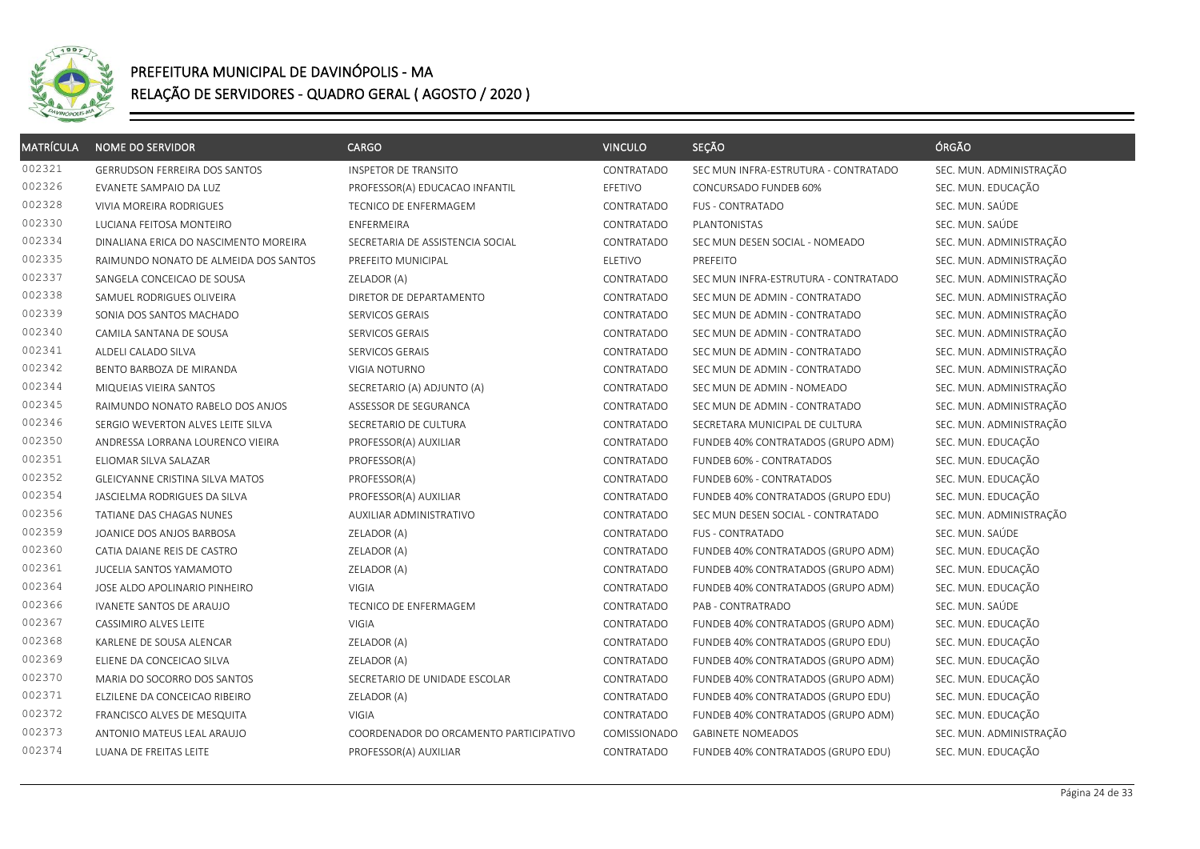# PREFEITURA MUNICIPAL DE DAVINÓPOLIS - MA

## RELAÇÃO DE SERVIDORES - QUADRO GERAL ( AGOSTO / 2020 )

| MATRÍCULA | NOME DO SERVIDOR | CARGO | VINCULO | SEÇÃO | ÓRGÃO |
|---|---|---|---|---|---|
| 002321 | GERRUDSON FERREIRA DOS SANTOS | INSPETOR DE TRANSITO | CONTRATADO | SEC MUN INFRA-ESTRUTURA - CONTRATADO | SEC. MUN. ADMINISTRAÇÃO |
| 002326 | EVANETE SAMPAIO DA LUZ | PROFESSOR(A) EDUCACAO INFANTIL | EFETIVO | CONCURSADO FUNDEB 60% | SEC. MUN. EDUCAÇÃO |
| 002328 | VIVIA MOREIRA RODRIGUES | TECNICO DE ENFERMAGEM | CONTRATADO | FUS - CONTRATADO | SEC. MUN. SAÚDE |
| 002330 | LUCIANA FEITOSA MONTEIRO | ENFERMEIRA | CONTRATADO | PLANTONISTAS | SEC. MUN. SAÚDE |
| 002334 | DINALIANA ERICA DO NASCIMENTO MOREIRA | SECRETARIA DE ASSISTENCIA SOCIAL | CONTRATADO | SEC MUN DESEN SOCIAL - NOMEADO | SEC. MUN. ADMINISTRAÇÃO |
| 002335 | RAIMUNDO NONATO DE ALMEIDA DOS SANTOS | PREFEITO MUNICIPAL | ELETIVO | PREFEITO | SEC. MUN. ADMINISTRAÇÃO |
| 002337 | SANGELA CONCEICAO DE SOUSA | ZELADOR (A) | CONTRATADO | SEC MUN INFRA-ESTRUTURA - CONTRATADO | SEC. MUN. ADMINISTRAÇÃO |
| 002338 | SAMUEL RODRIGUES OLIVEIRA | DIRETOR DE DEPARTAMENTO | CONTRATADO | SEC MUN DE ADMIN - CONTRATADO | SEC. MUN. ADMINISTRAÇÃO |
| 002339 | SONIA DOS SANTOS MACHADO | SERVICOS GERAIS | CONTRATADO | SEC MUN DE ADMIN - CONTRATADO | SEC. MUN. ADMINISTRAÇÃO |
| 002340 | CAMILA SANTANA DE SOUSA | SERVICOS GERAIS | CONTRATADO | SEC MUN DE ADMIN - CONTRATADO | SEC. MUN. ADMINISTRAÇÃO |
| 002341 | ALDELI CALADO SILVA | SERVICOS GERAIS | CONTRATADO | SEC MUN DE ADMIN - CONTRATADO | SEC. MUN. ADMINISTRAÇÃO |
| 002342 | BENTO BARBOZA DE MIRANDA | VIGIA NOTURNO | CONTRATADO | SEC MUN DE ADMIN - CONTRATADO | SEC. MUN. ADMINISTRAÇÃO |
| 002344 | MIQUEIAS VIEIRA SANTOS | SECRETARIO (A) ADJUNTO (A) | CONTRATADO | SEC MUN DE ADMIN - NOMEADO | SEC. MUN. ADMINISTRAÇÃO |
| 002345 | RAIMUNDO NONATO RABELO DOS ANJOS | ASSESSOR DE SEGURANCA | CONTRATADO | SEC MUN DE ADMIN - CONTRATADO | SEC. MUN. ADMINISTRAÇÃO |
| 002346 | SERGIO WEVERTON ALVES LEITE SILVA | SECRETARIO DE CULTURA | CONTRATADO | SECRETARA MUNICIPAL DE CULTURA | SEC. MUN. ADMINISTRAÇÃO |
| 002350 | ANDRESSA LORRANA LOURENCO VIEIRA | PROFESSOR(A) AUXILIAR | CONTRATADO | FUNDEB 40% CONTRATADOS (GRUPO ADM) | SEC. MUN. EDUCAÇÃO |
| 002351 | ELIOMAR SILVA SALAZAR | PROFESSOR(A) | CONTRATADO | FUNDEB 60% - CONTRATADOS | SEC. MUN. EDUCAÇÃO |
| 002352 | GLEICYANNE CRISTINA SILVA MATOS | PROFESSOR(A) | CONTRATADO | FUNDEB 60% - CONTRATADOS | SEC. MUN. EDUCAÇÃO |
| 002354 | JASCIELMA RODRIGUES DA SILVA | PROFESSOR(A) AUXILIAR | CONTRATADO | FUNDEB 40% CONTRATADOS (GRUPO EDU) | SEC. MUN. EDUCAÇÃO |
| 002356 | TATIANE DAS CHAGAS NUNES | AUXILIAR ADMINISTRATIVO | CONTRATADO | SEC MUN DESEN SOCIAL - CONTRATADO | SEC. MUN. ADMINISTRAÇÃO |
| 002359 | JOANICE DOS ANJOS BARBOSA | ZELADOR (A) | CONTRATADO | FUS - CONTRATADO | SEC. MUN. SAÚDE |
| 002360 | CATIA DAIANE REIS DE CASTRO | ZELADOR (A) | CONTRATADO | FUNDEB 40% CONTRATADOS (GRUPO ADM) | SEC. MUN. EDUCAÇÃO |
| 002361 | JUCELIA SANTOS YAMAMOTO | ZELADOR (A) | CONTRATADO | FUNDEB 40% CONTRATADOS (GRUPO ADM) | SEC. MUN. EDUCAÇÃO |
| 002364 | JOSE ALDO APOLINARIO PINHEIRO | VIGIA | CONTRATADO | FUNDEB 40% CONTRATADOS (GRUPO ADM) | SEC. MUN. EDUCAÇÃO |
| 002366 | IVANETE SANTOS DE ARAUJO | TECNICO DE ENFERMAGEM | CONTRATADO | PAB - CONTRATRADO | SEC. MUN. SAÚDE |
| 002367 | CASSIMIRO ALVES LEITE | VIGIA | CONTRATADO | FUNDEB 40% CONTRATADOS (GRUPO ADM) | SEC. MUN. EDUCAÇÃO |
| 002368 | KARLENE DE SOUSA ALENCAR | ZELADOR (A) | CONTRATADO | FUNDEB 40% CONTRATADOS (GRUPO EDU) | SEC. MUN. EDUCAÇÃO |
| 002369 | ELIENE DA CONCEICAO SILVA | ZELADOR (A) | CONTRATADO | FUNDEB 40% CONTRATADOS (GRUPO ADM) | SEC. MUN. EDUCAÇÃO |
| 002370 | MARIA DO SOCORRO DOS SANTOS | SECRETARIO DE UNIDADE ESCOLAR | CONTRATADO | FUNDEB 40% CONTRATADOS (GRUPO ADM) | SEC. MUN. EDUCAÇÃO |
| 002371 | ELZILENE DA CONCEICAO RIBEIRO | ZELADOR (A) | CONTRATADO | FUNDEB 40% CONTRATADOS (GRUPO EDU) | SEC. MUN. EDUCAÇÃO |
| 002372 | FRANCISCO ALVES DE MESQUITA | VIGIA | CONTRATADO | FUNDEB 40% CONTRATADOS (GRUPO ADM) | SEC. MUN. EDUCAÇÃO |
| 002373 | ANTONIO MATEUS LEAL ARAUJO | COORDENADOR DO ORCAMENTO PARTICIPATIVO | COMISSIONADO | GABINETE NOMEADOS | SEC. MUN. ADMINISTRAÇÃO |
| 002374 | LUANA DE FREITAS LEITE | PROFESSOR(A) AUXILIAR | CONTRATADO | FUNDEB 40% CONTRATADOS (GRUPO EDU) | SEC. MUN. EDUCAÇÃO |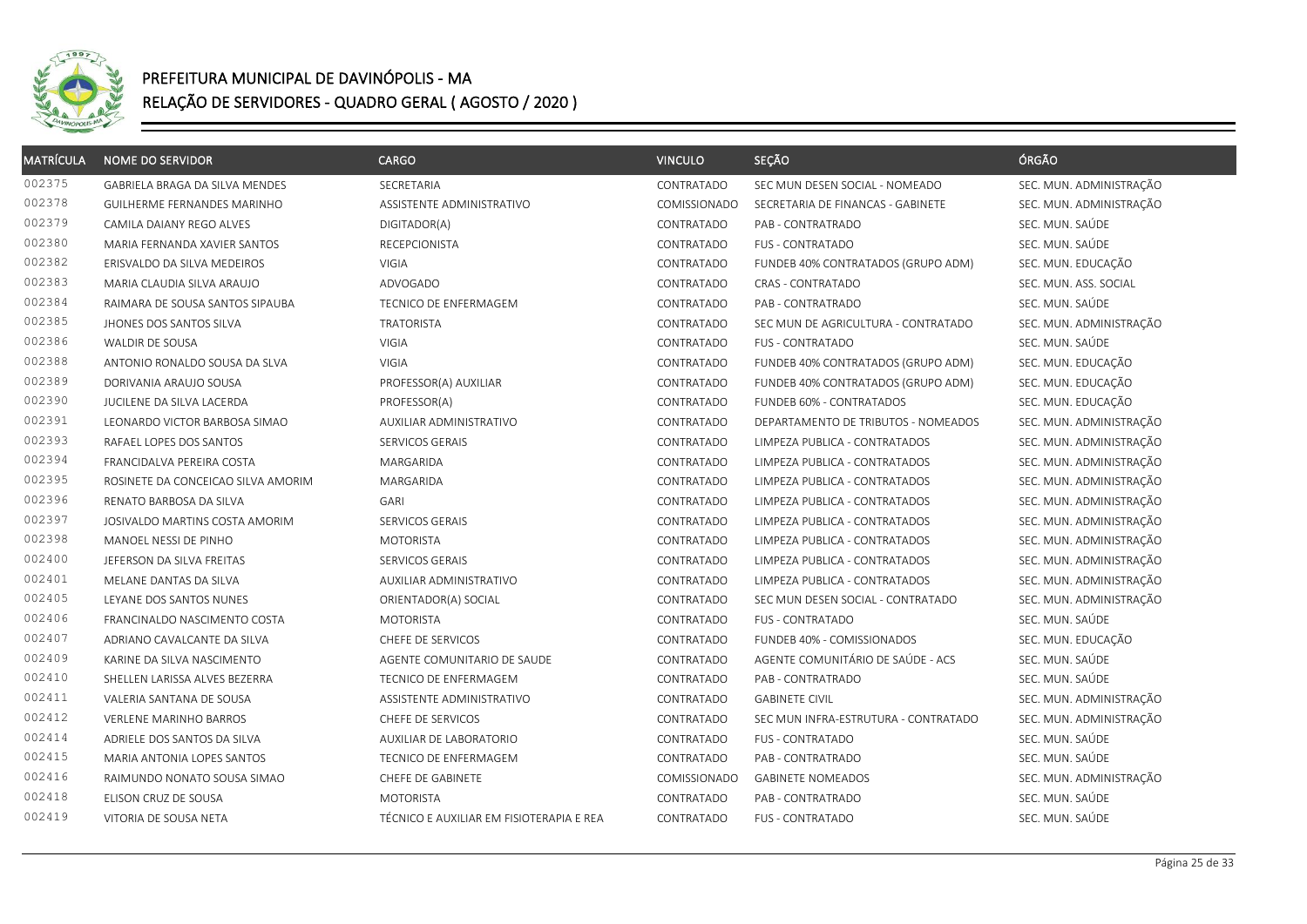# PREFEITURA MUNICIPAL DE DAVINÓPOLIS - MA

## RELAÇÃO DE SERVIDORES - QUADRO GERAL ( AGOSTO / 2020 )

| MATRÍCULA | NOME DO SERVIDOR | CARGO | VINCULO | SEÇÃO | ÓRGÃO |
|---|---|---|---|---|---|
| 002375 | GABRIELA BRAGA DA SILVA MENDES | SECRETARIA | CONTRATADO | SEC MUN DESEN SOCIAL - NOMEADO | SEC. MUN. ADMINISTRAÇÃO |
| 002378 | GUILHERME FERNANDES MARINHO | ASSISTENTE ADMINISTRATIVO | COMISSIONADO | SECRETARIA DE FINANCAS - GABINETE | SEC. MUN. ADMINISTRAÇÃO |
| 002379 | CAMILA DAIANY REGO ALVES | DIGITADOR(A) | CONTRATADO | PAB - CONTRATRADO | SEC. MUN. SAÚDE |
| 002380 | MARIA FERNANDA XAVIER SANTOS | RECEPCIONISTA | CONTRATADO | FUS - CONTRATADO | SEC. MUN. SAÚDE |
| 002382 | ERISVALDO DA SILVA MEDEIROS | VIGIA | CONTRATADO | FUNDEB 40% CONTRATADOS (GRUPO ADM) | SEC. MUN. EDUCAÇÃO |
| 002383 | MARIA CLAUDIA SILVA ARAUJO | ADVOGADO | CONTRATADO | CRAS - CONTRATADO | SEC. MUN. ASS. SOCIAL |
| 002384 | RAIMARA DE SOUSA SANTOS SIPAUBA | TECNICO DE ENFERMAGEM | CONTRATADO | PAB - CONTRATRADO | SEC. MUN. SAÚDE |
| 002385 | JHONES DOS SANTOS SILVA | TRATORISTA | CONTRATADO | SEC MUN DE AGRICULTURA - CONTRATADO | SEC. MUN. ADMINISTRAÇÃO |
| 002386 | WALDIR DE SOUSA | VIGIA | CONTRATADO | FUS - CONTRATADO | SEC. MUN. SAÚDE |
| 002388 | ANTONIO RONALDO SOUSA DA SLVA | VIGIA | CONTRATADO | FUNDEB 40% CONTRATADOS (GRUPO ADM) | SEC. MUN. EDUCAÇÃO |
| 002389 | DORIVANIA ARAUJO SOUSA | PROFESSOR(A) AUXILIAR | CONTRATADO | FUNDEB 40% CONTRATADOS (GRUPO ADM) | SEC. MUN. EDUCAÇÃO |
| 002390 | JUCILENE DA SILVA LACERDA | PROFESSOR(A) | CONTRATADO | FUNDEB 60% - CONTRATADOS | SEC. MUN. EDUCAÇÃO |
| 002391 | LEONARDO VICTOR BARBOSA SIMAO | AUXILIAR ADMINISTRATIVO | CONTRATADO | DEPARTAMENTO DE TRIBUTOS - NOMEADOS | SEC. MUN. ADMINISTRAÇÃO |
| 002393 | RAFAEL LOPES DOS SANTOS | SERVICOS GERAIS | CONTRATADO | LIMPEZA PUBLICA - CONTRATADOS | SEC. MUN. ADMINISTRAÇÃO |
| 002394 | FRANCIDALVA PEREIRA COSTA | MARGARIDA | CONTRATADO | LIMPEZA PUBLICA - CONTRATADOS | SEC. MUN. ADMINISTRAÇÃO |
| 002395 | ROSINETE DA CONCEICAO SILVA AMORIM | MARGARIDA | CONTRATADO | LIMPEZA PUBLICA - CONTRATADOS | SEC. MUN. ADMINISTRAÇÃO |
| 002396 | RENATO BARBOSA DA SILVA | GARI | CONTRATADO | LIMPEZA PUBLICA - CONTRATADOS | SEC. MUN. ADMINISTRAÇÃO |
| 002397 | JOSIVALDO MARTINS COSTA AMORIM | SERVICOS GERAIS | CONTRATADO | LIMPEZA PUBLICA - CONTRATADOS | SEC. MUN. ADMINISTRAÇÃO |
| 002398 | MANOEL NESSI DE PINHO | MOTORISTA | CONTRATADO | LIMPEZA PUBLICA - CONTRATADOS | SEC. MUN. ADMINISTRAÇÃO |
| 002400 | JEFERSON DA SILVA FREITAS | SERVICOS GERAIS | CONTRATADO | LIMPEZA PUBLICA - CONTRATADOS | SEC. MUN. ADMINISTRAÇÃO |
| 002401 | MELANE DANTAS DA SILVA | AUXILIAR ADMINISTRATIVO | CONTRATADO | LIMPEZA PUBLICA - CONTRATADOS | SEC. MUN. ADMINISTRAÇÃO |
| 002405 | LEYANE DOS SANTOS NUNES | ORIENTADOR(A) SOCIAL | CONTRATADO | SEC MUN DESEN SOCIAL - CONTRATADO | SEC. MUN. ADMINISTRAÇÃO |
| 002406 | FRANCINALDO NASCIMENTO COSTA | MOTORISTA | CONTRATADO | FUS - CONTRATADO | SEC. MUN. SAÚDE |
| 002407 | ADRIANO CAVALCANTE DA SILVA | CHEFE DE SERVICOS | CONTRATADO | FUNDEB 40% - COMISSIONADOS | SEC. MUN. EDUCAÇÃO |
| 002409 | KARINE DA SILVA NASCIMENTO | AGENTE COMUNITARIO DE SAUDE | CONTRATADO | AGENTE COMUNITÁRIO DE SAÚDE - ACS | SEC. MUN. SAÚDE |
| 002410 | SHELLEN LARISSA ALVES BEZERRA | TECNICO DE ENFERMAGEM | CONTRATADO | PAB - CONTRATRADO | SEC. MUN. SAÚDE |
| 002411 | VALERIA SANTANA DE SOUSA | ASSISTENTE ADMINISTRATIVO | CONTRATADO | GABINETE CIVIL | SEC. MUN. ADMINISTRAÇÃO |
| 002412 | VERLENE MARINHO BARROS | CHEFE DE SERVICOS | CONTRATADO | SEC MUN INFRA-ESTRUTURA - CONTRATADO | SEC. MUN. ADMINISTRAÇÃO |
| 002414 | ADRIELE DOS SANTOS DA SILVA | AUXILIAR DE LABORATORIO | CONTRATADO | FUS - CONTRATADO | SEC. MUN. SAÚDE |
| 002415 | MARIA ANTONIA LOPES SANTOS | TECNICO DE ENFERMAGEM | CONTRATADO | PAB - CONTRATRADO | SEC. MUN. SAÚDE |
| 002416 | RAIMUNDO NONATO SOUSA SIMAO | CHEFE DE GABINETE | COMISSIONADO | GABINETE NOMEADOS | SEC. MUN. ADMINISTRAÇÃO |
| 002418 | ELISON CRUZ DE SOUSA | MOTORISTA | CONTRATADO | PAB - CONTRATRADO | SEC. MUN. SAÚDE |
| 002419 | VITORIA DE SOUSA NETA | TÉCNICO E AUXILIAR EM FISIOTERAPIA E REA | CONTRATADO | FUS - CONTRATADO | SEC. MUN. SAÚDE |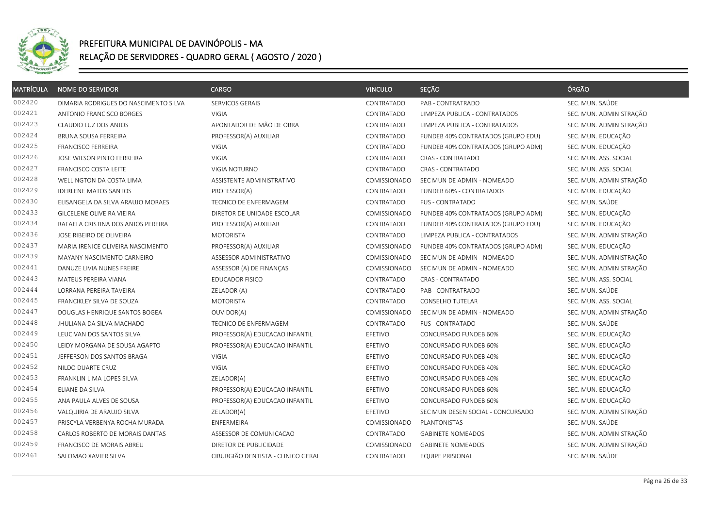# PREFEITURA MUNICIPAL DE DAVINÓPOLIS - MA

## RELAÇÃO DE SERVIDORES - QUADRO GERAL ( AGOSTO / 2020 )

| MATRÍCULA | NOME DO SERVIDOR | CARGO | VINCULO | SEÇÃO | ÓRGÃO |
|---|---|---|---|---|---|
| 002420 | DIMARIA RODRIGUES DO NASCIMENTO SILVA | SERVICOS GERAIS | CONTRATADO | PAB - CONTRATRADO | SEC. MUN. SAÚDE |
| 002421 | ANTONIO FRANCISCO BORGES | VIGIA | CONTRATADO | LIMPEZA PUBLICA - CONTRATADOS | SEC. MUN. ADMINISTRAÇÃO |
| 002423 | CLAUDIO LUZ DOS ANJOS | APONTADOR DE MÃO DE OBRA | CONTRATADO | LIMPEZA PUBLICA - CONTRATADOS | SEC. MUN. ADMINISTRAÇÃO |
| 002424 | BRUNA SOUSA FERREIRA | PROFESSOR(A) AUXILIAR | CONTRATADO | FUNDEB 40% CONTRATADOS (GRUPO EDU) | SEC. MUN. EDUCAÇÃO |
| 002425 | FRANCISCO FERREIRA | VIGIA | CONTRATADO | FUNDEB 40% CONTRATADOS (GRUPO ADM) | SEC. MUN. EDUCAÇÃO |
| 002426 | JOSE WILSON PINTO FERREIRA | VIGIA | CONTRATADO | CRAS - CONTRATADO | SEC. MUN. ASS. SOCIAL |
| 002427 | FRANCISCO COSTA LEITE | VIGIA NOTURNO | CONTRATADO | CRAS - CONTRATADO | SEC. MUN. ASS. SOCIAL |
| 002428 | WELLINGTON DA COSTA LIMA | ASSISTENTE ADMINISTRATIVO | COMISSIONADO | SEC MUN DE ADMIN - NOMEADO | SEC. MUN. ADMINISTRAÇÃO |
| 002429 | IDERLENE MATOS SANTOS | PROFESSOR(A) | CONTRATADO | FUNDEB 60% - CONTRATADOS | SEC. MUN. EDUCAÇÃO |
| 002430 | ELISANGELA DA SILVA ARAUJO MORAES | TECNICO DE ENFERMAGEM | CONTRATADO | FUS - CONTRATADO | SEC. MUN. SAÚDE |
| 002433 | GILCELENE OLIVEIRA VIEIRA | DIRETOR DE UNIDADE ESCOLAR | COMISSIONADO | FUNDEB 40% CONTRATADOS (GRUPO ADM) | SEC. MUN. EDUCAÇÃO |
| 002434 | RAFAELA CRISTINA DOS ANJOS PEREIRA | PROFESSOR(A) AUXILIAR | CONTRATADO | FUNDEB 40% CONTRATADOS (GRUPO EDU) | SEC. MUN. EDUCAÇÃO |
| 002436 | JOSE RIBEIRO DE OLIVEIRA | MOTORISTA | CONTRATADO | LIMPEZA PUBLICA - CONTRATADOS | SEC. MUN. ADMINISTRAÇÃO |
| 002437 | MARIA IRENICE OLIVEIRA NASCIMENTO | PROFESSOR(A) AUXILIAR | COMISSIONADO | FUNDEB 40% CONTRATADOS (GRUPO ADM) | SEC. MUN. EDUCAÇÃO |
| 002439 | MAYANY NASCIMENTO CARNEIRO | ASSESSOR ADMINISTRATIVO | COMISSIONADO | SEC MUN DE ADMIN - NOMEADO | SEC. MUN. ADMINISTRAÇÃO |
| 002441 | DANUZE LIVIA NUNES FREIRE | ASSESSOR (A) DE FINANÇAS | COMISSIONADO | SEC MUN DE ADMIN - NOMEADO | SEC. MUN. ADMINISTRAÇÃO |
| 002443 | MATEUS PEREIRA VIANA | EDUCADOR FISICO | CONTRATADO | CRAS - CONTRATADO | SEC. MUN. ASS. SOCIAL |
| 002444 | LORRANA PEREIRA TAVEIRA | ZELADOR (A) | CONTRATADO | PAB - CONTRATRADO | SEC. MUN. SAÚDE |
| 002445 | FRANCIKLEY SILVA DE SOUZA | MOTORISTA | CONTRATADO | CONSELHO TUTELAR | SEC. MUN. ASS. SOCIAL |
| 002447 | DOUGLAS HENRIQUE SANTOS BOGEA | OUVIDOR(A) | COMISSIONADO | SEC MUN DE ADMIN - NOMEADO | SEC. MUN. ADMINISTRAÇÃO |
| 002448 | JHULIANA DA SILVA MACHADO | TECNICO DE ENFERMAGEM | CONTRATADO | FUS - CONTRATADO | SEC. MUN. SAÚDE |
| 002449 | LEUCIVAN DOS SANTOS SILVA | PROFESSOR(A) EDUCACAO INFANTIL | EFETIVO | CONCURSADO FUNDEB 60% | SEC. MUN. EDUCAÇÃO |
| 002450 | LEIDY MORGANA DE SOUSA AGAPTO | PROFESSOR(A) EDUCACAO INFANTIL | EFETIVO | CONCURSADO FUNDEB 60% | SEC. MUN. EDUCAÇÃO |
| 002451 | JEFFERSON DOS SANTOS BRAGA | VIGIA | EFETIVO | CONCURSADO FUNDEB 40% | SEC. MUN. EDUCAÇÃO |
| 002452 | NILDO DUARTE CRUZ | VIGIA | EFETIVO | CONCURSADO FUNDEB 40% | SEC. MUN. EDUCAÇÃO |
| 002453 | FRANKLIN LIMA LOPES SILVA | ZELADOR(A) | EFETIVO | CONCURSADO FUNDEB 40% | SEC. MUN. EDUCAÇÃO |
| 002454 | ELIANE DA SILVA | PROFESSOR(A) EDUCACAO INFANTIL | EFETIVO | CONCURSADO FUNDEB 60% | SEC. MUN. EDUCAÇÃO |
| 002455 | ANA PAULA ALVES DE SOUSA | PROFESSOR(A) EDUCACAO INFANTIL | EFETIVO | CONCURSADO FUNDEB 60% | SEC. MUN. EDUCAÇÃO |
| 002456 | VALQUIRIA DE ARAUJO SILVA | ZELADOR(A) | EFETIVO | SEC MUN DESEN SOCIAL - CONCURSADO | SEC. MUN. ADMINISTRAÇÃO |
| 002457 | PRISCYLA VERBENYA ROCHA MURADA | ENFERMEIRA | COMISSIONADO | PLANTONISTAS | SEC. MUN. SAÚDE |
| 002458 | CARLOS ROBERTO DE MORAIS DANTAS | ASSESSOR DE COMUNICACAO | CONTRATADO | GABINETE NOMEADOS | SEC. MUN. ADMINISTRAÇÃO |
| 002459 | FRANCISCO DE MORAIS ABREU | DIRETOR DE PUBLICIDADE | COMISSIONADO | GABINETE NOMEADOS | SEC. MUN. ADMINISTRAÇÃO |
| 002461 | SALOMAO XAVIER SILVA | CIRURGIÃO DENTISTA - CLINICO GERAL | CONTRATADO | EQUIPE PRISIONAL | SEC. MUN. SAÚDE |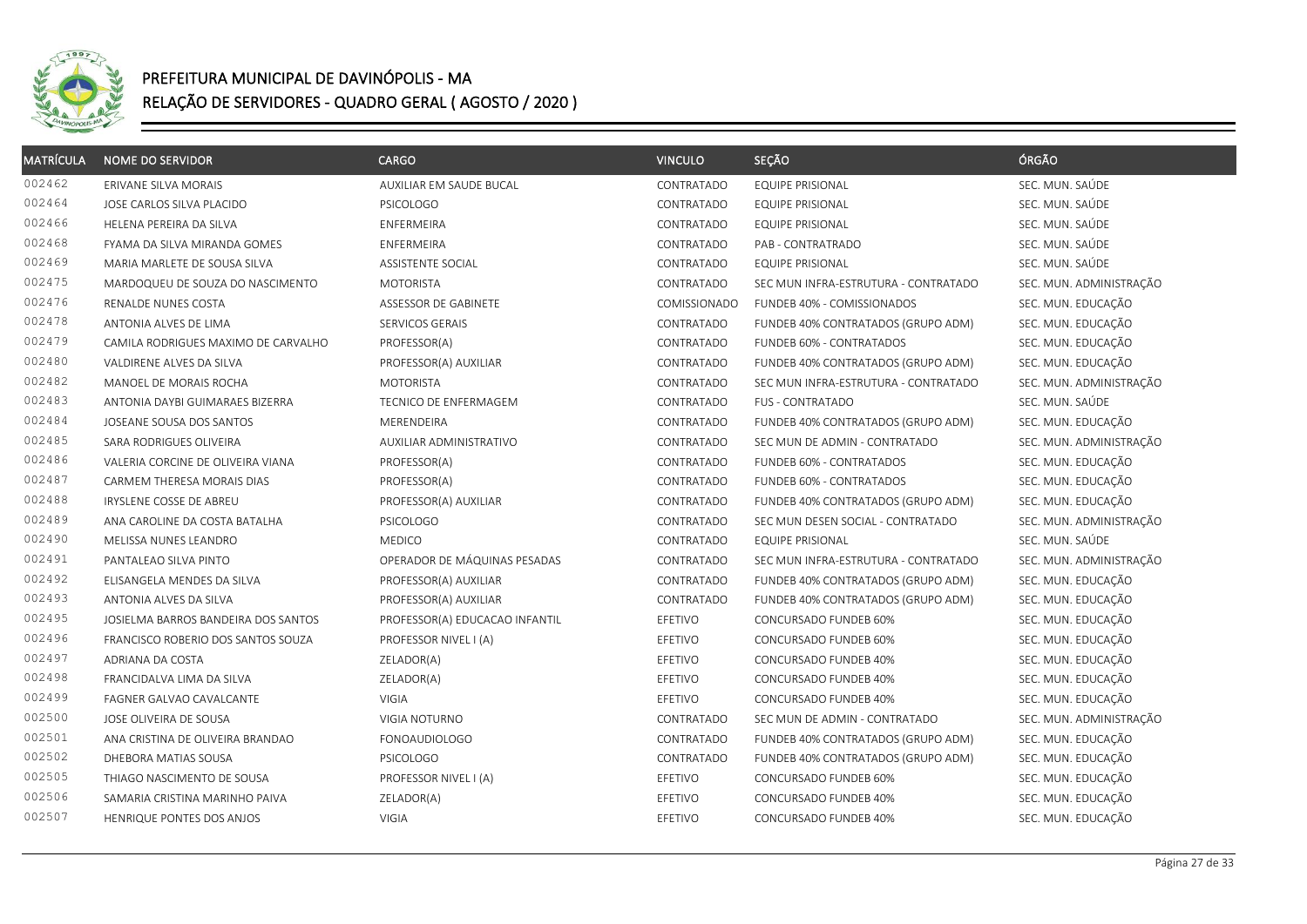# PREFEITURA MUNICIPAL DE DAVINÓPOLIS - MA

## RELAÇÃO DE SERVIDORES - QUADRO GERAL ( AGOSTO / 2020 )

| MATRÍCULA | NOME DO SERVIDOR | CARGO | VINCULO | SEÇÃO | ÓRGÃO |
|---|---|---|---|---|---|
| 002462 | ERIVANE SILVA MORAIS | AUXILIAR EM SAUDE BUCAL | CONTRATADO | EQUIPE PRISIONAL | SEC. MUN. SAÚDE |
| 002464 | JOSE CARLOS SILVA PLACIDO | PSICOLOGO | CONTRATADO | EQUIPE PRISIONAL | SEC. MUN. SAÚDE |
| 002466 | HELENA PEREIRA DA SILVA | ENFERMEIRA | CONTRATADO | EQUIPE PRISIONAL | SEC. MUN. SAÚDE |
| 002468 | FYAMA DA SILVA MIRANDA GOMES | ENFERMEIRA | CONTRATADO | PAB - CONTRATRADO | SEC. MUN. SAÚDE |
| 002469 | MARIA MARLETE DE SOUSA SILVA | ASSISTENTE SOCIAL | CONTRATADO | EQUIPE PRISIONAL | SEC. MUN. SAÚDE |
| 002475 | MARDOQUEU DE SOUZA DO NASCIMENTO | MOTORISTA | CONTRATADO | SEC MUN INFRA-ESTRUTURA - CONTRATADO | SEC. MUN. ADMINISTRAÇÃO |
| 002476 | RENALDE NUNES COSTA | ASSESSOR DE GABINETE | COMISSIONADO | FUNDEB 40% - COMISSIONADOS | SEC. MUN. EDUCAÇÃO |
| 002478 | ANTONIA ALVES DE LIMA | SERVICOS GERAIS | CONTRATADO | FUNDEB 40% CONTRATADOS (GRUPO ADM) | SEC. MUN. EDUCAÇÃO |
| 002479 | CAMILA RODRIGUES MAXIMO DE CARVALHO | PROFESSOR(A) | CONTRATADO | FUNDEB 60% - CONTRATADOS | SEC. MUN. EDUCAÇÃO |
| 002480 | VALDIRENE ALVES DA SILVA | PROFESSOR(A) AUXILIAR | CONTRATADO | FUNDEB 40% CONTRATADOS (GRUPO ADM) | SEC. MUN. EDUCAÇÃO |
| 002482 | MANOEL DE MORAIS ROCHA | MOTORISTA | CONTRATADO | SEC MUN INFRA-ESTRUTURA - CONTRATADO | SEC. MUN. ADMINISTRAÇÃO |
| 002483 | ANTONIA DAYBI GUIMARAES BIZERRA | TECNICO DE ENFERMAGEM | CONTRATADO | FUS - CONTRATADO | SEC. MUN. SAÚDE |
| 002484 | JOSEANE SOUSA DOS SANTOS | MERENDEIRA | CONTRATADO | FUNDEB 40% CONTRATADOS (GRUPO ADM) | SEC. MUN. EDUCAÇÃO |
| 002485 | SARA RODRIGUES OLIVEIRA | AUXILIAR ADMINISTRATIVO | CONTRATADO | SEC MUN DE ADMIN - CONTRATADO | SEC. MUN. ADMINISTRAÇÃO |
| 002486 | VALERIA CORCINE DE OLIVEIRA VIANA | PROFESSOR(A) | CONTRATADO | FUNDEB 60% - CONTRATADOS | SEC. MUN. EDUCAÇÃO |
| 002487 | CARMEM THERESA MORAIS DIAS | PROFESSOR(A) | CONTRATADO | FUNDEB 60% - CONTRATADOS | SEC. MUN. EDUCAÇÃO |
| 002488 | IRYSLENE COSSE DE ABREU | PROFESSOR(A) AUXILIAR | CONTRATADO | FUNDEB 40% CONTRATADOS (GRUPO ADM) | SEC. MUN. EDUCAÇÃO |
| 002489 | ANA CAROLINE DA COSTA BATALHA | PSICOLOGO | CONTRATADO | SEC MUN DESEN SOCIAL - CONTRATADO | SEC. MUN. ADMINISTRAÇÃO |
| 002490 | MELISSA NUNES LEANDRO | MEDICO | CONTRATADO | EQUIPE PRISIONAL | SEC. MUN. SAÚDE |
| 002491 | PANTALEAO SILVA PINTO | OPERADOR DE MÁQUINAS PESADAS | CONTRATADO | SEC MUN INFRA-ESTRUTURA - CONTRATADO | SEC. MUN. ADMINISTRAÇÃO |
| 002492 | ELISANGELA MENDES DA SILVA | PROFESSOR(A) AUXILIAR | CONTRATADO | FUNDEB 40% CONTRATADOS (GRUPO ADM) | SEC. MUN. EDUCAÇÃO |
| 002493 | ANTONIA ALVES DA SILVA | PROFESSOR(A) AUXILIAR | CONTRATADO | FUNDEB 40% CONTRATADOS (GRUPO ADM) | SEC. MUN. EDUCAÇÃO |
| 002495 | JOSIELMA BARROS BANDEIRA DOS SANTOS | PROFESSOR(A) EDUCACAO INFANTIL | EFETIVO | CONCURSADO FUNDEB 60% | SEC. MUN. EDUCAÇÃO |
| 002496 | FRANCISCO ROBERIO DOS SANTOS SOUZA | PROFESSOR NIVEL I (A) | EFETIVO | CONCURSADO FUNDEB 60% | SEC. MUN. EDUCAÇÃO |
| 002497 | ADRIANA DA COSTA | ZELADOR(A) | EFETIVO | CONCURSADO FUNDEB 40% | SEC. MUN. EDUCAÇÃO |
| 002498 | FRANCIDALVA LIMA DA SILVA | ZELADOR(A) | EFETIVO | CONCURSADO FUNDEB 40% | SEC. MUN. EDUCAÇÃO |
| 002499 | FAGNER GALVAO CAVALCANTE | VIGIA | EFETIVO | CONCURSADO FUNDEB 40% | SEC. MUN. EDUCAÇÃO |
| 002500 | JOSE OLIVEIRA DE SOUSA | VIGIA NOTURNO | CONTRATADO | SEC MUN DE ADMIN - CONTRATADO | SEC. MUN. ADMINISTRAÇÃO |
| 002501 | ANA CRISTINA DE OLIVEIRA BRANDAO | FONOAUDIOLOGO | CONTRATADO | FUNDEB 40% CONTRATADOS (GRUPO ADM) | SEC. MUN. EDUCAÇÃO |
| 002502 | DHEBORA MATIAS SOUSA | PSICOLOGO | CONTRATADO | FUNDEB 40% CONTRATADOS (GRUPO ADM) | SEC. MUN. EDUCAÇÃO |
| 002505 | THIAGO NASCIMENTO DE SOUSA | PROFESSOR NIVEL I (A) | EFETIVO | CONCURSADO FUNDEB 60% | SEC. MUN. EDUCAÇÃO |
| 002506 | SAMARIA CRISTINA MARINHO PAIVA | ZELADOR(A) | EFETIVO | CONCURSADO FUNDEB 40% | SEC. MUN. EDUCAÇÃO |
| 002507 | HENRIQUE PONTES DOS ANJOS | VIGIA | EFETIVO | CONCURSADO FUNDEB 40% | SEC. MUN. EDUCAÇÃO |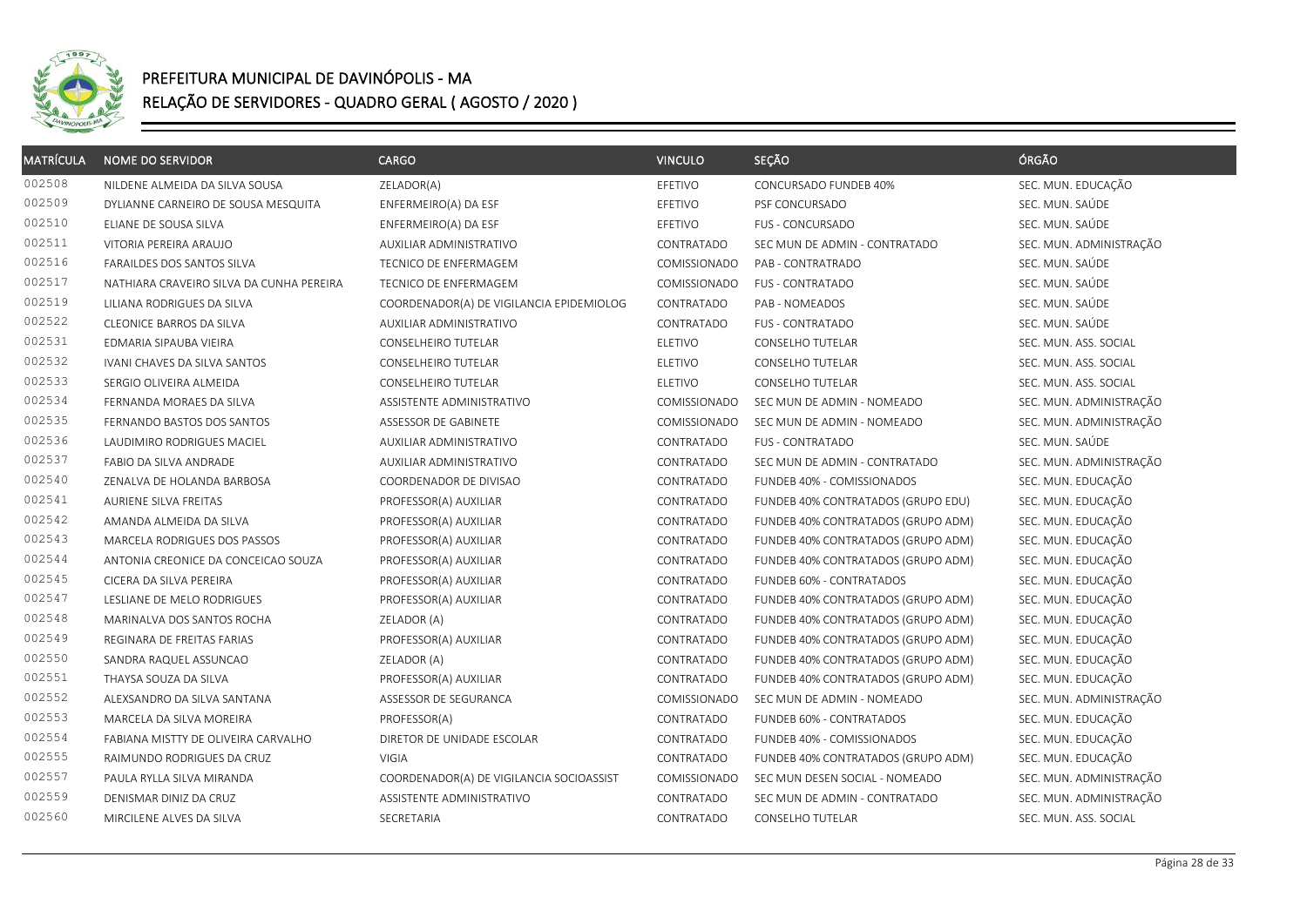# PREFEITURA MUNICIPAL DE DAVINÓPOLIS - MA

## RELAÇÃO DE SERVIDORES - QUADRO GERAL ( AGOSTO / 2020 )

| MATRÍCULA | NOME DO SERVIDOR | CARGO | VINCULO | SEÇÃO | ÓRGÃO |
|---|---|---|---|---|---|
| 002508 | NILDENE ALMEIDA DA SILVA SOUSA | ZELADOR(A) | EFETIVO | CONCURSADO FUNDEB 40% | SEC. MUN. EDUCAÇÃO |
| 002509 | DYLIANNE CARNEIRO DE SOUSA MESQUITA | ENFERMEIRO(A) DA ESF | EFETIVO | PSF CONCURSADO | SEC. MUN. SAÚDE |
| 002510 | ELIANE DE SOUSA SILVA | ENFERMEIRO(A) DA ESF | EFETIVO | FUS - CONCURSADO | SEC. MUN. SAÚDE |
| 002511 | VITORIA PEREIRA ARAUJO | AUXILIAR ADMINISTRATIVO | CONTRATADO | SEC MUN DE ADMIN - CONTRATADO | SEC. MUN. ADMINISTRAÇÃO |
| 002516 | FARAILDES DOS SANTOS SILVA | TECNICO DE ENFERMAGEM | COMISSIONADO | PAB - CONTRATRADO | SEC. MUN. SAÚDE |
| 002517 | NATHIARA CRAVEIRO SILVA DA CUNHA PEREIRA | TECNICO DE ENFERMAGEM | COMISSIONADO | FUS - CONTRATADO | SEC. MUN. SAÚDE |
| 002519 | LILIANA RODRIGUES DA SILVA | COORDENADOR(A) DE VIGILANCIA EPIDEMIOLOG | CONTRATADO | PAB - NOMEADOS | SEC. MUN. SAÚDE |
| 002522 | CLEONICE BARROS DA SILVA | AUXILIAR ADMINISTRATIVO | CONTRATADO | FUS - CONTRATADO | SEC. MUN. SAÚDE |
| 002531 | EDMARIA SIPAUBA VIEIRA | CONSELHEIRO TUTELAR | ELETIVO | CONSELHO TUTELAR | SEC. MUN. ASS. SOCIAL |
| 002532 | IVANI CHAVES DA SILVA SANTOS | CONSELHEIRO TUTELAR | ELETIVO | CONSELHO TUTELAR | SEC. MUN. ASS. SOCIAL |
| 002533 | SERGIO OLIVEIRA ALMEIDA | CONSELHEIRO TUTELAR | ELETIVO | CONSELHO TUTELAR | SEC. MUN. ASS. SOCIAL |
| 002534 | FERNANDA MORAES DA SILVA | ASSISTENTE ADMINISTRATIVO | COMISSIONADO | SEC MUN DE ADMIN - NOMEADO | SEC. MUN. ADMINISTRAÇÃO |
| 002535 | FERNANDO BASTOS DOS SANTOS | ASSESSOR DE GABINETE | COMISSIONADO | SEC MUN DE ADMIN - NOMEADO | SEC. MUN. ADMINISTRAÇÃO |
| 002536 | LAUDIMIRO RODRIGUES MACIEL | AUXILIAR ADMINISTRATIVO | CONTRATADO | FUS - CONTRATADO | SEC. MUN. SAÚDE |
| 002537 | FABIO DA SILVA ANDRADE | AUXILIAR ADMINISTRATIVO | CONTRATADO | SEC MUN DE ADMIN - CONTRATADO | SEC. MUN. ADMINISTRAÇÃO |
| 002540 | ZENALVA DE HOLANDA BARBOSA | COORDENADOR DE DIVISAO | CONTRATADO | FUNDEB 40% - COMISSIONADOS | SEC. MUN. EDUCAÇÃO |
| 002541 | AURIENE SILVA FREITAS | PROFESSOR(A) AUXILIAR | CONTRATADO | FUNDEB 40% CONTRATADOS (GRUPO EDU) | SEC. MUN. EDUCAÇÃO |
| 002542 | AMANDA ALMEIDA DA SILVA | PROFESSOR(A) AUXILIAR | CONTRATADO | FUNDEB 40% CONTRATADOS (GRUPO ADM) | SEC. MUN. EDUCAÇÃO |
| 002543 | MARCELA RODRIGUES DOS PASSOS | PROFESSOR(A) AUXILIAR | CONTRATADO | FUNDEB 40% CONTRATADOS (GRUPO ADM) | SEC. MUN. EDUCAÇÃO |
| 002544 | ANTONIA CREONICE DA CONCEICAO SOUZA | PROFESSOR(A) AUXILIAR | CONTRATADO | FUNDEB 40% CONTRATADOS (GRUPO ADM) | SEC. MUN. EDUCAÇÃO |
| 002545 | CICERA DA SILVA PEREIRA | PROFESSOR(A) AUXILIAR | CONTRATADO | FUNDEB 60% - CONTRATADOS | SEC. MUN. EDUCAÇÃO |
| 002547 | LESLIANE DE MELO RODRIGUES | PROFESSOR(A) AUXILIAR | CONTRATADO | FUNDEB 40% CONTRATADOS (GRUPO ADM) | SEC. MUN. EDUCAÇÃO |
| 002548 | MARINALVA DOS SANTOS ROCHA | ZELADOR (A) | CONTRATADO | FUNDEB 40% CONTRATADOS (GRUPO ADM) | SEC. MUN. EDUCAÇÃO |
| 002549 | REGINARA DE FREITAS FARIAS | PROFESSOR(A) AUXILIAR | CONTRATADO | FUNDEB 40% CONTRATADOS (GRUPO ADM) | SEC. MUN. EDUCAÇÃO |
| 002550 | SANDRA RAQUEL ASSUNCAO | ZELADOR (A) | CONTRATADO | FUNDEB 40% CONTRATADOS (GRUPO ADM) | SEC. MUN. EDUCAÇÃO |
| 002551 | THAYSA SOUZA DA SILVA | PROFESSOR(A) AUXILIAR | CONTRATADO | FUNDEB 40% CONTRATADOS (GRUPO ADM) | SEC. MUN. EDUCAÇÃO |
| 002552 | ALEXSANDRO DA SILVA SANTANA | ASSESSOR DE SEGURANCA | COMISSIONADO | SEC MUN DE ADMIN - NOMEADO | SEC. MUN. ADMINISTRAÇÃO |
| 002553 | MARCELA DA SILVA MOREIRA | PROFESSOR(A) | CONTRATADO | FUNDEB 60% - CONTRATADOS | SEC. MUN. EDUCAÇÃO |
| 002554 | FABIANA MISTTY DE OLIVEIRA CARVALHO | DIRETOR DE UNIDADE ESCOLAR | CONTRATADO | FUNDEB 40% - COMISSIONADOS | SEC. MUN. EDUCAÇÃO |
| 002555 | RAIMUNDO RODRIGUES DA CRUZ | VIGIA | CONTRATADO | FUNDEB 40% CONTRATADOS (GRUPO ADM) | SEC. MUN. EDUCAÇÃO |
| 002557 | PAULA RYLLA SILVA MIRANDA | COORDENADOR(A) DE VIGILANCIA SOCIOASSIST | COMISSIONADO | SEC MUN DESEN SOCIAL - NOMEADO | SEC. MUN. ADMINISTRAÇÃO |
| 002559 | DENISMAR DINIZ DA CRUZ | ASSISTENTE ADMINISTRATIVO | CONTRATADO | SEC MUN DE ADMIN - CONTRATADO | SEC. MUN. ADMINISTRAÇÃO |
| 002560 | MIRCILENE ALVES DA SILVA | SECRETARIA | CONTRATADO | CONSELHO TUTELAR | SEC. MUN. ASS. SOCIAL |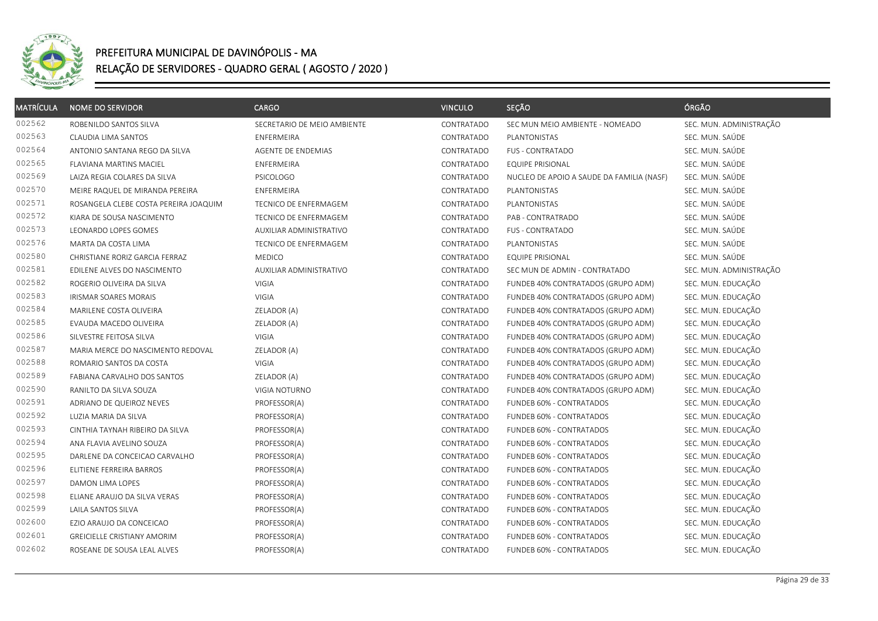# PREFEITURA MUNICIPAL DE DAVINÓPOLIS - MA

## RELAÇÃO DE SERVIDORES - QUADRO GERAL ( AGOSTO / 2020 )

| MATRÍCULA | NOME DO SERVIDOR | CARGO | VINCULO | SEÇÃO | ÓRGÃO |
|---|---|---|---|---|---|
| 002562 | ROBENILDO SANTOS SILVA | SECRETARIO DE MEIO AMBIENTE | CONTRATADO | SEC MUN MEIO AMBIENTE - NOMEADO | SEC. MUN. ADMINISTRAÇÃO |
| 002563 | CLAUDIA LIMA SANTOS | ENFERMEIRA | CONTRATADO | PLANTONISTAS | SEC. MUN. SAÚDE |
| 002564 | ANTONIO SANTANA REGO DA SILVA | AGENTE DE ENDEMIAS | CONTRATADO | FUS - CONTRATADO | SEC. MUN. SAÚDE |
| 002565 | FLAVIANA MARTINS MACIEL | ENFERMEIRA | CONTRATADO | EQUIPE PRISIONAL | SEC. MUN. SAÚDE |
| 002569 | LAIZA REGIA COLARES DA SILVA | PSICOLOGO | CONTRATADO | NUCLEO DE APOIO A SAUDE DA FAMILIA (NASF) | SEC. MUN. SAÚDE |
| 002570 | MEIRE RAQUEL DE MIRANDA PEREIRA | ENFERMEIRA | CONTRATADO | PLANTONISTAS | SEC. MUN. SAÚDE |
| 002571 | ROSANGELA CLEBE COSTA PEREIRA JOAQUIM | TECNICO DE ENFERMAGEM | CONTRATADO | PLANTONISTAS | SEC. MUN. SAÚDE |
| 002572 | KIARA DE SOUSA NASCIMENTO | TECNICO DE ENFERMAGEM | CONTRATADO | PAB - CONTRATRADO | SEC. MUN. SAÚDE |
| 002573 | LEONARDO LOPES GOMES | AUXILIAR ADMINISTRATIVO | CONTRATADO | FUS - CONTRATADO | SEC. MUN. SAÚDE |
| 002576 | MARTA DA COSTA LIMA | TECNICO DE ENFERMAGEM | CONTRATADO | PLANTONISTAS | SEC. MUN. SAÚDE |
| 002580 | CHRISTIANE RORIZ GARCIA FERRAZ | MEDICO | CONTRATADO | EQUIPE PRISIONAL | SEC. MUN. SAÚDE |
| 002581 | EDILENE ALVES DO NASCIMENTO | AUXILIAR ADMINISTRATIVO | CONTRATADO | SEC MUN DE ADMIN - CONTRATADO | SEC. MUN. ADMINISTRAÇÃO |
| 002582 | ROGERIO OLIVEIRA DA SILVA | VIGIA | CONTRATADO | FUNDEB 40% CONTRATADOS (GRUPO ADM) | SEC. MUN. EDUCAÇÃO |
| 002583 | IRISMAR SOARES MORAIS | VIGIA | CONTRATADO | FUNDEB 40% CONTRATADOS (GRUPO ADM) | SEC. MUN. EDUCAÇÃO |
| 002584 | MARILENE COSTA OLIVEIRA | ZELADOR (A) | CONTRATADO | FUNDEB 40% CONTRATADOS (GRUPO ADM) | SEC. MUN. EDUCAÇÃO |
| 002585 | EVAUDA MACEDO OLIVEIRA | ZELADOR (A) | CONTRATADO | FUNDEB 40% CONTRATADOS (GRUPO ADM) | SEC. MUN. EDUCAÇÃO |
| 002586 | SILVESTRE FEITOSA SILVA | VIGIA | CONTRATADO | FUNDEB 40% CONTRATADOS (GRUPO ADM) | SEC. MUN. EDUCAÇÃO |
| 002587 | MARIA MERCE DO NASCIMENTO REDOVAL | ZELADOR (A) | CONTRATADO | FUNDEB 40% CONTRATADOS (GRUPO ADM) | SEC. MUN. EDUCAÇÃO |
| 002588 | ROMARIO SANTOS DA COSTA | VIGIA | CONTRATADO | FUNDEB 40% CONTRATADOS (GRUPO ADM) | SEC. MUN. EDUCAÇÃO |
| 002589 | FABIANA CARVALHO DOS SANTOS | ZELADOR (A) | CONTRATADO | FUNDEB 40% CONTRATADOS (GRUPO ADM) | SEC. MUN. EDUCAÇÃO |
| 002590 | RANILTO DA SILVA SOUZA | VIGIA NOTURNO | CONTRATADO | FUNDEB 40% CONTRATADOS (GRUPO ADM) | SEC. MUN. EDUCAÇÃO |
| 002591 | ADRIANO DE QUEIROZ NEVES | PROFESSOR(A) | CONTRATADO | FUNDEB 60% - CONTRATADOS | SEC. MUN. EDUCAÇÃO |
| 002592 | LUZIA MARIA DA SILVA | PROFESSOR(A) | CONTRATADO | FUNDEB 60% - CONTRATADOS | SEC. MUN. EDUCAÇÃO |
| 002593 | CINTHIA TAYNAH RIBEIRO DA SILVA | PROFESSOR(A) | CONTRATADO | FUNDEB 60% - CONTRATADOS | SEC. MUN. EDUCAÇÃO |
| 002594 | ANA FLAVIA AVELINO SOUZA | PROFESSOR(A) | CONTRATADO | FUNDEB 60% - CONTRATADOS | SEC. MUN. EDUCAÇÃO |
| 002595 | DARLENE DA CONCEICAO CARVALHO | PROFESSOR(A) | CONTRATADO | FUNDEB 60% - CONTRATADOS | SEC. MUN. EDUCAÇÃO |
| 002596 | ELITIENE FERREIRA BARROS | PROFESSOR(A) | CONTRATADO | FUNDEB 60% - CONTRATADOS | SEC. MUN. EDUCAÇÃO |
| 002597 | DAMON LIMA LOPES | PROFESSOR(A) | CONTRATADO | FUNDEB 60% - CONTRATADOS | SEC. MUN. EDUCAÇÃO |
| 002598 | ELIANE ARAUJO DA SILVA VERAS | PROFESSOR(A) | CONTRATADO | FUNDEB 60% - CONTRATADOS | SEC. MUN. EDUCAÇÃO |
| 002599 | LAILA SANTOS SILVA | PROFESSOR(A) | CONTRATADO | FUNDEB 60% - CONTRATADOS | SEC. MUN. EDUCAÇÃO |
| 002600 | EZIO ARAUJO DA CONCEICAO | PROFESSOR(A) | CONTRATADO | FUNDEB 60% - CONTRATADOS | SEC. MUN. EDUCAÇÃO |
| 002601 | GREICIELLE CRISTIANY AMORIM | PROFESSOR(A) | CONTRATADO | FUNDEB 60% - CONTRATADOS | SEC. MUN. EDUCAÇÃO |
| 002602 | ROSEANE DE SOUSA LEAL ALVES | PROFESSOR(A) | CONTRATADO | FUNDEB 60% - CONTRATADOS | SEC. MUN. EDUCAÇÃO |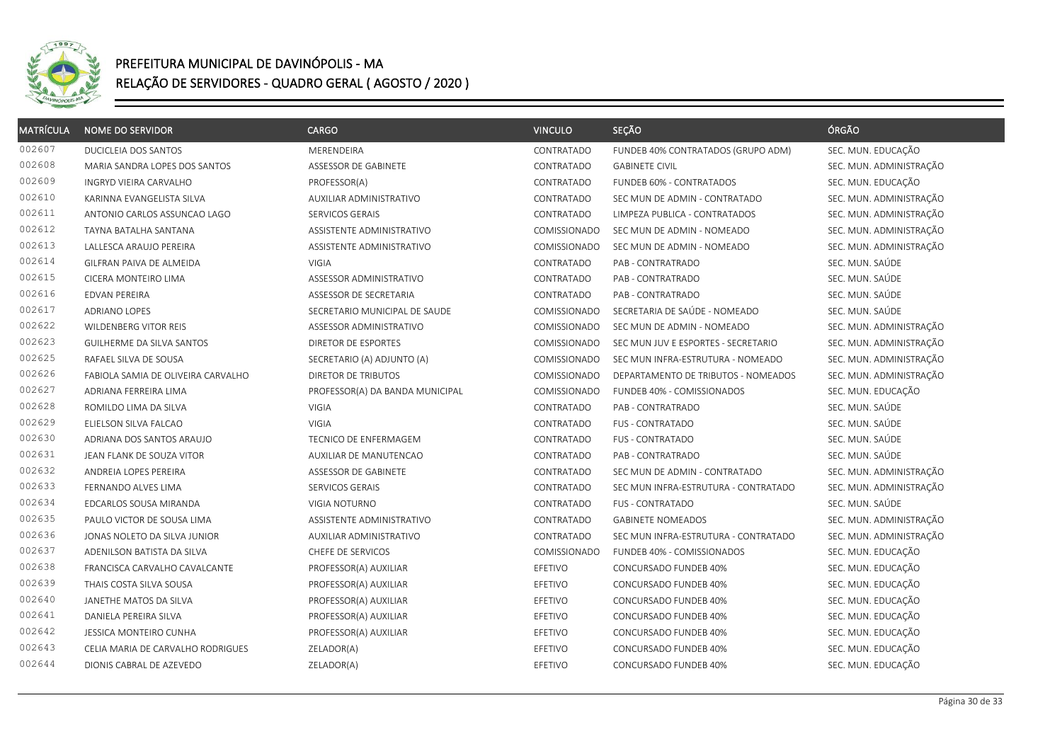# PREFEITURA MUNICIPAL DE DAVINÓPOLIS - MA

## RELAÇÃO DE SERVIDORES - QUADRO GERAL ( AGOSTO / 2020 )

| MATRÍCULA | NOME DO SERVIDOR | CARGO | VINCULO | SEÇÃO | ÓRGÃO |
|---|---|---|---|---|---|
| 002607 | DUCICLEIA DOS SANTOS | MERENDEIRA | CONTRATADO | FUNDEB 40% CONTRATADOS (GRUPO ADM) | SEC. MUN. EDUCAÇÃO |
| 002608 | MARIA SANDRA LOPES DOS SANTOS | ASSESSOR DE GABINETE | CONTRATADO | GABINETE CIVIL | SEC. MUN. ADMINISTRAÇÃO |
| 002609 | INGRYD VIEIRA CARVALHO | PROFESSOR(A) | CONTRATADO | FUNDEB 60% - CONTRATADOS | SEC. MUN. EDUCAÇÃO |
| 002610 | KARINNA EVANGELISTA SILVA | AUXILIAR ADMINISTRATIVO | CONTRATADO | SEC MUN DE ADMIN - CONTRATADO | SEC. MUN. ADMINISTRAÇÃO |
| 002611 | ANTONIO CARLOS ASSUNCAO LAGO | SERVICOS GERAIS | CONTRATADO | LIMPEZA PUBLICA - CONTRATADOS | SEC. MUN. ADMINISTRAÇÃO |
| 002612 | TAYNA BATALHA SANTANA | ASSISTENTE ADMINISTRATIVO | COMISSIONADO | SEC MUN DE ADMIN - NOMEADO | SEC. MUN. ADMINISTRAÇÃO |
| 002613 | LALLESCA ARAUJO PEREIRA | ASSISTENTE ADMINISTRATIVO | COMISSIONADO | SEC MUN DE ADMIN - NOMEADO | SEC. MUN. ADMINISTRAÇÃO |
| 002614 | GILFRAN PAIVA DE ALMEIDA | VIGIA | CONTRATADO | PAB - CONTRATRADO | SEC. MUN. SAÚDE |
| 002615 | CICERA MONTEIRO LIMA | ASSESSOR ADMINISTRATIVO | CONTRATADO | PAB - CONTRATRADO | SEC. MUN. SAÚDE |
| 002616 | EDVAN PEREIRA | ASSESSOR DE SECRETARIA | CONTRATADO | PAB - CONTRATRADO | SEC. MUN. SAÚDE |
| 002617 | ADRIANO LOPES | SECRETARIO MUNICIPAL DE SAUDE | COMISSIONADO | SECRETARIA DE SAÚDE - NOMEADO | SEC. MUN. SAÚDE |
| 002622 | WILDENBERG VITOR REIS | ASSESSOR ADMINISTRATIVO | COMISSIONADO | SEC MUN DE ADMIN - NOMEADO | SEC. MUN. ADMINISTRAÇÃO |
| 002623 | GUILHERME DA SILVA SANTOS | DIRETOR DE ESPORTES | COMISSIONADO | SEC MUN JUV E ESPORTES - SECRETARIO | SEC. MUN. ADMINISTRAÇÃO |
| 002625 | RAFAEL SILVA DE SOUSA | SECRETARIO (A) ADJUNTO (A) | COMISSIONADO | SEC MUN INFRA-ESTRUTURA - NOMEADO | SEC. MUN. ADMINISTRAÇÃO |
| 002626 | FABIOLA SAMIA DE OLIVEIRA CARVALHO | DIRETOR DE TRIBUTOS | COMISSIONADO | DEPARTAMENTO DE TRIBUTOS - NOMEADOS | SEC. MUN. ADMINISTRAÇÃO |
| 002627 | ADRIANA FERREIRA LIMA | PROFESSOR(A) DA BANDA MUNICIPAL | COMISSIONADO | FUNDEB 40% - COMISSIONADOS | SEC. MUN. EDUCAÇÃO |
| 002628 | ROMILDO LIMA DA SILVA | VIGIA | CONTRATADO | PAB - CONTRATRADO | SEC. MUN. SAÚDE |
| 002629 | ELIELSON SILVA FALCAO | VIGIA | CONTRATADO | FUS - CONTRATADO | SEC. MUN. SAÚDE |
| 002630 | ADRIANA DOS SANTOS ARAUJO | TECNICO DE ENFERMAGEM | CONTRATADO | FUS - CONTRATADO | SEC. MUN. SAÚDE |
| 002631 | JEAN FLANK DE SOUZA VITOR | AUXILIAR DE MANUTENCAO | CONTRATADO | PAB - CONTRATRADO | SEC. MUN. SAÚDE |
| 002632 | ANDREIA LOPES PEREIRA | ASSESSOR DE GABINETE | CONTRATADO | SEC MUN DE ADMIN - CONTRATADO | SEC. MUN. ADMINISTRAÇÃO |
| 002633 | FERNANDO ALVES LIMA | SERVICOS GERAIS | CONTRATADO | SEC MUN INFRA-ESTRUTURA - CONTRATADO | SEC. MUN. ADMINISTRAÇÃO |
| 002634 | EDCARLOS SOUSA MIRANDA | VIGIA NOTURNO | CONTRATADO | FUS - CONTRATADO | SEC. MUN. SAÚDE |
| 002635 | PAULO VICTOR DE SOUSA LIMA | ASSISTENTE ADMINISTRATIVO | CONTRATADO | GABINETE NOMEADOS | SEC. MUN. ADMINISTRAÇÃO |
| 002636 | JONAS NOLETO DA SILVA JUNIOR | AUXILIAR ADMINISTRATIVO | CONTRATADO | SEC MUN INFRA-ESTRUTURA - CONTRATADO | SEC. MUN. ADMINISTRAÇÃO |
| 002637 | ADENILSON BATISTA DA SILVA | CHEFE DE SERVICOS | COMISSIONADO | FUNDEB 40% - COMISSIONADOS | SEC. MUN. EDUCAÇÃO |
| 002638 | FRANCISCA CARVALHO CAVALCANTE | PROFESSOR(A) AUXILIAR | EFETIVO | CONCURSADO FUNDEB 40% | SEC. MUN. EDUCAÇÃO |
| 002639 | THAIS COSTA SILVA SOUSA | PROFESSOR(A) AUXILIAR | EFETIVO | CONCURSADO FUNDEB 40% | SEC. MUN. EDUCAÇÃO |
| 002640 | JANETHE MATOS DA SILVA | PROFESSOR(A) AUXILIAR | EFETIVO | CONCURSADO FUNDEB 40% | SEC. MUN. EDUCAÇÃO |
| 002641 | DANIELA PEREIRA SILVA | PROFESSOR(A) AUXILIAR | EFETIVO | CONCURSADO FUNDEB 40% | SEC. MUN. EDUCAÇÃO |
| 002642 | JESSICA MONTEIRO CUNHA | PROFESSOR(A) AUXILIAR | EFETIVO | CONCURSADO FUNDEB 40% | SEC. MUN. EDUCAÇÃO |
| 002643 | CELIA MARIA DE CARVALHO RODRIGUES | ZELADOR(A) | EFETIVO | CONCURSADO FUNDEB 40% | SEC. MUN. EDUCAÇÃO |
| 002644 | DIONIS CABRAL DE AZEVEDO | ZELADOR(A) | EFETIVO | CONCURSADO FUNDEB 40% | SEC. MUN. EDUCAÇÃO |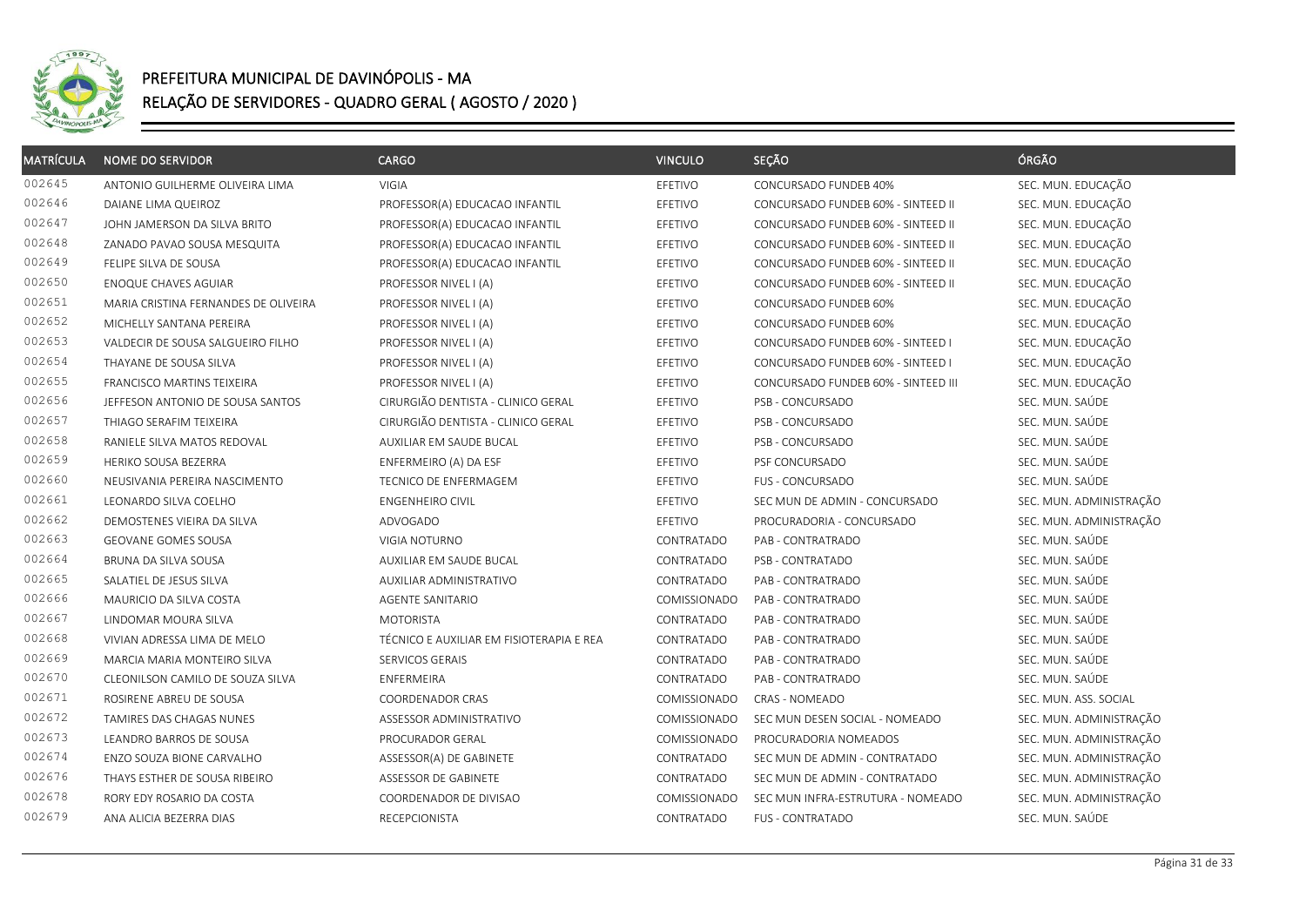# PREFEITURA MUNICIPAL DE DAVINÓPOLIS - MA

## RELAÇÃO DE SERVIDORES - QUADRO GERAL ( AGOSTO / 2020 )

| MATRÍCULA | NOME DO SERVIDOR | CARGO | VINCULO | SEÇÃO | ÓRGÃO |
|---|---|---|---|---|---|
| 002645 | ANTONIO GUILHERME OLIVEIRA LIMA | VIGIA | EFETIVO | CONCURSADO FUNDEB 40% | SEC. MUN. EDUCAÇÃO |
| 002646 | DAIANE LIMA QUEIROZ | PROFESSOR(A) EDUCACAO INFANTIL | EFETIVO | CONCURSADO FUNDEB 60% - SINTEED II | SEC. MUN. EDUCAÇÃO |
| 002647 | JOHN JAMERSON DA SILVA BRITO | PROFESSOR(A) EDUCACAO INFANTIL | EFETIVO | CONCURSADO FUNDEB 60% - SINTEED II | SEC. MUN. EDUCAÇÃO |
| 002648 | ZANADO PAVAO SOUSA MESQUITA | PROFESSOR(A) EDUCACAO INFANTIL | EFETIVO | CONCURSADO FUNDEB 60% - SINTEED II | SEC. MUN. EDUCAÇÃO |
| 002649 | FELIPE SILVA DE SOUSA | PROFESSOR(A) EDUCACAO INFANTIL | EFETIVO | CONCURSADO FUNDEB 60% - SINTEED II | SEC. MUN. EDUCAÇÃO |
| 002650 | ENOQUE CHAVES AGUIAR | PROFESSOR NIVEL I (A) | EFETIVO | CONCURSADO FUNDEB 60% - SINTEED II | SEC. MUN. EDUCAÇÃO |
| 002651 | MARIA CRISTINA FERNANDES DE OLIVEIRA | PROFESSOR NIVEL I (A) | EFETIVO | CONCURSADO FUNDEB 60% | SEC. MUN. EDUCAÇÃO |
| 002652 | MICHELLY SANTANA PEREIRA | PROFESSOR NIVEL I (A) | EFETIVO | CONCURSADO FUNDEB 60% | SEC. MUN. EDUCAÇÃO |
| 002653 | VALDECIR DE SOUSA SALGUEIRO FILHO | PROFESSOR NIVEL I (A) | EFETIVO | CONCURSADO FUNDEB 60% - SINTEED I | SEC. MUN. EDUCAÇÃO |
| 002654 | THAYANE DE SOUSA SILVA | PROFESSOR NIVEL I (A) | EFETIVO | CONCURSADO FUNDEB 60% - SINTEED I | SEC. MUN. EDUCAÇÃO |
| 002655 | FRANCISCO MARTINS TEIXEIRA | PROFESSOR NIVEL I (A) | EFETIVO | CONCURSADO FUNDEB 60% - SINTEED III | SEC. MUN. EDUCAÇÃO |
| 002656 | JEFFESON ANTONIO DE SOUSA SANTOS | CIRURGIÃO DENTISTA - CLINICO GERAL | EFETIVO | PSB - CONCURSADO | SEC. MUN. SAÚDE |
| 002657 | THIAGO SERAFIM TEIXEIRA | CIRURGIÃO DENTISTA - CLINICO GERAL | EFETIVO | PSB - CONCURSADO | SEC. MUN. SAÚDE |
| 002658 | RANIELE SILVA MATOS REDOVAL | AUXILIAR EM SAUDE BUCAL | EFETIVO | PSB - CONCURSADO | SEC. MUN. SAÚDE |
| 002659 | HERIKO SOUSA BEZERRA | ENFERMEIRO (A) DA ESF | EFETIVO | PSF CONCURSADO | SEC. MUN. SAÚDE |
| 002660 | NEUSIVANIA PEREIRA NASCIMENTO | TECNICO DE ENFERMAGEM | EFETIVO | FUS - CONCURSADO | SEC. MUN. SAÚDE |
| 002661 | LEONARDO SILVA COELHO | ENGENHEIRO CIVIL | EFETIVO | SEC MUN DE ADMIN - CONCURSADO | SEC. MUN. ADMINISTRAÇÃO |
| 002662 | DEMOSTENES VIEIRA DA SILVA | ADVOGADO | EFETIVO | PROCURADORIA - CONCURSADO | SEC. MUN. ADMINISTRAÇÃO |
| 002663 | GEOVANE GOMES SOUSA | VIGIA NOTURNO | CONTRATADO | PAB - CONTRATRADO | SEC. MUN. SAÚDE |
| 002664 | BRUNA DA SILVA SOUSA | AUXILIAR EM SAUDE BUCAL | CONTRATADO | PSB - CONTRATADO | SEC. MUN. SAÚDE |
| 002665 | SALATIEL DE JESUS SILVA | AUXILIAR ADMINISTRATIVO | CONTRATADO | PAB - CONTRATRADO | SEC. MUN. SAÚDE |
| 002666 | MAURICIO DA SILVA COSTA | AGENTE SANITARIO | COMISSIONADO | PAB - CONTRATRADO | SEC. MUN. SAÚDE |
| 002667 | LINDOMAR MOURA SILVA | MOTORISTA | CONTRATADO | PAB - CONTRATRADO | SEC. MUN. SAÚDE |
| 002668 | VIVIAN ADRESSA LIMA DE MELO | TÉCNICO E AUXILIAR EM FISIOTERAPIA E REA | CONTRATADO | PAB - CONTRATRADO | SEC. MUN. SAÚDE |
| 002669 | MARCIA MARIA MONTEIRO SILVA | SERVICOS GERAIS | CONTRATADO | PAB - CONTRATRADO | SEC. MUN. SAÚDE |
| 002670 | CLEONILSON CAMILO DE SOUZA SILVA | ENFERMEIRA | CONTRATADO | PAB - CONTRATRADO | SEC. MUN. SAÚDE |
| 002671 | ROSIRENE ABREU DE SOUSA | COORDENADOR CRAS | COMISSIONADO | CRAS - NOMEADO | SEC. MUN. ASS. SOCIAL |
| 002672 | TAMIRES DAS CHAGAS NUNES | ASSESSOR ADMINISTRATIVO | COMISSIONADO | SEC MUN DESEN SOCIAL - NOMEADO | SEC. MUN. ADMINISTRAÇÃO |
| 002673 | LEANDRO BARROS DE SOUSA | PROCURADOR GERAL | COMISSIONADO | PROCURADORIA NOMEADOS | SEC. MUN. ADMINISTRAÇÃO |
| 002674 | ENZO SOUZA BIONE CARVALHO | ASSESSOR(A) DE GABINETE | CONTRATADO | SEC MUN DE ADMIN - CONTRATADO | SEC. MUN. ADMINISTRAÇÃO |
| 002676 | THAYS ESTHER DE SOUSA RIBEIRO | ASSESSOR DE GABINETE | CONTRATADO | SEC MUN DE ADMIN - CONTRATADO | SEC. MUN. ADMINISTRAÇÃO |
| 002678 | RORY EDY ROSARIO DA COSTA | COORDENADOR DE DIVISAO | COMISSIONADO | SEC MUN INFRA-ESTRUTURA - NOMEADO | SEC. MUN. ADMINISTRAÇÃO |
| 002679 | ANA ALICIA BEZERRA DIAS | RECEPCIONISTA | CONTRATADO | FUS - CONTRATADO | SEC. MUN. SAÚDE |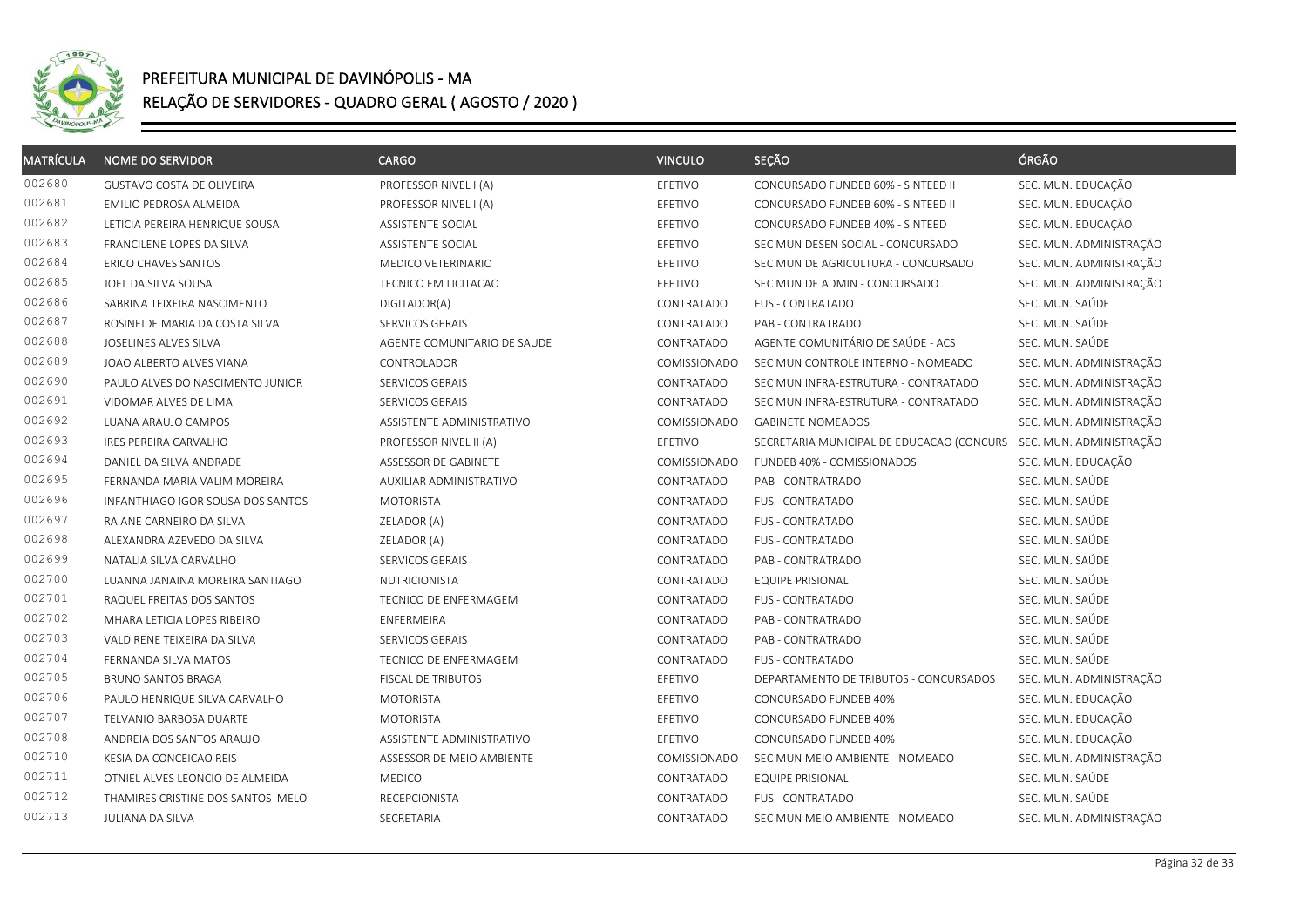# PREFEITURA MUNICIPAL DE DAVINÓPOLIS - MA
## RELAÇÃO DE SERVIDORES - QUADRO GERAL ( AGOSTO / 2020 )

| MATRÍCULA | NOME DO SERVIDOR | CARGO | VINCULO | SEÇÃO | ÓRGÃO |
|---|---|---|---|---|---|
| 002680 | GUSTAVO COSTA DE OLIVEIRA | PROFESSOR NIVEL I (A) | EFETIVO | CONCURSADO FUNDEB 60% - SINTEED II | SEC. MUN. EDUCAÇÃO |
| 002681 | EMILIO PEDROSA ALMEIDA | PROFESSOR NIVEL I (A) | EFETIVO | CONCURSADO FUNDEB 60% - SINTEED II | SEC. MUN. EDUCAÇÃO |
| 002682 | LETICIA PEREIRA HENRIQUE SOUSA | ASSISTENTE SOCIAL | EFETIVO | CONCURSADO FUNDEB 40% - SINTEED | SEC. MUN. EDUCAÇÃO |
| 002683 | FRANCILENE LOPES DA SILVA | ASSISTENTE SOCIAL | EFETIVO | SEC MUN DESEN SOCIAL - CONCURSADO | SEC. MUN. ADMINISTRAÇÃO |
| 002684 | ERICO CHAVES SANTOS | MEDICO VETERINARIO | EFETIVO | SEC MUN DE AGRICULTURA - CONCURSADO | SEC. MUN. ADMINISTRAÇÃO |
| 002685 | JOEL DA SILVA SOUSA | TECNICO EM LICITACAO | EFETIVO | SEC MUN DE ADMIN - CONCURSADO | SEC. MUN. ADMINISTRAÇÃO |
| 002686 | SABRINA TEIXEIRA NASCIMENTO | DIGITADOR(A) | CONTRATADO | FUS - CONTRATADO | SEC. MUN. SAÚDE |
| 002687 | ROSINEIDE MARIA DA COSTA SILVA | SERVICOS GERAIS | CONTRATADO | PAB - CONTRATRADO | SEC. MUN. SAÚDE |
| 002688 | JOSELINES ALVES SILVA | AGENTE COMUNITARIO DE SAUDE | CONTRATADO | AGENTE COMUNITÁRIO DE SAÚDE - ACS | SEC. MUN. SAÚDE |
| 002689 | JOAO ALBERTO ALVES VIANA | CONTROLADOR | COMISSIONADO | SEC MUN CONTROLE INTERNO - NOMEADO | SEC. MUN. ADMINISTRAÇÃO |
| 002690 | PAULO ALVES DO NASCIMENTO JUNIOR | SERVICOS GERAIS | CONTRATADO | SEC MUN INFRA-ESTRUTURA - CONTRATADO | SEC. MUN. ADMINISTRAÇÃO |
| 002691 | VIDOMAR ALVES DE LIMA | SERVICOS GERAIS | CONTRATADO | SEC MUN INFRA-ESTRUTURA - CONTRATADO | SEC. MUN. ADMINISTRAÇÃO |
| 002692 | LUANA ARAUJO CAMPOS | ASSISTENTE ADMINISTRATIVO | COMISSIONADO | GABINETE NOMEADOS | SEC. MUN. ADMINISTRAÇÃO |
| 002693 | IRES PEREIRA CARVALHO | PROFESSOR NIVEL II (A) | EFETIVO | SECRETARIA MUNICIPAL DE EDUCACAO (CONCURS | SEC. MUN. ADMINISTRAÇÃO |
| 002694 | DANIEL DA SILVA ANDRADE | ASSESSOR DE GABINETE | COMISSIONADO | FUNDEB 40% - COMISSIONADOS | SEC. MUN. EDUCAÇÃO |
| 002695 | FERNANDA MARIA VALIM MOREIRA | AUXILIAR ADMINISTRATIVO | CONTRATADO | PAB - CONTRATRADO | SEC. MUN. SAÚDE |
| 002696 | INFANTHIAGO IGOR SOUSA DOS SANTOS | MOTORISTA | CONTRATADO | FUS - CONTRATADO | SEC. MUN. SAÚDE |
| 002697 | RAIANE CARNEIRO DA SILVA | ZELADOR (A) | CONTRATADO | FUS - CONTRATADO | SEC. MUN. SAÚDE |
| 002698 | ALEXANDRA AZEVEDO DA SILVA | ZELADOR (A) | CONTRATADO | FUS - CONTRATADO | SEC. MUN. SAÚDE |
| 002699 | NATALIA SILVA CARVALHO | SERVICOS GERAIS | CONTRATADO | PAB - CONTRATRADO | SEC. MUN. SAÚDE |
| 002700 | LUANNA JANAINA MOREIRA SANTIAGO | NUTRICIONISTA | CONTRATADO | EQUIPE PRISIONAL | SEC. MUN. SAÚDE |
| 002701 | RAQUEL FREITAS DOS SANTOS | TECNICO DE ENFERMAGEM | CONTRATADO | FUS - CONTRATADO | SEC. MUN. SAÚDE |
| 002702 | MHARA LETICIA LOPES RIBEIRO | ENFERMEIRA | CONTRATADO | PAB - CONTRATRADO | SEC. MUN. SAÚDE |
| 002703 | VALDIRENE TEIXEIRA DA SILVA | SERVICOS GERAIS | CONTRATADO | PAB - CONTRATRADO | SEC. MUN. SAÚDE |
| 002704 | FERNANDA SILVA MATOS | TECNICO DE ENFERMAGEM | CONTRATADO | FUS - CONTRATADO | SEC. MUN. SAÚDE |
| 002705 | BRUNO SANTOS BRAGA | FISCAL DE TRIBUTOS | EFETIVO | DEPARTAMENTO DE TRIBUTOS - CONCURSADOS | SEC. MUN. ADMINISTRAÇÃO |
| 002706 | PAULO HENRIQUE SILVA CARVALHO | MOTORISTA | EFETIVO | CONCURSADO FUNDEB 40% | SEC. MUN. EDUCAÇÃO |
| 002707 | TELVANIO BARBOSA DUARTE | MOTORISTA | EFETIVO | CONCURSADO FUNDEB 40% | SEC. MUN. EDUCAÇÃO |
| 002708 | ANDREIA DOS SANTOS ARAUJO | ASSISTENTE ADMINISTRATIVO | EFETIVO | CONCURSADO FUNDEB 40% | SEC. MUN. EDUCAÇÃO |
| 002710 | KESIA DA CONCEICAO REIS | ASSESSOR DE MEIO AMBIENTE | COMISSIONADO | SEC MUN MEIO AMBIENTE - NOMEADO | SEC. MUN. ADMINISTRAÇÃO |
| 002711 | OTNIEL ALVES LEONCIO DE ALMEIDA | MEDICO | CONTRATADO | EQUIPE PRISIONAL | SEC. MUN. SAÚDE |
| 002712 | THAMIRES CRISTINE DOS SANTOS MELO | RECEPCIONISTA | CONTRATADO | FUS - CONTRATADO | SEC. MUN. SAÚDE |
| 002713 | JULIANA DA SILVA | SECRETARIA | CONTRATADO | SEC MUN MEIO AMBIENTE - NOMEADO | SEC. MUN. ADMINISTRAÇÃO |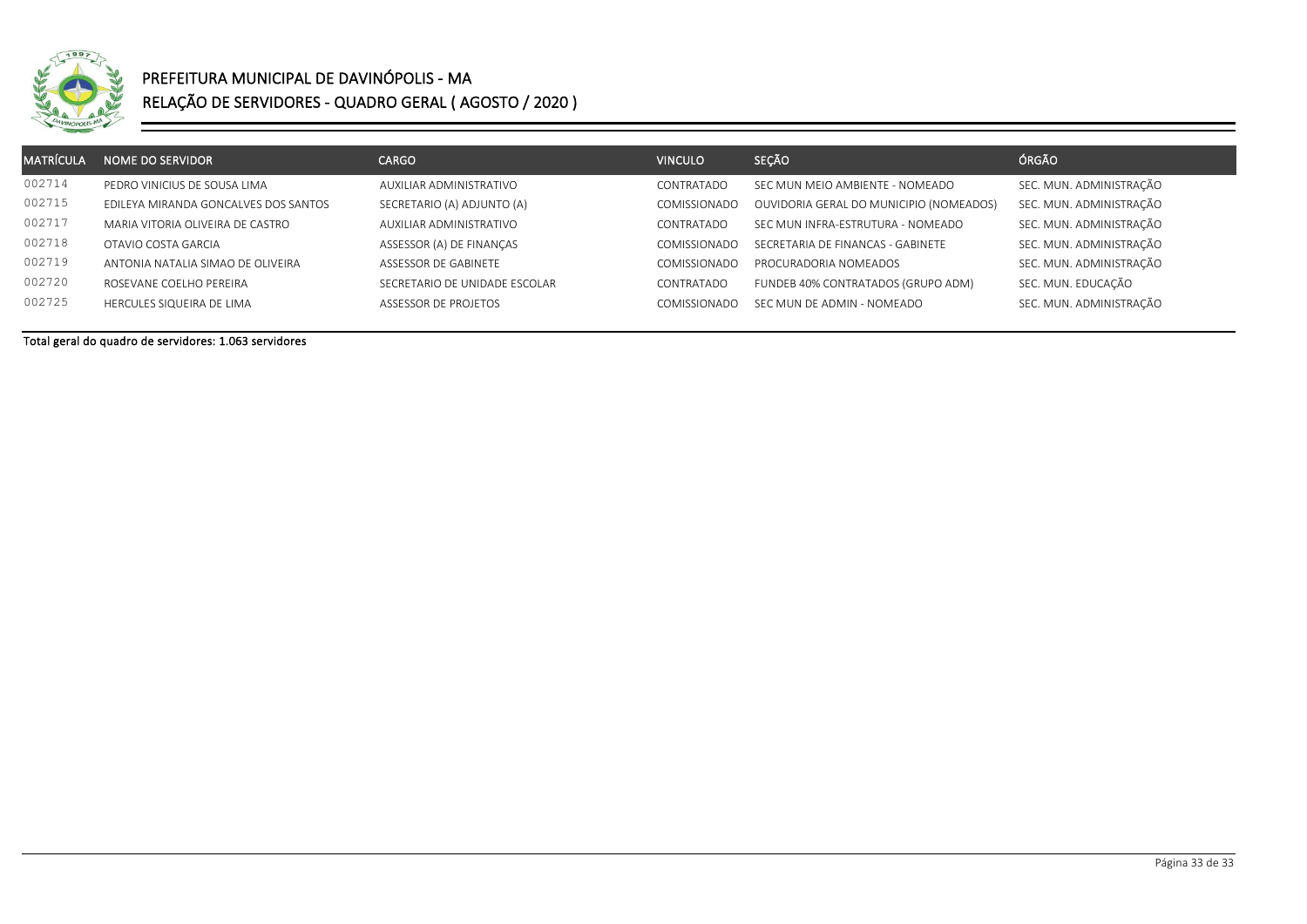| MATRÍCULA | NOME DO SERVIDOR | CARGO | VINCULO | SEÇÃO | ÓRGÃO |
|---|---|---|---|---|---|
| 002714 | PEDRO VINICIUS DE SOUSA LIMA | AUXILIAR ADMINISTRATIVO | CONTRATADO | SEC MUN MEIO AMBIENTE - NOMEADO | SEC. MUN. ADMINISTRAÇÃO |
| 002715 | EDILEYA MIRANDA GONCALVES DOS SANTOS | SECRETARIO (A) ADJUNTO (A) | COMISSIONADO | OUVIDORIA GERAL DO MUNICIPIO (NOMEADOS) | SEC. MUN. ADMINISTRAÇÃO |
| 002717 | MARIA VITORIA OLIVEIRA DE CASTRO | AUXILIAR ADMINISTRATIVO | CONTRATADO | SEC MUN INFRA-ESTRUTURA - NOMEADO | SEC. MUN. ADMINISTRAÇÃO |
| 002718 | OTAVIO COSTA GARCIA | ASSESSOR (A) DE FINANÇAS | COMISSIONADO | SECRETARIA DE FINANCAS - GABINETE | SEC. MUN. ADMINISTRAÇÃO |
| 002719 | ANTONIA NATALIA SIMAO DE OLIVEIRA | ASSESSOR DE GABINETE | COMISSIONADO | PROCURADORIA NOMEADOS | SEC. MUN. ADMINISTRAÇÃO |
| 002720 | ROSEVANE COELHO PEREIRA | SECRETARIO DE UNIDADE ESCOLAR | CONTRATADO | FUNDEB 40% CONTRATADOS (GRUPO ADM) | SEC. MUN. EDUCAÇÃO |
| 002725 | HERCULES SIQUEIRA DE LIMA | ASSESSOR DE PROJETOS | COMISSIONADO | SEC MUN DE ADMIN - NOMEADO | SEC. MUN. ADMINISTRAÇÃO |

**Total geral do quadro de servidores: 1.063 servidores**